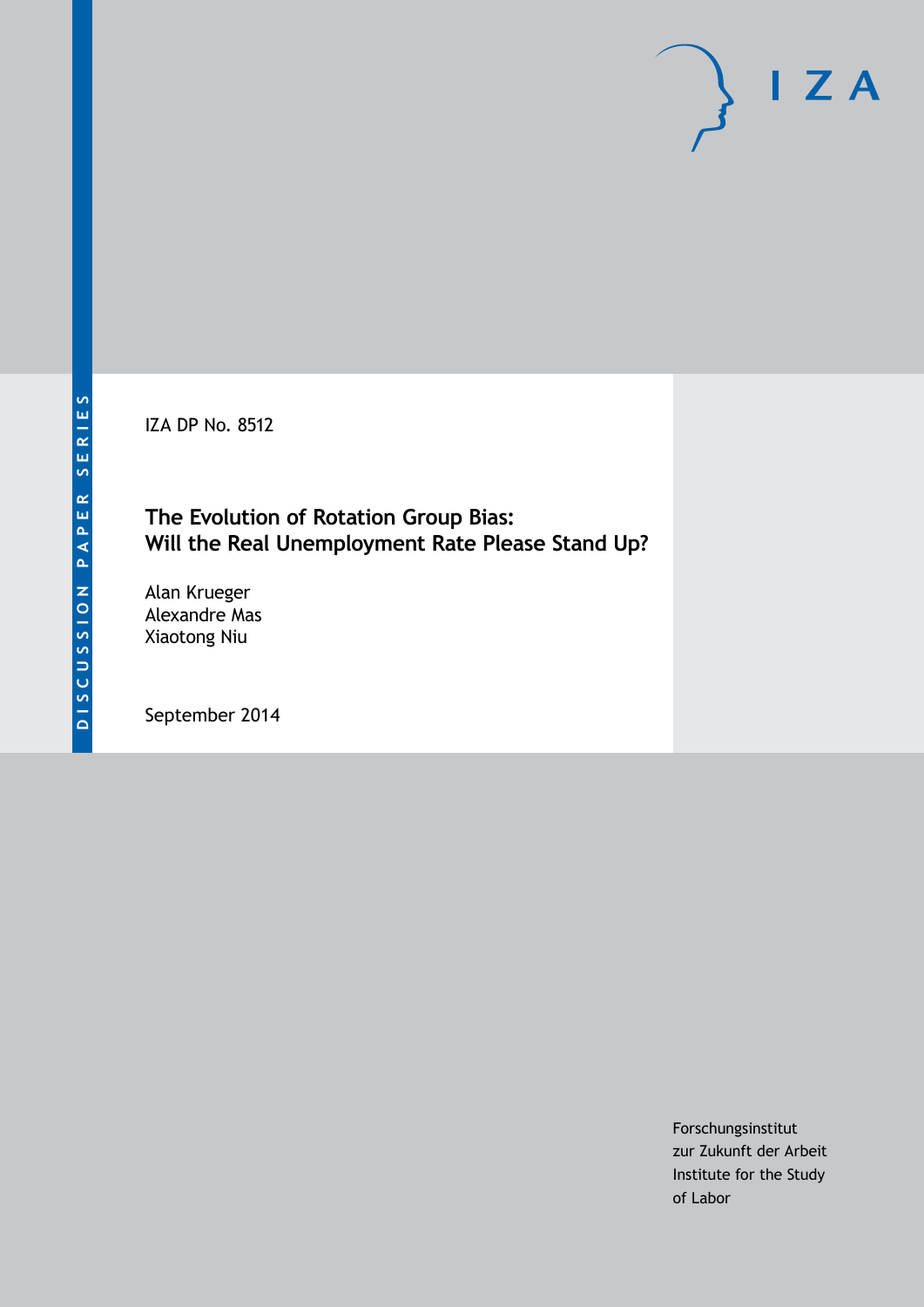IZA DP No. 8512

# The Evolution of Rotation Group Bias: Will the Real Unemployment Rate Please Stand Up?

Alan Krueger
Alexandre Mas
Xiaotong Niu

September 2014

Forschungsinstitut
zur Zukunft der Arbeit
Institute for the Study
of Labor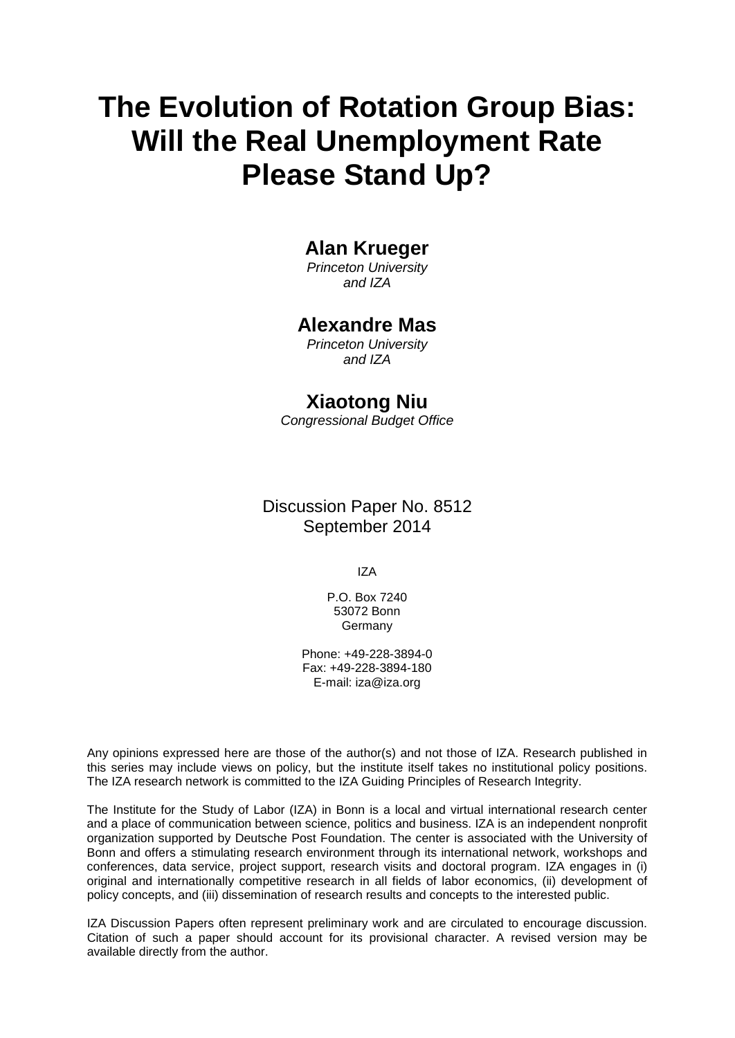# The Evolution of Rotation Group Bias: Will the Real Unemployment Rate Please Stand Up?

**Alan Krueger**
*Princeton University and IZA*

**Alexandre Mas**
*Princeton University and IZA*

**Xiaotong Niu**
*Congressional Budget Office*

Discussion Paper No. 8512
September 2014

IZA

P.O. Box 7240
53072 Bonn
Germany

Phone: +49-228-3894-0
Fax: +49-228-3894-180
E-mail: iza@iza.org

Any opinions expressed here are those of the author(s) and not those of IZA. Research published in this series may include views on policy, but the institute itself takes no institutional policy positions. The IZA research network is committed to the IZA Guiding Principles of Research Integrity.

The Institute for the Study of Labor (IZA) in Bonn is a local and virtual international research center and a place of communication between science, politics and business. IZA is an independent nonprofit organization supported by Deutsche Post Foundation. The center is associated with the University of Bonn and offers a stimulating research environment through its international network, workshops and conferences, data service, project support, research visits and doctoral program. IZA engages in (i) original and internationally competitive research in all fields of labor economics, (ii) development of policy concepts, and (iii) dissemination of research results and concepts to the interested public.

IZA Discussion Papers often represent preliminary work and are circulated to encourage discussion. Citation of such a paper should account for its provisional character. A revised version may be available directly from the author.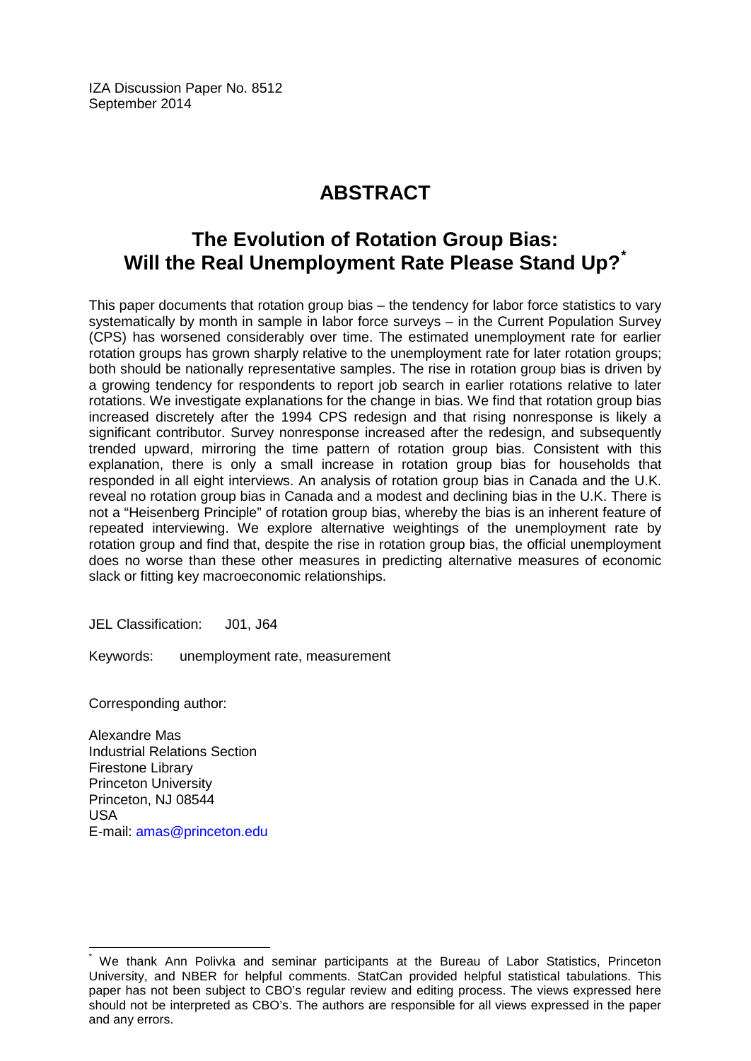IZA Discussion Paper No. 8512
September 2014

# ABSTRACT

## The Evolution of Rotation Group Bias: Will the Real Unemployment Rate Please Stand Up?*

This paper documents that rotation group bias – the tendency for labor force statistics to vary systematically by month in sample in labor force surveys – in the Current Population Survey (CPS) has worsened considerably over time. The estimated unemployment rate for earlier rotation groups has grown sharply relative to the unemployment rate for later rotation groups; both should be nationally representative samples. The rise in rotation group bias is driven by a growing tendency for respondents to report job search in earlier rotations relative to later rotations. We investigate explanations for the change in bias. We find that rotation group bias increased discretely after the 1994 CPS redesign and that rising nonresponse is likely a significant contributor. Survey nonresponse increased after the redesign, and subsequently trended upward, mirroring the time pattern of rotation group bias. Consistent with this explanation, there is only a small increase in rotation group bias for households that responded in all eight interviews. An analysis of rotation group bias in Canada and the U.K. reveal no rotation group bias in Canada and a modest and declining bias in the U.K. There is not a "Heisenberg Principle" of rotation group bias, whereby the bias is an inherent feature of repeated interviewing. We explore alternative weightings of the unemployment rate by rotation group and find that, despite the rise in rotation group bias, the official unemployment does no worse than these other measures in predicting alternative measures of economic slack or fitting key macroeconomic relationships.

JEL Classification: J01, J64

Keywords: unemployment rate, measurement

Corresponding author:

Alexandre Mas
Industrial Relations Section
Firestone Library
Princeton University
Princeton, NJ 08544
USA
E-mail: amas@princeton.edu

---

* We thank Ann Polivka and seminar participants at the Bureau of Labor Statistics, Princeton University, and NBER for helpful comments. StatCan provided helpful statistical tabulations. This paper has not been subject to CBO's regular review and editing process. The views expressed here should not be interpreted as CBO's. The authors are responsible for all views expressed in the paper and any errors.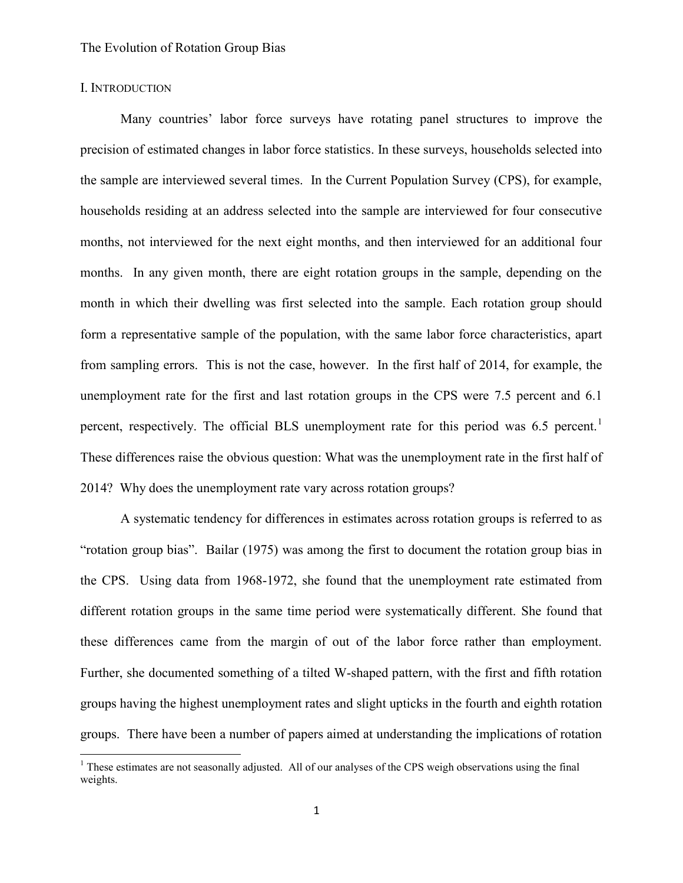## I. INTRODUCTION

Many countries' labor force surveys have rotating panel structures to improve the precision of estimated changes in labor force statistics. In these surveys, households selected into the sample are interviewed several times. In the Current Population Survey (CPS), for example, households residing at an address selected into the sample are interviewed for four consecutive months, not interviewed for the next eight months, and then interviewed for an additional four months. In any given month, there are eight rotation groups in the sample, depending on the month in which their dwelling was first selected into the sample. Each rotation group should form a representative sample of the population, with the same labor force characteristics, apart from sampling errors. This is not the case, however. In the first half of 2014, for example, the unemployment rate for the first and last rotation groups in the CPS were 7.5 percent and 6.1 percent, respectively. The official BLS unemployment rate for this period was 6.5 percent.[1] These differences raise the obvious question: What was the unemployment rate in the first half of 2014? Why does the unemployment rate vary across rotation groups?

A systematic tendency for differences in estimates across rotation groups is referred to as "rotation group bias". Bailar (1975) was among the first to document the rotation group bias in the CPS. Using data from 1968-1972, she found that the unemployment rate estimated from different rotation groups in the same time period were systematically different. She found that these differences came from the margin of out of the labor force rather than employment. Further, she documented something of a tilted W-shaped pattern, with the first and fifth rotation groups having the highest unemployment rates and slight upticks in the fourth and eighth rotation groups. There have been a number of papers aimed at understanding the implications of rotation

[1] These estimates are not seasonally adjusted. All of our analyses of the CPS weigh observations using the final weights.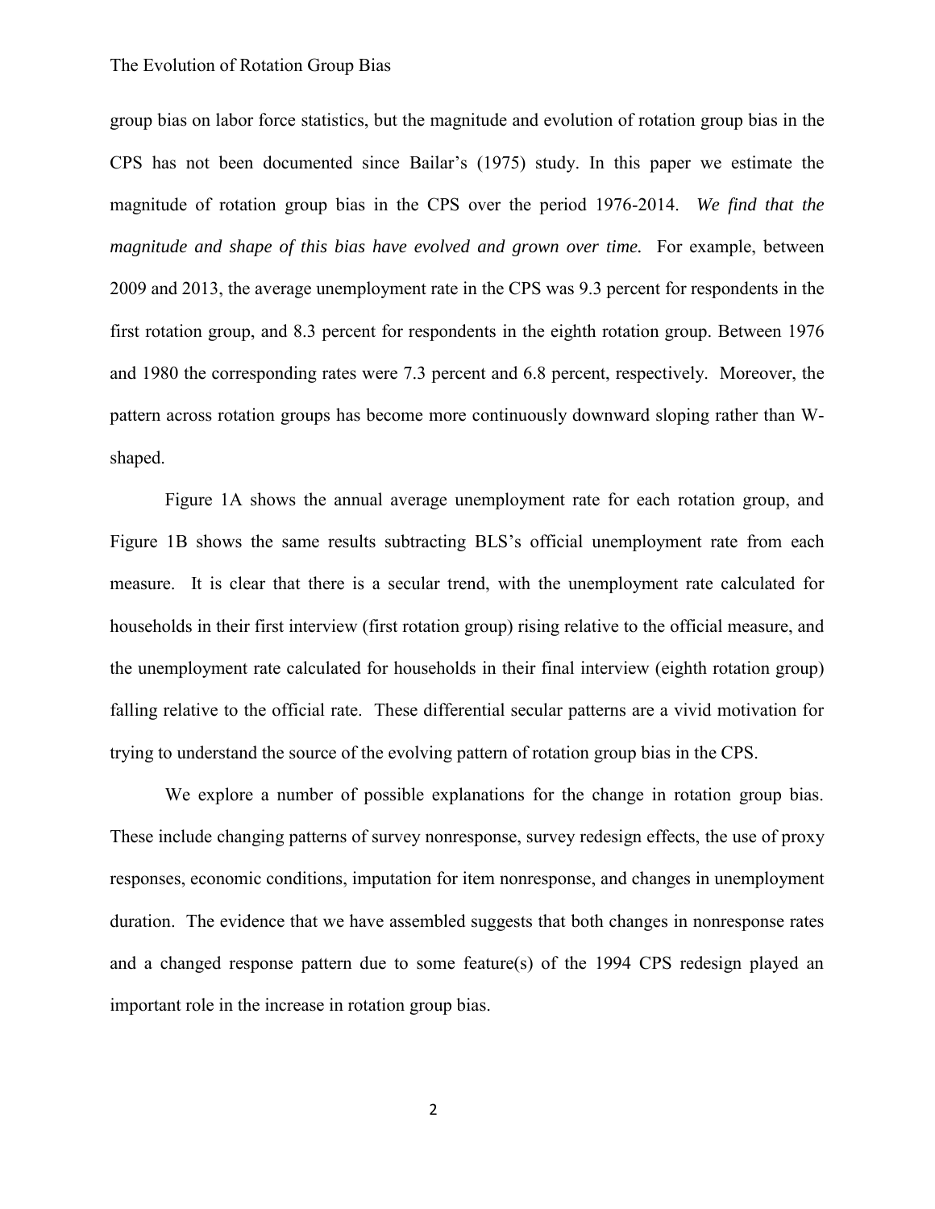group bias on labor force statistics, but the magnitude and evolution of rotation group bias in the CPS has not been documented since Bailar's (1975) study. In this paper we estimate the magnitude of rotation group bias in the CPS over the period 1976-2014. *We find that the magnitude and shape of this bias have evolved and grown over time.* For example, between 2009 and 2013, the average unemployment rate in the CPS was 9.3 percent for respondents in the first rotation group, and 8.3 percent for respondents in the eighth rotation group. Between 1976 and 1980 the corresponding rates were 7.3 percent and 6.8 percent, respectively. Moreover, the pattern across rotation groups has become more continuously downward sloping rather than W-shaped.

Figure 1A shows the annual average unemployment rate for each rotation group, and Figure 1B shows the same results subtracting BLS's official unemployment rate from each measure. It is clear that there is a secular trend, with the unemployment rate calculated for households in their first interview (first rotation group) rising relative to the official measure, and the unemployment rate calculated for households in their final interview (eighth rotation group) falling relative to the official rate. These differential secular patterns are a vivid motivation for trying to understand the source of the evolving pattern of rotation group bias in the CPS.

We explore a number of possible explanations for the change in rotation group bias. These include changing patterns of survey nonresponse, survey redesign effects, the use of proxy responses, economic conditions, imputation for item nonresponse, and changes in unemployment duration. The evidence that we have assembled suggests that both changes in nonresponse rates and a changed response pattern due to some feature(s) of the 1994 CPS redesign played an important role in the increase in rotation group bias.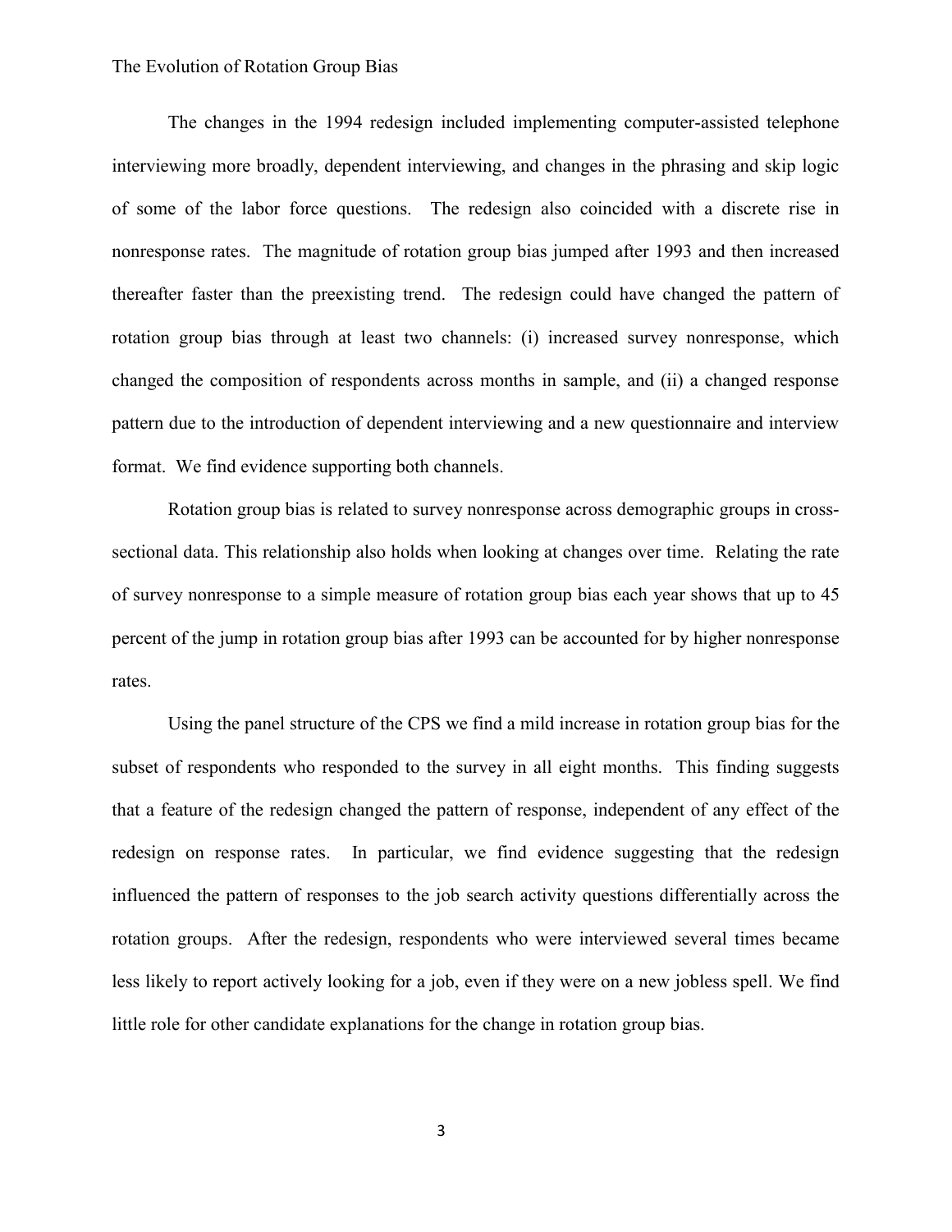The changes in the 1994 redesign included implementing computer-assisted telephone interviewing more broadly, dependent interviewing, and changes in the phrasing and skip logic of some of the labor force questions. The redesign also coincided with a discrete rise in nonresponse rates. The magnitude of rotation group bias jumped after 1993 and then increased thereafter faster than the preexisting trend. The redesign could have changed the pattern of rotation group bias through at least two channels: (i) increased survey nonresponse, which changed the composition of respondents across months in sample, and (ii) a changed response pattern due to the introduction of dependent interviewing and a new questionnaire and interview format. We find evidence supporting both channels.

Rotation group bias is related to survey nonresponse across demographic groups in cross-sectional data. This relationship also holds when looking at changes over time. Relating the rate of survey nonresponse to a simple measure of rotation group bias each year shows that up to 45 percent of the jump in rotation group bias after 1993 can be accounted for by higher nonresponse rates.

Using the panel structure of the CPS we find a mild increase in rotation group bias for the subset of respondents who responded to the survey in all eight months. This finding suggests that a feature of the redesign changed the pattern of response, independent of any effect of the redesign on response rates. In particular, we find evidence suggesting that the redesign influenced the pattern of responses to the job search activity questions differentially across the rotation groups. After the redesign, respondents who were interviewed several times became less likely to report actively looking for a job, even if they were on a new jobless spell. We find little role for other candidate explanations for the change in rotation group bias.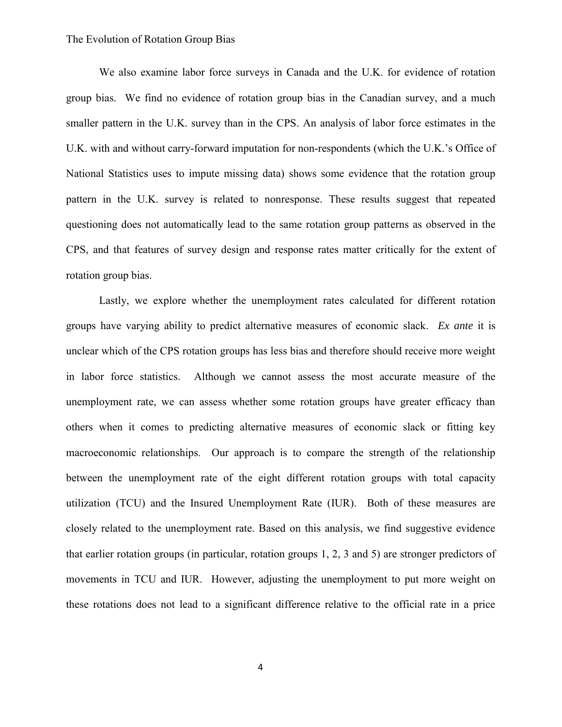We also examine labor force surveys in Canada and the U.K. for evidence of rotation group bias. We find no evidence of rotation group bias in the Canadian survey, and a much smaller pattern in the U.K. survey than in the CPS. An analysis of labor force estimates in the U.K. with and without carry-forward imputation for non-respondents (which the U.K.'s Office of National Statistics uses to impute missing data) shows some evidence that the rotation group pattern in the U.K. survey is related to nonresponse. These results suggest that repeated questioning does not automatically lead to the same rotation group patterns as observed in the CPS, and that features of survey design and response rates matter critically for the extent of rotation group bias.

Lastly, we explore whether the unemployment rates calculated for different rotation groups have varying ability to predict alternative measures of economic slack. *Ex ante* it is unclear which of the CPS rotation groups has less bias and therefore should receive more weight in labor force statistics. Although we cannot assess the most accurate measure of the unemployment rate, we can assess whether some rotation groups have greater efficacy than others when it comes to predicting alternative measures of economic slack or fitting key macroeconomic relationships. Our approach is to compare the strength of the relationship between the unemployment rate of the eight different rotation groups with total capacity utilization (TCU) and the Insured Unemployment Rate (IUR). Both of these measures are closely related to the unemployment rate. Based on this analysis, we find suggestive evidence that earlier rotation groups (in particular, rotation groups 1, 2, 3 and 5) are stronger predictors of movements in TCU and IUR. However, adjusting the unemployment to put more weight on these rotations does not lead to a significant difference relative to the official rate in a price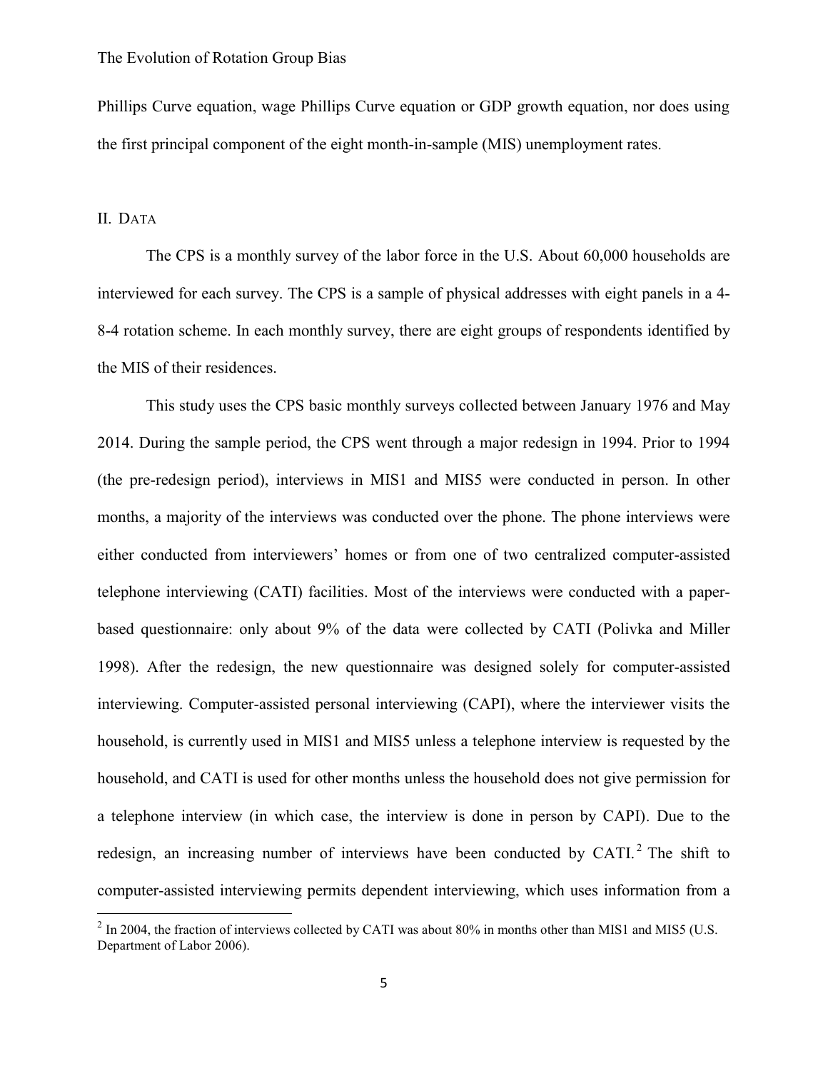Phillips Curve equation, wage Phillips Curve equation or GDP growth equation, nor does using the first principal component of the eight month-in-sample (MIS) unemployment rates.

## II. DATA

The CPS is a monthly survey of the labor force in the U.S. About 60,000 households are interviewed for each survey. The CPS is a sample of physical addresses with eight panels in a 4-8-4 rotation scheme. In each monthly survey, there are eight groups of respondents identified by the MIS of their residences.

This study uses the CPS basic monthly surveys collected between January 1976 and May 2014. During the sample period, the CPS went through a major redesign in 1994. Prior to 1994 (the pre-redesign period), interviews in MIS1 and MIS5 were conducted in person. In other months, a majority of the interviews was conducted over the phone. The phone interviews were either conducted from interviewers' homes or from one of two centralized computer-assisted telephone interviewing (CATI) facilities. Most of the interviews were conducted with a paper-based questionnaire: only about 9% of the data were collected by CATI (Polivka and Miller 1998). After the redesign, the new questionnaire was designed solely for computer-assisted interviewing. Computer-assisted personal interviewing (CAPI), where the interviewer visits the household, is currently used in MIS1 and MIS5 unless a telephone interview is requested by the household, and CATI is used for other months unless the household does not give permission for a telephone interview (in which case, the interview is done in person by CAPI). Due to the redesign, an increasing number of interviews have been conducted by CATI.[2] The shift to computer-assisted interviewing permits dependent interviewing, which uses information from a

[2] In 2004, the fraction of interviews collected by CATI was about 80% in months other than MIS1 and MIS5 (U.S. Department of Labor 2006).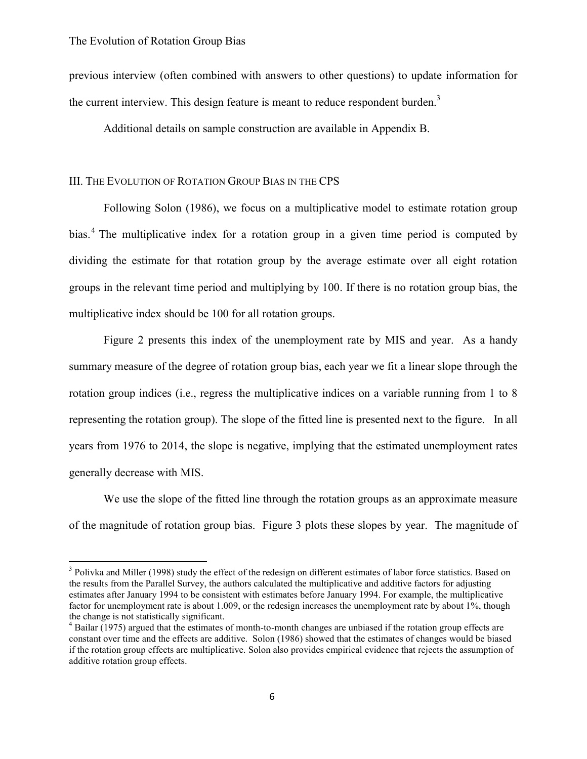previous interview (often combined with answers to other questions) to update information for the current interview. This design feature is meant to reduce respondent burden.[3]

Additional details on sample construction are available in Appendix B.

## III. The Evolution of Rotation Group Bias in the CPS

Following Solon (1986), we focus on a multiplicative model to estimate rotation group bias.[4] The multiplicative index for a rotation group in a given time period is computed by dividing the estimate for that rotation group by the average estimate over all eight rotation groups in the relevant time period and multiplying by 100. If there is no rotation group bias, the multiplicative index should be 100 for all rotation groups.

Figure 2 presents this index of the unemployment rate by MIS and year. As a handy summary measure of the degree of rotation group bias, each year we fit a linear slope through the rotation group indices (i.e., regress the multiplicative indices on a variable running from 1 to 8 representing the rotation group). The slope of the fitted line is presented next to the figure. In all years from 1976 to 2014, the slope is negative, implying that the estimated unemployment rates generally decrease with MIS.

We use the slope of the fitted line through the rotation groups as an approximate measure of the magnitude of rotation group bias. Figure 3 plots these slopes by year. The magnitude of

---

[3] Polivka and Miller (1998) study the effect of the redesign on different estimates of labor force statistics. Based on the results from the Parallel Survey, the authors calculated the multiplicative and additive factors for adjusting estimates after January 1994 to be consistent with estimates before January 1994. For example, the multiplicative factor for unemployment rate is about 1.009, or the redesign increases the unemployment rate by about 1%, though the change is not statistically significant.

[4] Bailar (1975) argued that the estimates of month-to-month changes are unbiased if the rotation group effects are constant over time and the effects are additive. Solon (1986) showed that the estimates of changes would be biased if the rotation group effects are multiplicative. Solon also provides empirical evidence that rejects the assumption of additive rotation group effects.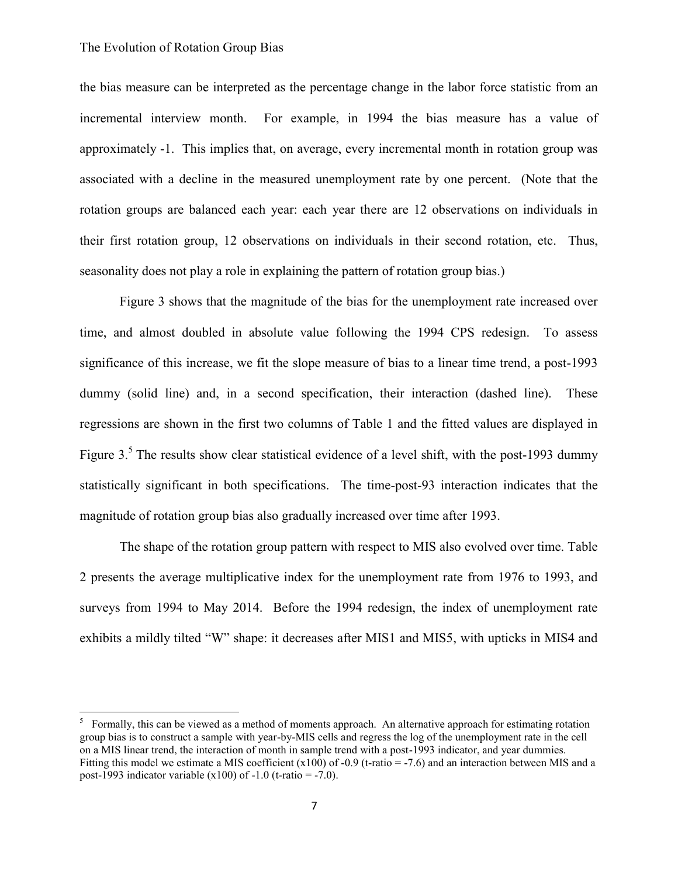the bias measure can be interpreted as the percentage change in the labor force statistic from an incremental interview month. For example, in 1994 the bias measure has a value of approximately -1. This implies that, on average, every incremental month in rotation group was associated with a decline in the measured unemployment rate by one percent. (Note that the rotation groups are balanced each year: each year there are 12 observations on individuals in their first rotation group, 12 observations on individuals in their second rotation, etc. Thus, seasonality does not play a role in explaining the pattern of rotation group bias.)

Figure 3 shows that the magnitude of the bias for the unemployment rate increased over time, and almost doubled in absolute value following the 1994 CPS redesign. To assess significance of this increase, we fit the slope measure of bias to a linear time trend, a post-1993 dummy (solid line) and, in a second specification, their interaction (dashed line). These regressions are shown in the first two columns of Table 1 and the fitted values are displayed in Figure 3.[5] The results show clear statistical evidence of a level shift, with the post-1993 dummy statistically significant in both specifications. The time-post-93 interaction indicates that the magnitude of rotation group bias also gradually increased over time after 1993.

The shape of the rotation group pattern with respect to MIS also evolved over time. Table 2 presents the average multiplicative index for the unemployment rate from 1976 to 1993, and surveys from 1994 to May 2014. Before the 1994 redesign, the index of unemployment rate exhibits a mildly tilted "W" shape: it decreases after MIS1 and MIS5, with upticks in MIS4 and

[5] Formally, this can be viewed as a method of moments approach. An alternative approach for estimating rotation group bias is to construct a sample with year-by-MIS cells and regress the log of the unemployment rate in the cell on a MIS linear trend, the interaction of month in sample trend with a post-1993 indicator, and year dummies. Fitting this model we estimate a MIS coefficient (x100) of -0.9 (t-ratio = -7.6) and an interaction between MIS and a post-1993 indicator variable (x100) of -1.0 (t-ratio = -7.0).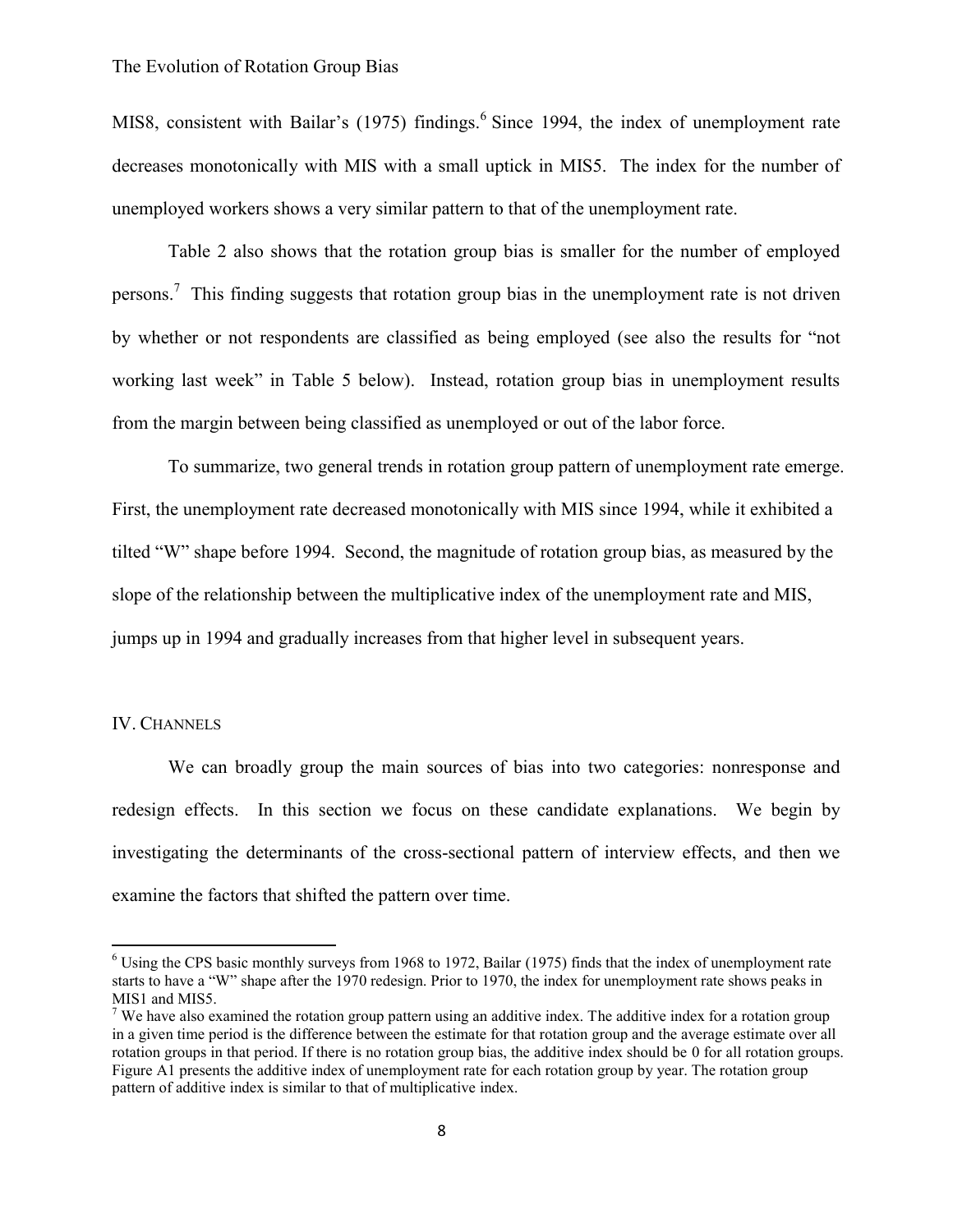MIS8, consistent with Bailar's (1975) findings.[6] Since 1994, the index of unemployment rate decreases monotonically with MIS with a small uptick in MIS5. The index for the number of unemployed workers shows a very similar pattern to that of the unemployment rate.

Table 2 also shows that the rotation group bias is smaller for the number of employed persons.[7] This finding suggests that rotation group bias in the unemployment rate is not driven by whether or not respondents are classified as being employed (see also the results for "not working last week" in Table 5 below). Instead, rotation group bias in unemployment results from the margin between being classified as unemployed or out of the labor force.

To summarize, two general trends in rotation group pattern of unemployment rate emerge. First, the unemployment rate decreased monotonically with MIS since 1994, while it exhibited a tilted "W" shape before 1994. Second, the magnitude of rotation group bias, as measured by the slope of the relationship between the multiplicative index of the unemployment rate and MIS, jumps up in 1994 and gradually increases from that higher level in subsequent years.

## IV. Channels

We can broadly group the main sources of bias into two categories: nonresponse and redesign effects. In this section we focus on these candidate explanations. We begin by investigating the determinants of the cross-sectional pattern of interview effects, and then we examine the factors that shifted the pattern over time.

[6] Using the CPS basic monthly surveys from 1968 to 1972, Bailar (1975) finds that the index of unemployment rate starts to have a "W" shape after the 1970 redesign. Prior to 1970, the index for unemployment rate shows peaks in MIS1 and MIS5.

[7] We have also examined the rotation group pattern using an additive index. The additive index for a rotation group in a given time period is the difference between the estimate for that rotation group and the average estimate over all rotation groups in that period. If there is no rotation group bias, the additive index should be 0 for all rotation groups. Figure A1 presents the additive index of unemployment rate for each rotation group by year. The rotation group pattern of additive index is similar to that of multiplicative index.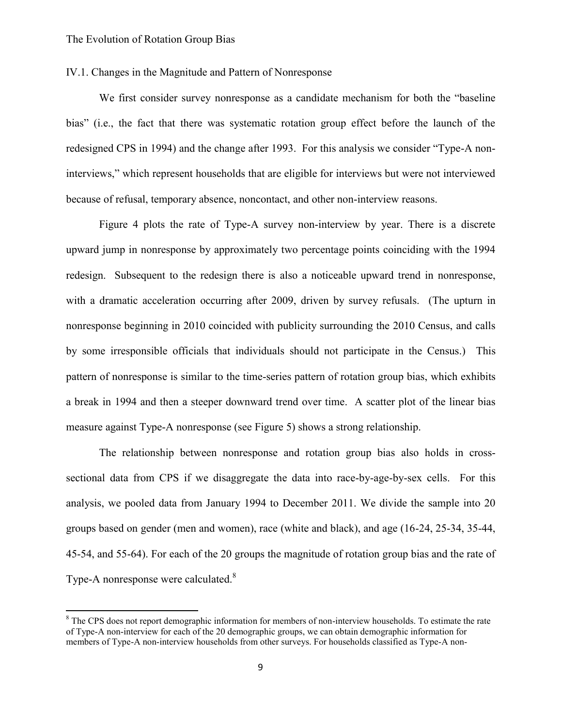IV.1. Changes in the Magnitude and Pattern of Nonresponse

We first consider survey nonresponse as a candidate mechanism for both the "baseline bias" (i.e., the fact that there was systematic rotation group effect before the launch of the redesigned CPS in 1994) and the change after 1993. For this analysis we consider "Type-A non-interviews," which represent households that are eligible for interviews but were not interviewed because of refusal, temporary absence, noncontact, and other non-interview reasons.

Figure 4 plots the rate of Type-A survey non-interview by year. There is a discrete upward jump in nonresponse by approximately two percentage points coinciding with the 1994 redesign. Subsequent to the redesign there is also a noticeable upward trend in nonresponse, with a dramatic acceleration occurring after 2009, driven by survey refusals. (The upturn in nonresponse beginning in 2010 coincided with publicity surrounding the 2010 Census, and calls by some irresponsible officials that individuals should not participate in the Census.) This pattern of nonresponse is similar to the time-series pattern of rotation group bias, which exhibits a break in 1994 and then a steeper downward trend over time. A scatter plot of the linear bias measure against Type-A nonresponse (see Figure 5) shows a strong relationship.

The relationship between nonresponse and rotation group bias also holds in cross-sectional data from CPS if we disaggregate the data into race-by-age-by-sex cells. For this analysis, we pooled data from January 1994 to December 2011. We divide the sample into 20 groups based on gender (men and women), race (white and black), and age (16-24, 25-34, 35-44, 45-54, and 55-64). For each of the 20 groups the magnitude of rotation group bias and the rate of Type-A nonresponse were calculated.[8]

[8] The CPS does not report demographic information for members of non-interview households. To estimate the rate of Type-A non-interview for each of the 20 demographic groups, we can obtain demographic information for members of Type-A non-interview households from other surveys. For households classified as Type-A non-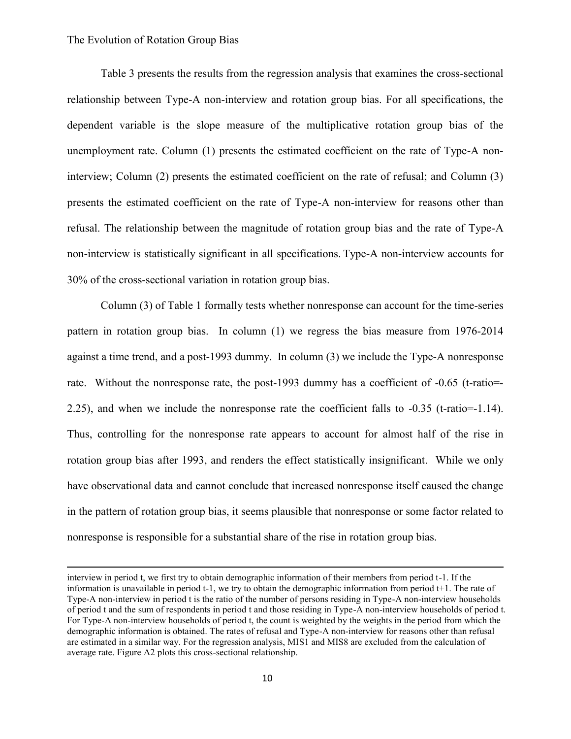Table 3 presents the results from the regression analysis that examines the cross-sectional relationship between Type-A non-interview and rotation group bias. For all specifications, the dependent variable is the slope measure of the multiplicative rotation group bias of the unemployment rate. Column (1) presents the estimated coefficient on the rate of Type-A non-interview; Column (2) presents the estimated coefficient on the rate of refusal; and Column (3) presents the estimated coefficient on the rate of Type-A non-interview for reasons other than refusal. The relationship between the magnitude of rotation group bias and the rate of Type-A non-interview is statistically significant in all specifications. Type-A non-interview accounts for 30% of the cross-sectional variation in rotation group bias.

Column (3) of Table 1 formally tests whether nonresponse can account for the time-series pattern in rotation group bias. In column (1) we regress the bias measure from 1976-2014 against a time trend, and a post-1993 dummy. In column (3) we include the Type-A nonresponse rate. Without the nonresponse rate, the post-1993 dummy has a coefficient of -0.65 (t-ratio=-2.25), and when we include the nonresponse rate the coefficient falls to -0.35 (t-ratio=-1.14). Thus, controlling for the nonresponse rate appears to account for almost half of the rise in rotation group bias after 1993, and renders the effect statistically insignificant. While we only have observational data and cannot conclude that increased nonresponse itself caused the change in the pattern of rotation group bias, it seems plausible that nonresponse or some factor related to nonresponse is responsible for a substantial share of the rise in rotation group bias.

---

interview in period t, we first try to obtain demographic information of their members from period t-1. If the information is unavailable in period t-1, we try to obtain the demographic information from period t+1. The rate of Type-A non-interview in period t is the ratio of the number of persons residing in Type-A non-interview households of period t and the sum of respondents in period t and those residing in Type-A non-interview households of period t. For Type-A non-interview households of period t, the count is weighted by the weights in the period from which the demographic information is obtained. The rates of refusal and Type-A non-interview for reasons other than refusal are estimated in a similar way. For the regression analysis, MIS1 and MIS8 are excluded from the calculation of average rate. Figure A2 plots this cross-sectional relationship.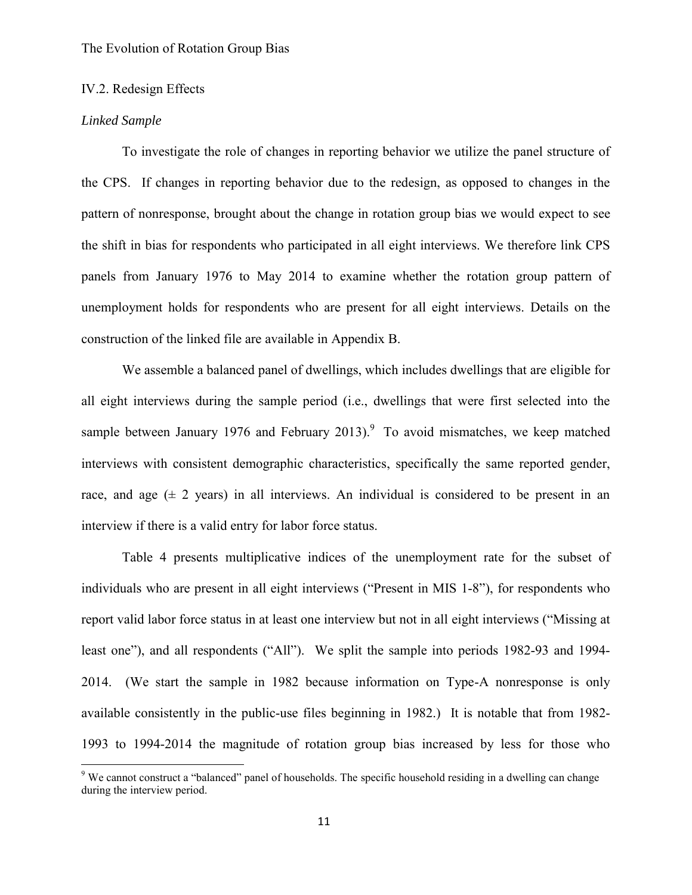## IV.2. Redesign Effects

### *Linked Sample*

To investigate the role of changes in reporting behavior we utilize the panel structure of the CPS. If changes in reporting behavior due to the redesign, as opposed to changes in the pattern of nonresponse, brought about the change in rotation group bias we would expect to see the shift in bias for respondents who participated in all eight interviews. We therefore link CPS panels from January 1976 to May 2014 to examine whether the rotation group pattern of unemployment holds for respondents who are present for all eight interviews. Details on the construction of the linked file are available in Appendix B.

We assemble a balanced panel of dwellings, which includes dwellings that are eligible for all eight interviews during the sample period (i.e., dwellings that were first selected into the sample between January 1976 and February 2013).[9] To avoid mismatches, we keep matched interviews with consistent demographic characteristics, specifically the same reported gender, race, and age (± 2 years) in all interviews. An individual is considered to be present in an interview if there is a valid entry for labor force status.

Table 4 presents multiplicative indices of the unemployment rate for the subset of individuals who are present in all eight interviews ("Present in MIS 1-8"), for respondents who report valid labor force status in at least one interview but not in all eight interviews ("Missing at least one"), and all respondents ("All"). We split the sample into periods 1982-93 and 1994-2014. (We start the sample in 1982 because information on Type-A nonresponse is only available consistently in the public-use files beginning in 1982.) It is notable that from 1982-1993 to 1994-2014 the magnitude of rotation group bias increased by less for those who

[9] We cannot construct a "balanced" panel of households. The specific household residing in a dwelling can change during the interview period.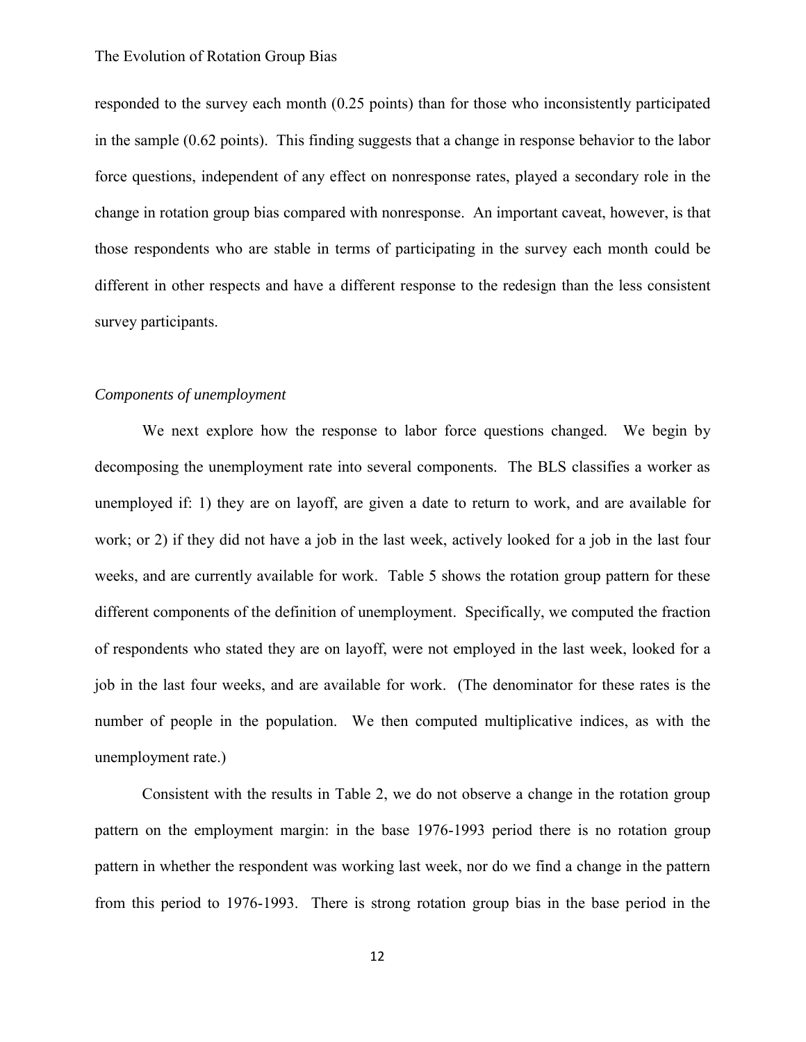responded to the survey each month (0.25 points) than for those who inconsistently participated in the sample (0.62 points). This finding suggests that a change in response behavior to the labor force questions, independent of any effect on nonresponse rates, played a secondary role in the change in rotation group bias compared with nonresponse. An important caveat, however, is that those respondents who are stable in terms of participating in the survey each month could be different in other respects and have a different response to the redesign than the less consistent survey participants.

*Components of unemployment*

We next explore how the response to labor force questions changed. We begin by decomposing the unemployment rate into several components. The BLS classifies a worker as unemployed if: 1) they are on layoff, are given a date to return to work, and are available for work; or 2) if they did not have a job in the last week, actively looked for a job in the last four weeks, and are currently available for work. Table 5 shows the rotation group pattern for these different components of the definition of unemployment. Specifically, we computed the fraction of respondents who stated they are on layoff, were not employed in the last week, looked for a job in the last four weeks, and are available for work. (The denominator for these rates is the number of people in the population. We then computed multiplicative indices, as with the unemployment rate.)

Consistent with the results in Table 2, we do not observe a change in the rotation group pattern on the employment margin: in the base 1976-1993 period there is no rotation group pattern in whether the respondent was working last week, nor do we find a change in the pattern from this period to 1976-1993. There is strong rotation group bias in the base period in the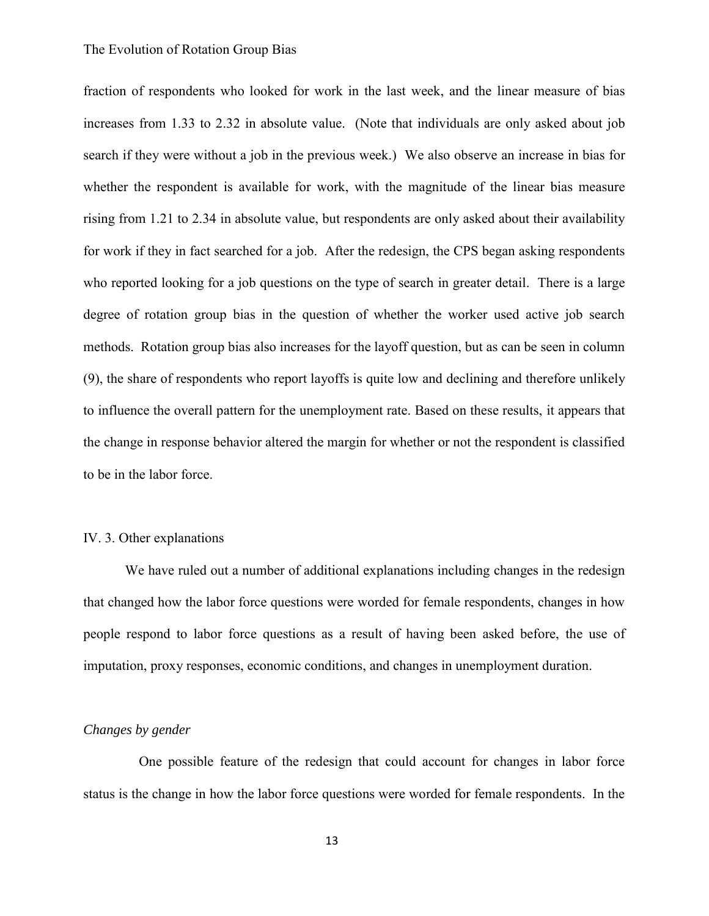fraction of respondents who looked for work in the last week, and the linear measure of bias increases from 1.33 to 2.32 in absolute value. (Note that individuals are only asked about job search if they were without a job in the previous week.) We also observe an increase in bias for whether the respondent is available for work, with the magnitude of the linear bias measure rising from 1.21 to 2.34 in absolute value, but respondents are only asked about their availability for work if they in fact searched for a job. After the redesign, the CPS began asking respondents who reported looking for a job questions on the type of search in greater detail. There is a large degree of rotation group bias in the question of whether the worker used active job search methods. Rotation group bias also increases for the layoff question, but as can be seen in column (9), the share of respondents who report layoffs is quite low and declining and therefore unlikely to influence the overall pattern for the unemployment rate. Based on these results, it appears that the change in response behavior altered the margin for whether or not the respondent is classified to be in the labor force.

## IV. 3. Other explanations

We have ruled out a number of additional explanations including changes in the redesign that changed how the labor force questions were worded for female respondents, changes in how people respond to labor force questions as a result of having been asked before, the use of imputation, proxy responses, economic conditions, and changes in unemployment duration.

### *Changes by gender*

One possible feature of the redesign that could account for changes in labor force status is the change in how the labor force questions were worded for female respondents. In the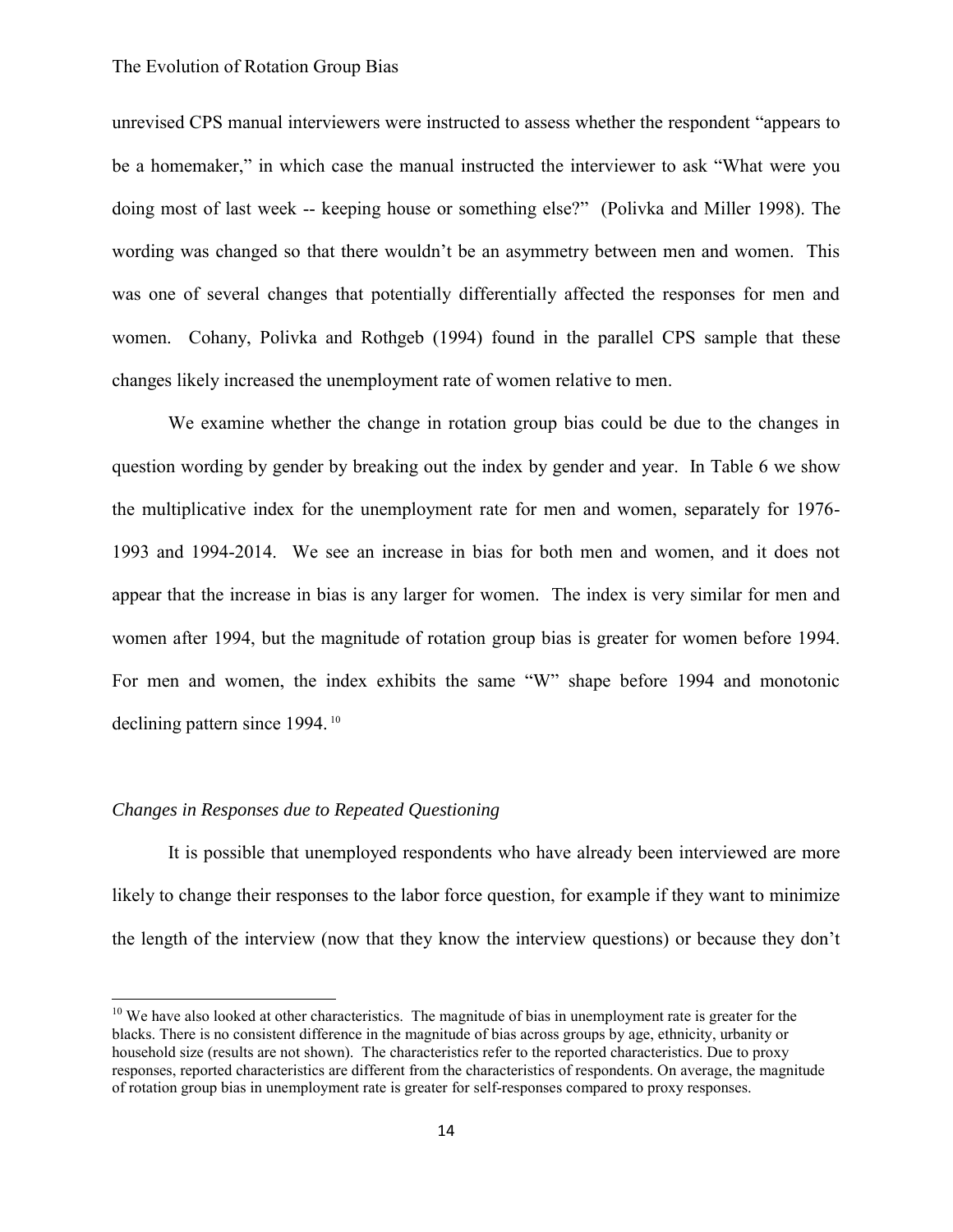unrevised CPS manual interviewers were instructed to assess whether the respondent "appears to be a homemaker," in which case the manual instructed the interviewer to ask "What were you doing most of last week -- keeping house or something else?" (Polivka and Miller 1998). The wording was changed so that there wouldn't be an asymmetry between men and women. This was one of several changes that potentially differentially affected the responses for men and women. Cohany, Polivka and Rothgeb (1994) found in the parallel CPS sample that these changes likely increased the unemployment rate of women relative to men.

We examine whether the change in rotation group bias could be due to the changes in question wording by gender by breaking out the index by gender and year. In Table 6 we show the multiplicative index for the unemployment rate for men and women, separately for 1976-1993 and 1994-2014. We see an increase in bias for both men and women, and it does not appear that the increase in bias is any larger for women. The index is very similar for men and women after 1994, but the magnitude of rotation group bias is greater for women before 1994. For men and women, the index exhibits the same "W" shape before 1994 and monotonic declining pattern since 1994. [10]

*Changes in Responses due to Repeated Questioning*

It is possible that unemployed respondents who have already been interviewed are more likely to change their responses to the labor force question, for example if they want to minimize the length of the interview (now that they know the interview questions) or because they don't

---

[10] We have also looked at other characteristics. The magnitude of bias in unemployment rate is greater for the blacks. There is no consistent difference in the magnitude of bias across groups by age, ethnicity, urbanity or household size (results are not shown). The characteristics refer to the reported characteristics. Due to proxy responses, reported characteristics are different from the characteristics of respondents. On average, the magnitude of rotation group bias in unemployment rate is greater for self-responses compared to proxy responses.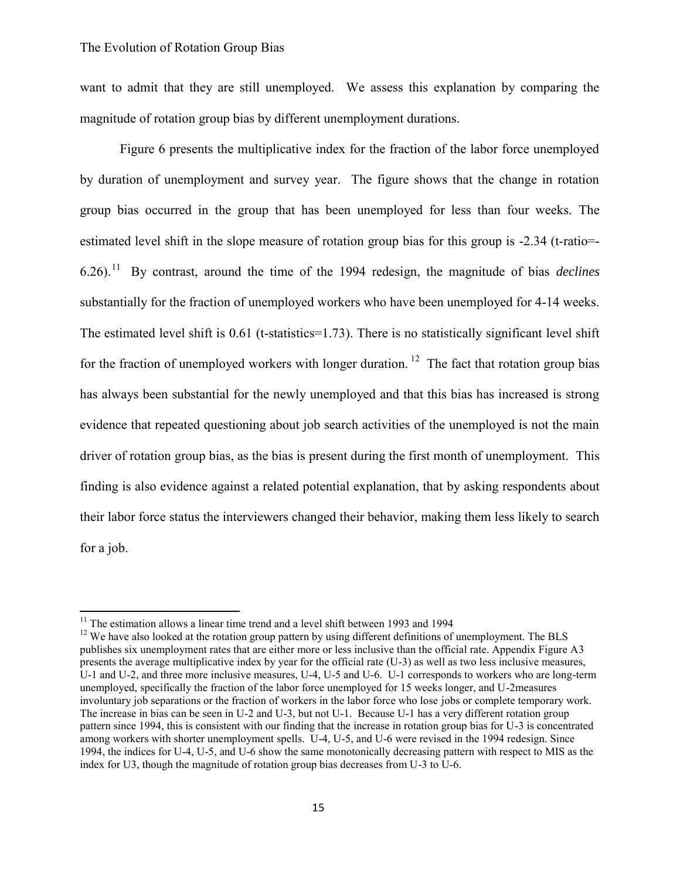want to admit that they are still unemployed. We assess this explanation by comparing the magnitude of rotation group bias by different unemployment durations.

Figure 6 presents the multiplicative index for the fraction of the labor force unemployed by duration of unemployment and survey year. The figure shows that the change in rotation group bias occurred in the group that has been unemployed for less than four weeks. The estimated level shift in the slope measure of rotation group bias for this group is -2.34 (t-ratio=-6.26).[11] By contrast, around the time of the 1994 redesign, the magnitude of bias *declines* substantially for the fraction of unemployed workers who have been unemployed for 4-14 weeks. The estimated level shift is 0.61 (t-statistics=1.73). There is no statistically significant level shift for the fraction of unemployed workers with longer duration.[12] The fact that rotation group bias has always been substantial for the newly unemployed and that this bias has increased is strong evidence that repeated questioning about job search activities of the unemployed is not the main driver of rotation group bias, as the bias is present during the first month of unemployment. This finding is also evidence against a related potential explanation, that by asking respondents about their labor force status the interviewers changed their behavior, making them less likely to search for a job.

---

[11] The estimation allows a linear time trend and a level shift between 1993 and 1994

[12] We have also looked at the rotation group pattern by using different definitions of unemployment. The BLS publishes six unemployment rates that are either more or less inclusive than the official rate. Appendix Figure A3 presents the average multiplicative index by year for the official rate (U-3) as well as two less inclusive measures, U-1 and U-2, and three more inclusive measures, U-4, U-5 and U-6. U-1 corresponds to workers who are long-term unemployed, specifically the fraction of the labor force unemployed for 15 weeks longer, and U-2measures involuntary job separations or the fraction of workers in the labor force who lose jobs or complete temporary work. The increase in bias can be seen in U-2 and U-3, but not U-1. Because U-1 has a very different rotation group pattern since 1994, this is consistent with our finding that the increase in rotation group bias for U-3 is concentrated among workers with shorter unemployment spells. U-4, U-5, and U-6 were revised in the 1994 redesign. Since 1994, the indices for U-4, U-5, and U-6 show the same monotonically decreasing pattern with respect to MIS as the index for U3, though the magnitude of rotation group bias decreases from U-3 to U-6.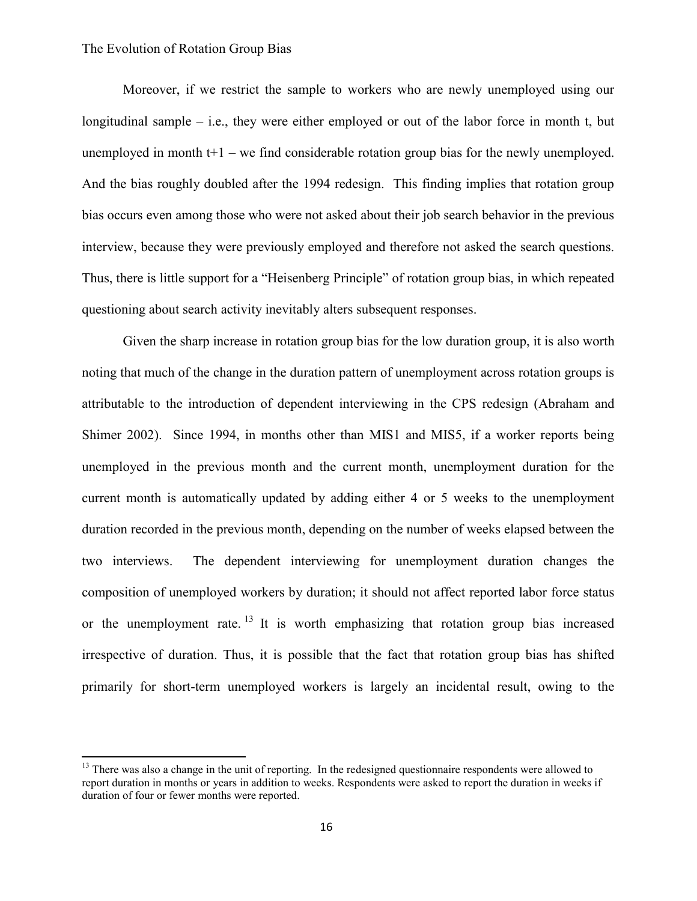Moreover, if we restrict the sample to workers who are newly unemployed using our longitudinal sample – i.e., they were either employed or out of the labor force in month t, but unemployed in month t+1 – we find considerable rotation group bias for the newly unemployed. And the bias roughly doubled after the 1994 redesign. This finding implies that rotation group bias occurs even among those who were not asked about their job search behavior in the previous interview, because they were previously employed and therefore not asked the search questions. Thus, there is little support for a "Heisenberg Principle" of rotation group bias, in which repeated questioning about search activity inevitably alters subsequent responses.

Given the sharp increase in rotation group bias for the low duration group, it is also worth noting that much of the change in the duration pattern of unemployment across rotation groups is attributable to the introduction of dependent interviewing in the CPS redesign (Abraham and Shimer 2002). Since 1994, in months other than MIS1 and MIS5, if a worker reports being unemployed in the previous month and the current month, unemployment duration for the current month is automatically updated by adding either 4 or 5 weeks to the unemployment duration recorded in the previous month, depending on the number of weeks elapsed between the two interviews. The dependent interviewing for unemployment duration changes the composition of unemployed workers by duration; it should not affect reported labor force status or the unemployment rate.[13] It is worth emphasizing that rotation group bias increased irrespective of duration. Thus, it is possible that the fact that rotation group bias has shifted primarily for short-term unemployed workers is largely an incidental result, owing to the

[13] There was also a change in the unit of reporting. In the redesigned questionnaire respondents were allowed to report duration in months or years in addition to weeks. Respondents were asked to report the duration in weeks if duration of four or fewer months were reported.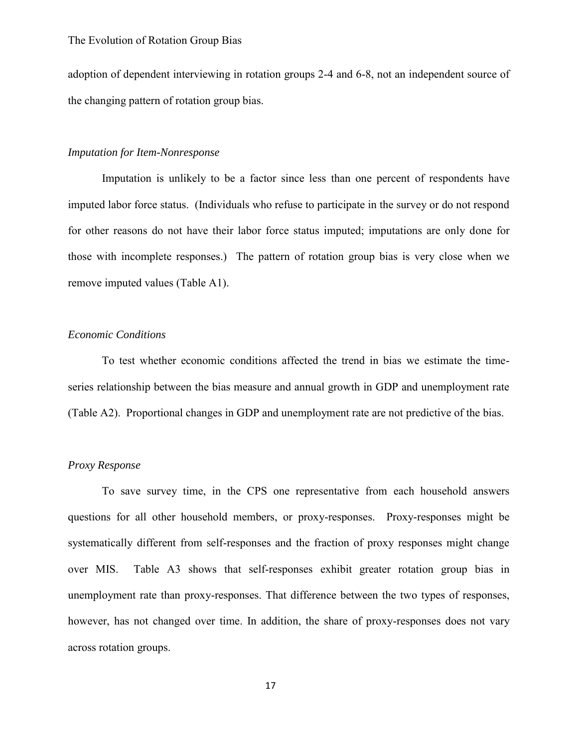adoption of dependent interviewing in rotation groups 2-4 and 6-8, not an independent source of the changing pattern of rotation group bias.

*Imputation for Item-Nonresponse*

Imputation is unlikely to be a factor since less than one percent of respondents have imputed labor force status. (Individuals who refuse to participate in the survey or do not respond for other reasons do not have their labor force status imputed; imputations are only done for those with incomplete responses.) The pattern of rotation group bias is very close when we remove imputed values (Table A1).

*Economic Conditions*

To test whether economic conditions affected the trend in bias we estimate the time-series relationship between the bias measure and annual growth in GDP and unemployment rate (Table A2). Proportional changes in GDP and unemployment rate are not predictive of the bias.

*Proxy Response*

To save survey time, in the CPS one representative from each household answers questions for all other household members, or proxy-responses. Proxy-responses might be systematically different from self-responses and the fraction of proxy responses might change over MIS. Table A3 shows that self-responses exhibit greater rotation group bias in unemployment rate than proxy-responses. That difference between the two types of responses, however, has not changed over time. In addition, the share of proxy-responses does not vary across rotation groups.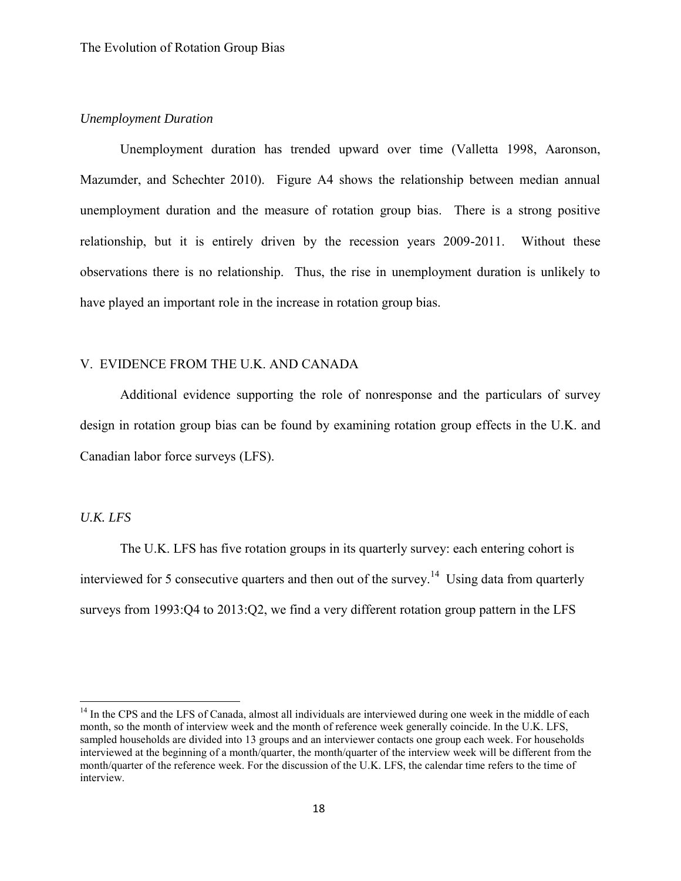*Unemployment Duration*

Unemployment duration has trended upward over time (Valletta 1998, Aaronson, Mazumder, and Schechter 2010). Figure A4 shows the relationship between median annual unemployment duration and the measure of rotation group bias. There is a strong positive relationship, but it is entirely driven by the recession years 2009-2011. Without these observations there is no relationship. Thus, the rise in unemployment duration is unlikely to have played an important role in the increase in rotation group bias.

## V. EVIDENCE FROM THE U.K. AND CANADA

Additional evidence supporting the role of nonresponse and the particulars of survey design in rotation group bias can be found by examining rotation group effects in the U.K. and Canadian labor force surveys (LFS).

*U.K. LFS*

The U.K. LFS has five rotation groups in its quarterly survey: each entering cohort is interviewed for 5 consecutive quarters and then out of the survey.[14] Using data from quarterly surveys from 1993:Q4 to 2013:Q2, we find a very different rotation group pattern in the LFS

[14] In the CPS and the LFS of Canada, almost all individuals are interviewed during one week in the middle of each month, so the month of interview week and the month of reference week generally coincide. In the U.K. LFS, sampled households are divided into 13 groups and an interviewer contacts one group each week. For households interviewed at the beginning of a month/quarter, the month/quarter of the interview week will be different from the month/quarter of the reference week. For the discussion of the U.K. LFS, the calendar time refers to the time of interview.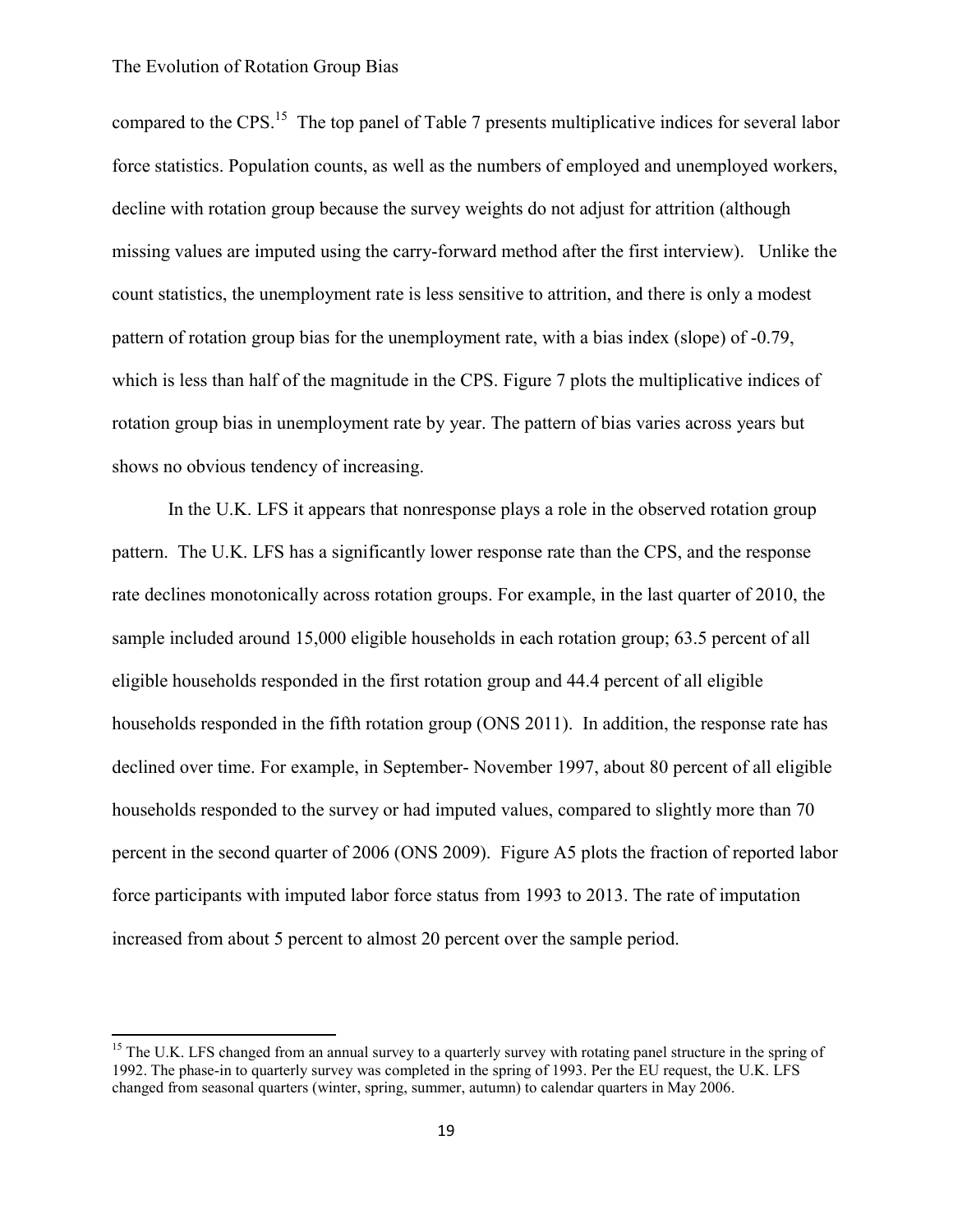compared to the CPS.[15] The top panel of Table 7 presents multiplicative indices for several labor force statistics. Population counts, as well as the numbers of employed and unemployed workers, decline with rotation group because the survey weights do not adjust for attrition (although missing values are imputed using the carry-forward method after the first interview). Unlike the count statistics, the unemployment rate is less sensitive to attrition, and there is only a modest pattern of rotation group bias for the unemployment rate, with a bias index (slope) of -0.79, which is less than half of the magnitude in the CPS. Figure 7 plots the multiplicative indices of rotation group bias in unemployment rate by year. The pattern of bias varies across years but shows no obvious tendency of increasing.

In the U.K. LFS it appears that nonresponse plays a role in the observed rotation group pattern. The U.K. LFS has a significantly lower response rate than the CPS, and the response rate declines monotonically across rotation groups. For example, in the last quarter of 2010, the sample included around 15,000 eligible households in each rotation group; 63.5 percent of all eligible households responded in the first rotation group and 44.4 percent of all eligible households responded in the fifth rotation group (ONS 2011). In addition, the response rate has declined over time. For example, in September- November 1997, about 80 percent of all eligible households responded to the survey or had imputed values, compared to slightly more than 70 percent in the second quarter of 2006 (ONS 2009). Figure A5 plots the fraction of reported labor force participants with imputed labor force status from 1993 to 2013. The rate of imputation increased from about 5 percent to almost 20 percent over the sample period.

---

[15] The U.K. LFS changed from an annual survey to a quarterly survey with rotating panel structure in the spring of 1992. The phase-in to quarterly survey was completed in the spring of 1993. Per the EU request, the U.K. LFS changed from seasonal quarters (winter, spring, summer, autumn) to calendar quarters in May 2006.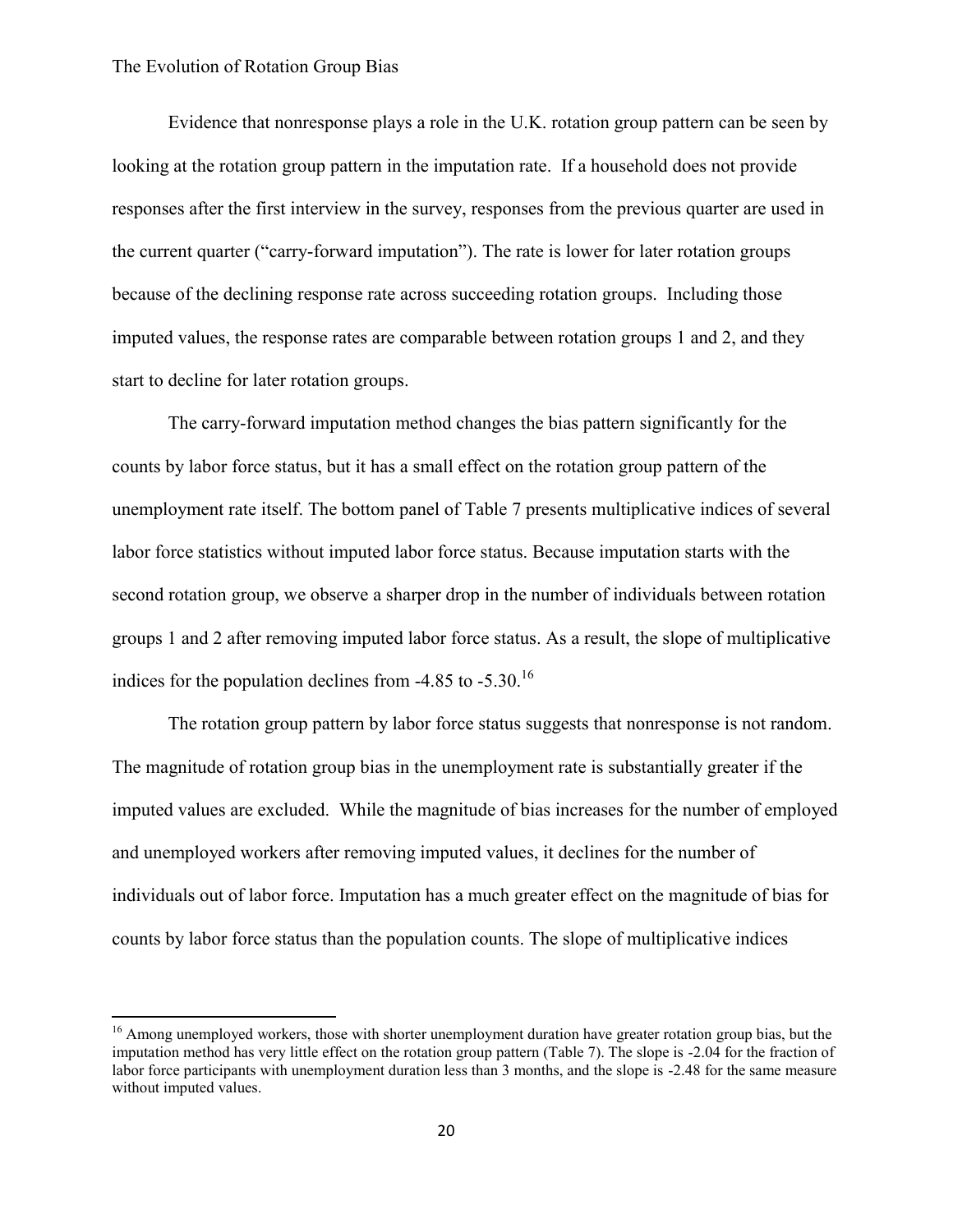Evidence that nonresponse plays a role in the U.K. rotation group pattern can be seen by looking at the rotation group pattern in the imputation rate. If a household does not provide responses after the first interview in the survey, responses from the previous quarter are used in the current quarter ("carry-forward imputation"). The rate is lower for later rotation groups because of the declining response rate across succeeding rotation groups. Including those imputed values, the response rates are comparable between rotation groups 1 and 2, and they start to decline for later rotation groups.

The carry-forward imputation method changes the bias pattern significantly for the counts by labor force status, but it has a small effect on the rotation group pattern of the unemployment rate itself. The bottom panel of Table 7 presents multiplicative indices of several labor force statistics without imputed labor force status. Because imputation starts with the second rotation group, we observe a sharper drop in the number of individuals between rotation groups 1 and 2 after removing imputed labor force status. As a result, the slope of multiplicative indices for the population declines from -4.85 to -5.30.[16]

The rotation group pattern by labor force status suggests that nonresponse is not random. The magnitude of rotation group bias in the unemployment rate is substantially greater if the imputed values are excluded. While the magnitude of bias increases for the number of employed and unemployed workers after removing imputed values, it declines for the number of individuals out of labor force. Imputation has a much greater effect on the magnitude of bias for counts by labor force status than the population counts. The slope of multiplicative indices

[16] Among unemployed workers, those with shorter unemployment duration have greater rotation group bias, but the imputation method has very little effect on the rotation group pattern (Table 7). The slope is -2.04 for the fraction of labor force participants with unemployment duration less than 3 months, and the slope is -2.48 for the same measure without imputed values.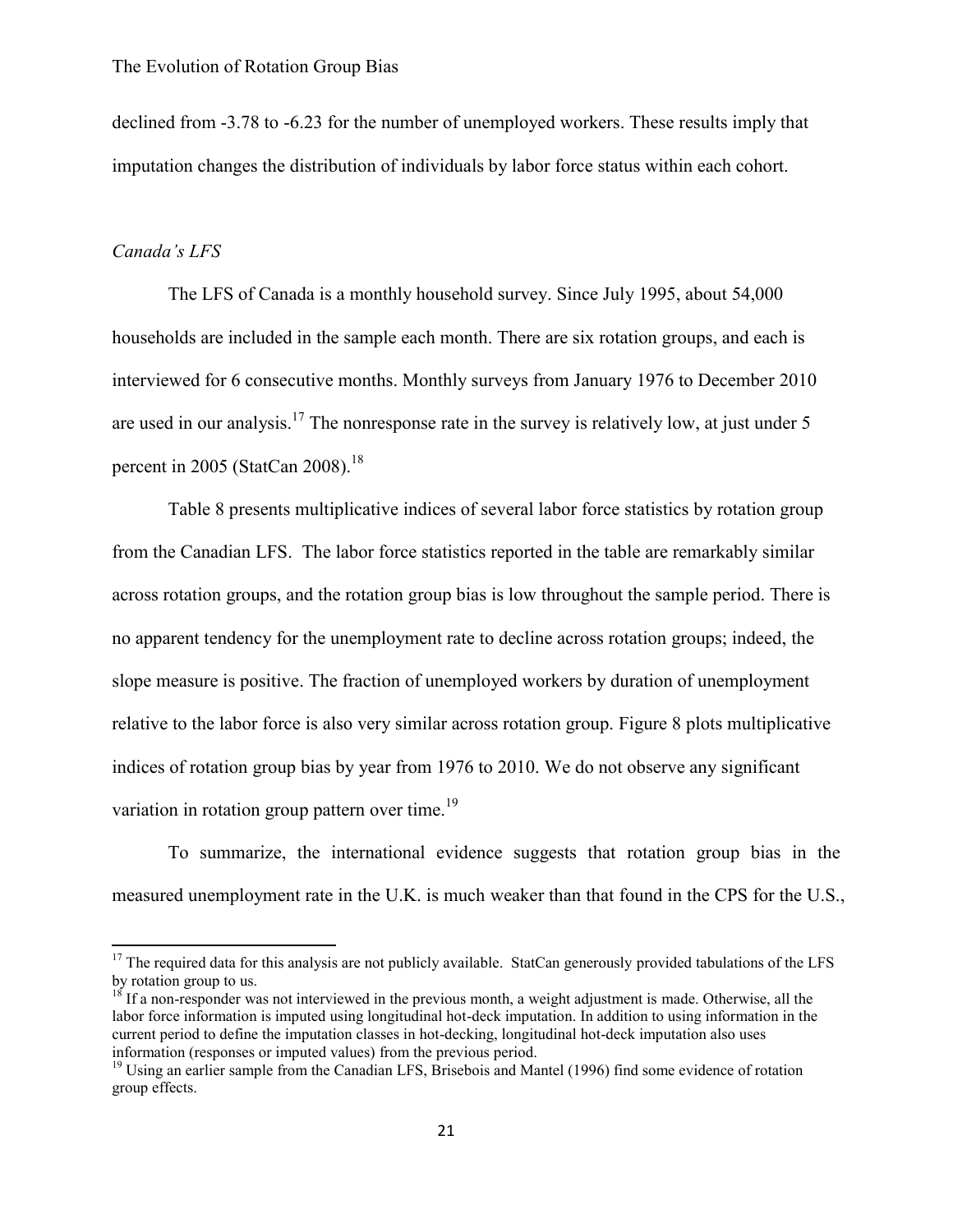declined from -3.78 to -6.23 for the number of unemployed workers. These results imply that imputation changes the distribution of individuals by labor force status within each cohort.

*Canada's LFS*

The LFS of Canada is a monthly household survey. Since July 1995, about 54,000 households are included in the sample each month. There are six rotation groups, and each is interviewed for 6 consecutive months. Monthly surveys from January 1976 to December 2010 are used in our analysis.[17] The nonresponse rate in the survey is relatively low, at just under 5 percent in 2005 (StatCan 2008).[18]

Table 8 presents multiplicative indices of several labor force statistics by rotation group from the Canadian LFS. The labor force statistics reported in the table are remarkably similar across rotation groups, and the rotation group bias is low throughout the sample period. There is no apparent tendency for the unemployment rate to decline across rotation groups; indeed, the slope measure is positive. The fraction of unemployed workers by duration of unemployment relative to the labor force is also very similar across rotation group. Figure 8 plots multiplicative indices of rotation group bias by year from 1976 to 2010. We do not observe any significant variation in rotation group pattern over time.[19]

To summarize, the international evidence suggests that rotation group bias in the measured unemployment rate in the U.K. is much weaker than that found in the CPS for the U.S.,

---

[17] The required data for this analysis are not publicly available. StatCan generously provided tabulations of the LFS by rotation group to us.

[18] If a non-responder was not interviewed in the previous month, a weight adjustment is made. Otherwise, all the labor force information is imputed using longitudinal hot-deck imputation. In addition to using information in the current period to define the imputation classes in hot-decking, longitudinal hot-deck imputation also uses information (responses or imputed values) from the previous period.

[19] Using an earlier sample from the Canadian LFS, Brisebois and Mantel (1996) find some evidence of rotation group effects.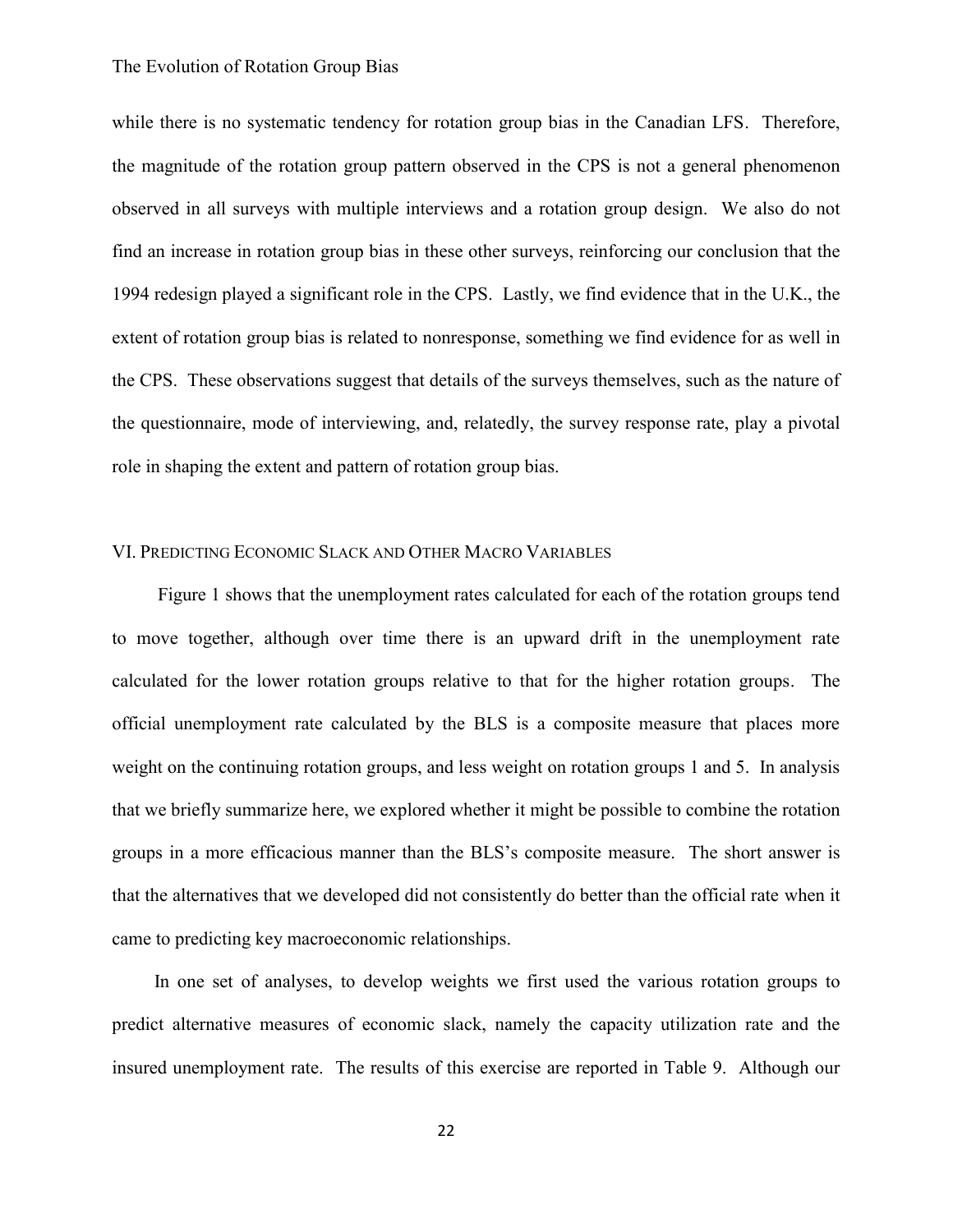while there is no systematic tendency for rotation group bias in the Canadian LFS. Therefore, the magnitude of the rotation group pattern observed in the CPS is not a general phenomenon observed in all surveys with multiple interviews and a rotation group design. We also do not find an increase in rotation group bias in these other surveys, reinforcing our conclusion that the 1994 redesign played a significant role in the CPS. Lastly, we find evidence that in the U.K., the extent of rotation group bias is related to nonresponse, something we find evidence for as well in the CPS. These observations suggest that details of the surveys themselves, such as the nature of the questionnaire, mode of interviewing, and, relatedly, the survey response rate, play a pivotal role in shaping the extent and pattern of rotation group bias.

## VI. Predicting Economic Slack and Other Macro Variables

Figure 1 shows that the unemployment rates calculated for each of the rotation groups tend to move together, although over time there is an upward drift in the unemployment rate calculated for the lower rotation groups relative to that for the higher rotation groups. The official unemployment rate calculated by the BLS is a composite measure that places more weight on the continuing rotation groups, and less weight on rotation groups 1 and 5. In analysis that we briefly summarize here, we explored whether it might be possible to combine the rotation groups in a more efficacious manner than the BLS's composite measure. The short answer is that the alternatives that we developed did not consistently do better than the official rate when it came to predicting key macroeconomic relationships.

In one set of analyses, to develop weights we first used the various rotation groups to predict alternative measures of economic slack, namely the capacity utilization rate and the insured unemployment rate. The results of this exercise are reported in Table 9. Although our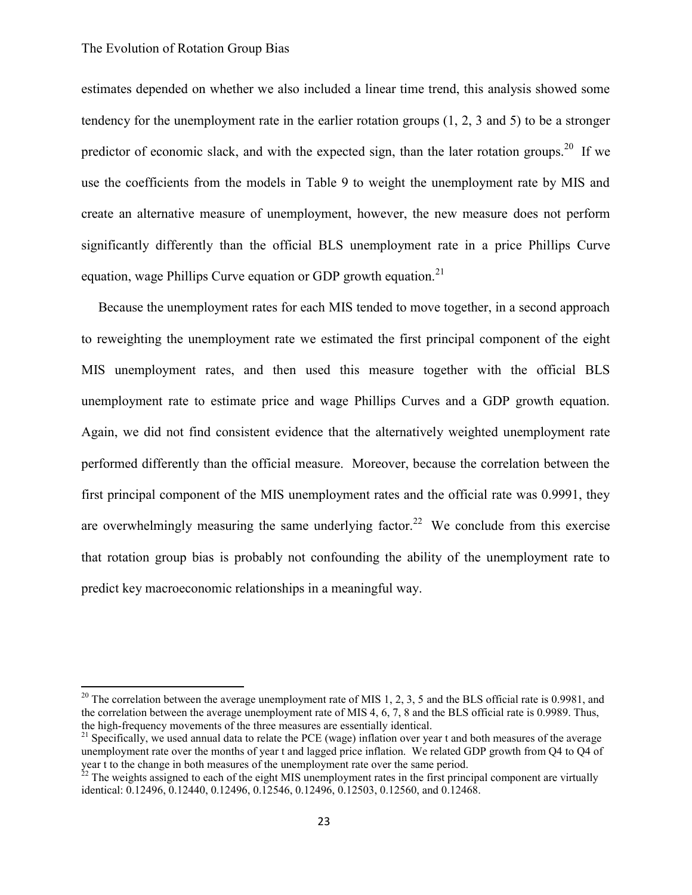estimates depended on whether we also included a linear time trend, this analysis showed some tendency for the unemployment rate in the earlier rotation groups (1, 2, 3 and 5) to be a stronger predictor of economic slack, and with the expected sign, than the later rotation groups.[20] If we use the coefficients from the models in Table 9 to weight the unemployment rate by MIS and create an alternative measure of unemployment, however, the new measure does not perform significantly differently than the official BLS unemployment rate in a price Phillips Curve equation, wage Phillips Curve equation or GDP growth equation.[21]

Because the unemployment rates for each MIS tended to move together, in a second approach to reweighting the unemployment rate we estimated the first principal component of the eight MIS unemployment rates, and then used this measure together with the official BLS unemployment rate to estimate price and wage Phillips Curves and a GDP growth equation. Again, we did not find consistent evidence that the alternatively weighted unemployment rate performed differently than the official measure. Moreover, because the correlation between the first principal component of the MIS unemployment rates and the official rate was 0.9991, they are overwhelmingly measuring the same underlying factor.[22] We conclude from this exercise that rotation group bias is probably not confounding the ability of the unemployment rate to predict key macroeconomic relationships in a meaningful way.

---

[20] The correlation between the average unemployment rate of MIS 1, 2, 3, 5 and the BLS official rate is 0.9981, and the correlation between the average unemployment rate of MIS 4, 6, 7, 8 and the BLS official rate is 0.9989. Thus, the high-frequency movements of the three measures are essentially identical.

[21] Specifically, we used annual data to relate the PCE (wage) inflation over year t and both measures of the average unemployment rate over the months of year t and lagged price inflation. We related GDP growth from Q4 to Q4 of year t to the change in both measures of the unemployment rate over the same period.

[22] The weights assigned to each of the eight MIS unemployment rates in the first principal component are virtually identical: 0.12496, 0.12440, 0.12496, 0.12546, 0.12496, 0.12503, 0.12560, and 0.12468.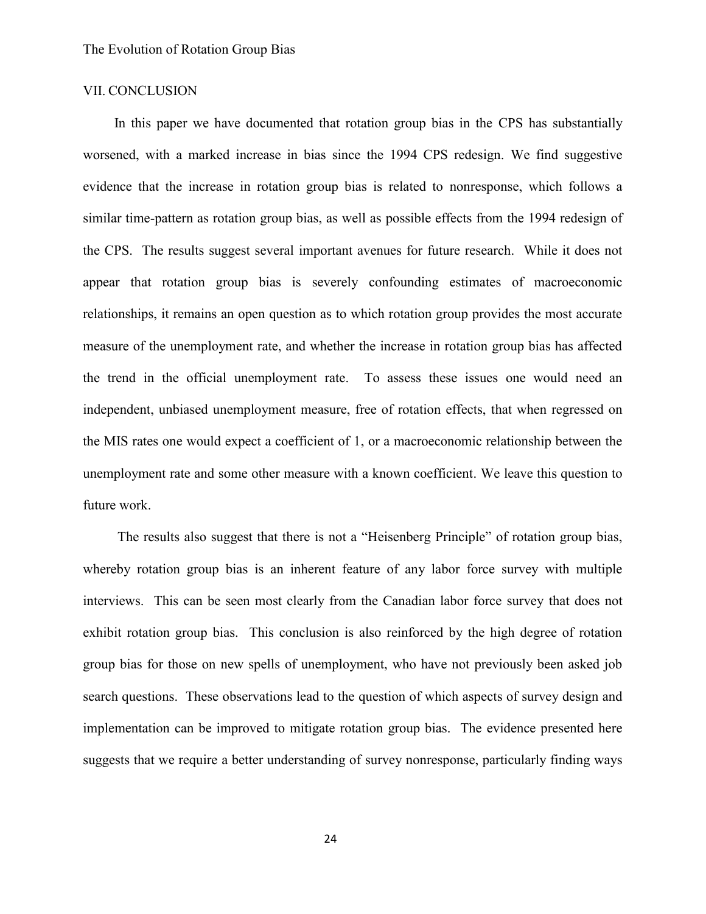## VII. CONCLUSION

In this paper we have documented that rotation group bias in the CPS has substantially worsened, with a marked increase in bias since the 1994 CPS redesign. We find suggestive evidence that the increase in rotation group bias is related to nonresponse, which follows a similar time-pattern as rotation group bias, as well as possible effects from the 1994 redesign of the CPS. The results suggest several important avenues for future research. While it does not appear that rotation group bias is severely confounding estimates of macroeconomic relationships, it remains an open question as to which rotation group provides the most accurate measure of the unemployment rate, and whether the increase in rotation group bias has affected the trend in the official unemployment rate. To assess these issues one would need an independent, unbiased unemployment measure, free of rotation effects, that when regressed on the MIS rates one would expect a coefficient of 1, or a macroeconomic relationship between the unemployment rate and some other measure with a known coefficient. We leave this question to future work.

The results also suggest that there is not a "Heisenberg Principle" of rotation group bias, whereby rotation group bias is an inherent feature of any labor force survey with multiple interviews. This can be seen most clearly from the Canadian labor force survey that does not exhibit rotation group bias. This conclusion is also reinforced by the high degree of rotation group bias for those on new spells of unemployment, who have not previously been asked job search questions. These observations lead to the question of which aspects of survey design and implementation can be improved to mitigate rotation group bias. The evidence presented here suggests that we require a better understanding of survey nonresponse, particularly finding ways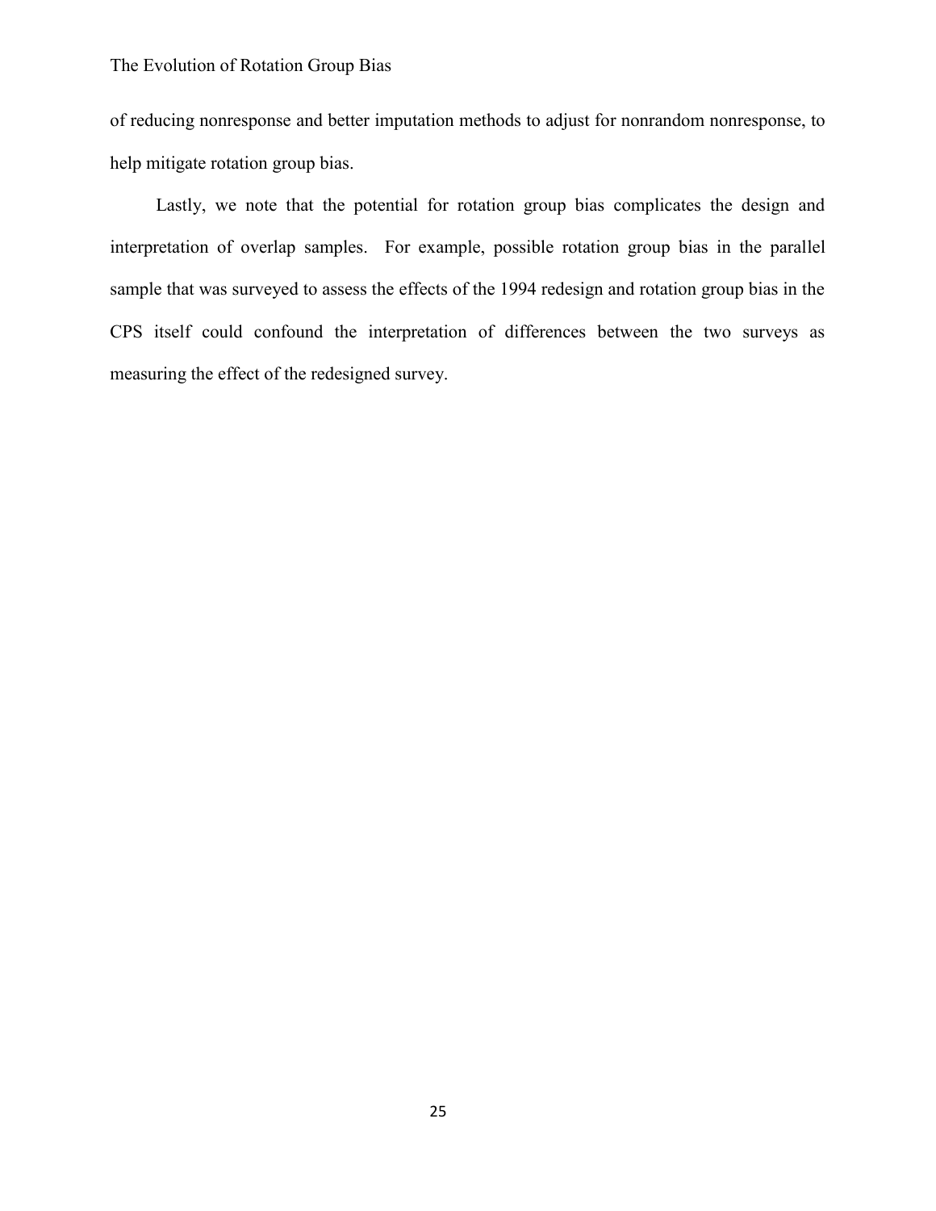of reducing nonresponse and better imputation methods to adjust for nonrandom nonresponse, to help mitigate rotation group bias.

Lastly, we note that the potential for rotation group bias complicates the design and interpretation of overlap samples. For example, possible rotation group bias in the parallel sample that was surveyed to assess the effects of the 1994 redesign and rotation group bias in the CPS itself could confound the interpretation of differences between the two surveys as measuring the effect of the redesigned survey.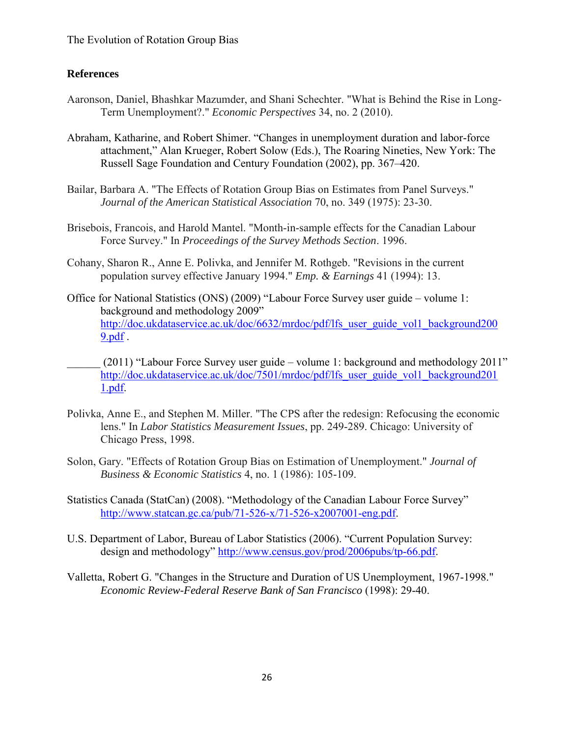## References

Aaronson, Daniel, Bhashkar Mazumder, and Shani Schechter. "What is Behind the Rise in Long-Term Unemployment?." *Economic Perspectives* 34, no. 2 (2010).

Abraham, Katharine, and Robert Shimer. "Changes in unemployment duration and labor-force attachment," Alan Krueger, Robert Solow (Eds.), The Roaring Nineties, New York: The Russell Sage Foundation and Century Foundation (2002), pp. 367–420.

Bailar, Barbara A. "The Effects of Rotation Group Bias on Estimates from Panel Surveys." *Journal of the American Statistical Association* 70, no. 349 (1975): 23-30.

Brisebois, Francois, and Harold Mantel. "Month-in-sample effects for the Canadian Labour Force Survey." In *Proceedings of the Survey Methods Section*. 1996.

Cohany, Sharon R., Anne E. Polivka, and Jennifer M. Rothgeb. "Revisions in the current population survey effective January 1994." *Emp. & Earnings* 41 (1994): 13.

Office for National Statistics (ONS) (2009) "Labour Force Survey user guide – volume 1: background and methodology 2009" http://doc.ukdataservice.ac.uk/doc/6632/mrdoc/pdf/lfs_user_guide_vol1_background2009.pdf .

______ (2011) "Labour Force Survey user guide – volume 1: background and methodology 2011" http://doc.ukdataservice.ac.uk/doc/7501/mrdoc/pdf/lfs_user_guide_vol1_background2011.pdf.

Polivka, Anne E., and Stephen M. Miller. "The CPS after the redesign: Refocusing the economic lens." In *Labor Statistics Measurement Issues*, pp. 249-289. Chicago: University of Chicago Press, 1998.

Solon, Gary. "Effects of Rotation Group Bias on Estimation of Unemployment." *Journal of Business & Economic Statistics* 4, no. 1 (1986): 105-109.

Statistics Canada (StatCan) (2008). "Methodology of the Canadian Labour Force Survey" http://www.statcan.gc.ca/pub/71-526-x/71-526-x2007001-eng.pdf.

U.S. Department of Labor, Bureau of Labor Statistics (2006). "Current Population Survey: design and methodology" http://www.census.gov/prod/2006pubs/tp-66.pdf.

Valletta, Robert G. "Changes in the Structure and Duration of US Unemployment, 1967-1998." *Economic Review-Federal Reserve Bank of San Francisco* (1998): 29-40.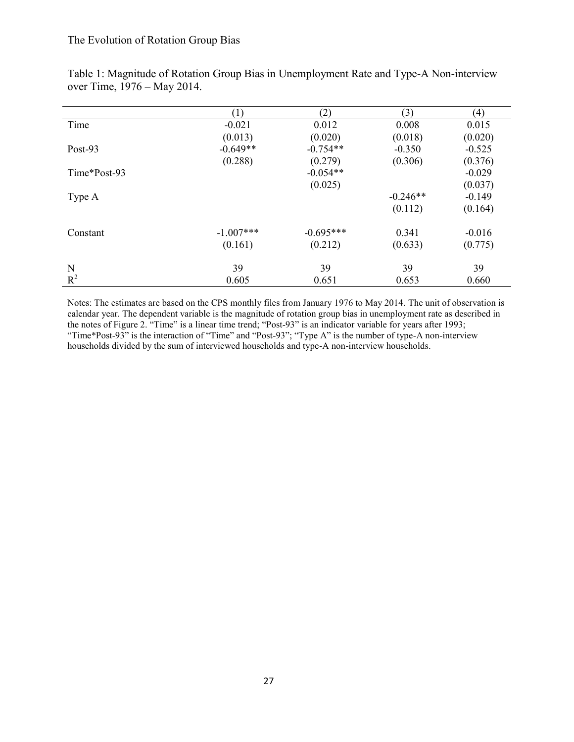Table 1: Magnitude of Rotation Group Bias in Unemployment Rate and Type-A Non-interview over Time, 1976 – May 2014.

| | (1) | (2) | (3) | (4) |
|---|---|---|---|---|
| Time | -0.021 | 0.012 | 0.008 | 0.015 |
| | (0.013) | (0.020) | (0.018) | (0.020) |
| Post-93 | -0.649** | -0.754** | -0.350 | -0.525 |
| | (0.288) | (0.279) | (0.306) | (0.376) |
| Time*Post-93 | | -0.054** | | -0.029 |
| | | (0.025) | | (0.037) |
| Type A | | | -0.246** | -0.149 |
| | | | (0.112) | (0.164) |
| Constant | -1.007*** | -0.695*** | 0.341 | -0.016 |
| | (0.161) | (0.212) | (0.633) | (0.775) |
| N | 39 | 39 | 39 | 39 |
| $R^2$ | 0.605 | 0.651 | 0.653 | 0.660 |

Notes: The estimates are based on the CPS monthly files from January 1976 to May 2014. The unit of observation is calendar year. The dependent variable is the magnitude of rotation group bias in unemployment rate as described in the notes of Figure 2. "Time" is a linear time trend; "Post-93" is an indicator variable for years after 1993; "Time*Post-93" is the interaction of "Time" and "Post-93"; "Type A" is the number of type-A non-interview households divided by the sum of interviewed households and type-A non-interview households.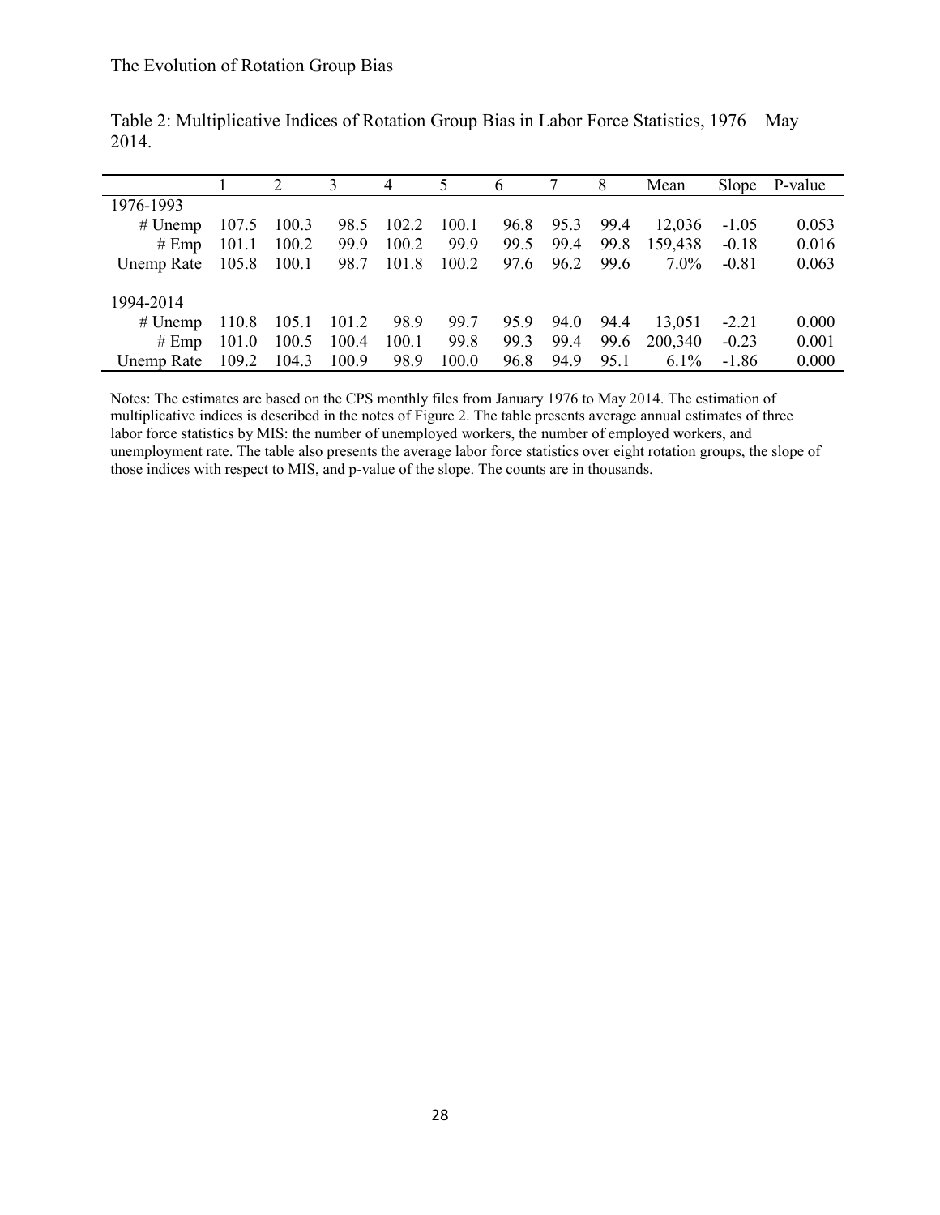Table 2: Multiplicative Indices of Rotation Group Bias in Labor Force Statistics, 1976 – May 2014.

| | 1 | 2 | 3 | 4 | 5 | 6 | 7 | 8 | Mean | Slope | P-value |
|---|---|---|---|---|---|---|---|---|---|---|---|
| 1976-1993 | | | | | | | | | | | |
| # Unemp | 107.5 | 100.3 | 98.5 | 102.2 | 100.1 | 96.8 | 95.3 | 99.4 | 12,036 | -1.05 | 0.053 |
| # Emp | 101.1 | 100.2 | 99.9 | 100.2 | 99.9 | 99.5 | 99.4 | 99.8 | 159,438 | -0.18 | 0.016 |
| Unemp Rate | 105.8 | 100.1 | 98.7 | 101.8 | 100.2 | 97.6 | 96.2 | 99.6 | 7.0% | -0.81 | 0.063 |
| 1994-2014 | | | | | | | | | | | |
| # Unemp | 110.8 | 105.1 | 101.2 | 98.9 | 99.7 | 95.9 | 94.0 | 94.4 | 13,051 | -2.21 | 0.000 |
| # Emp | 101.0 | 100.5 | 100.4 | 100.1 | 99.8 | 99.3 | 99.4 | 99.6 | 200,340 | -0.23 | 0.001 |
| Unemp Rate | 109.2 | 104.3 | 100.9 | 98.9 | 100.0 | 96.8 | 94.9 | 95.1 | 6.1% | -1.86 | 0.000 |

Notes: The estimates are based on the CPS monthly files from January 1976 to May 2014. The estimation of multiplicative indices is described in the notes of Figure 2. The table presents average annual estimates of three labor force statistics by MIS: the number of unemployed workers, the number of employed workers, and unemployment rate. The table also presents the average labor force statistics over eight rotation groups, the slope of those indices with respect to MIS, and p-value of the slope. The counts are in thousands.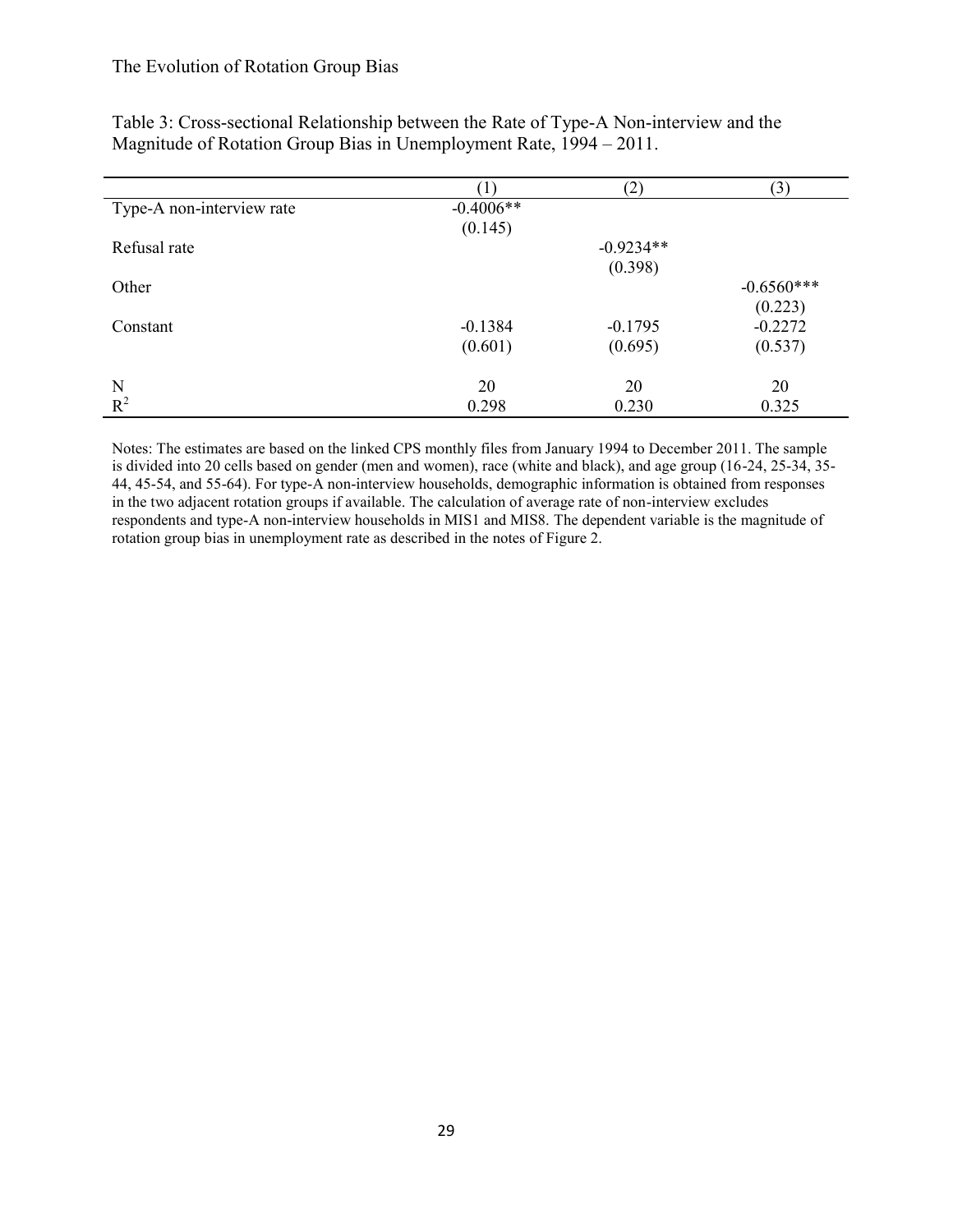Table 3: Cross-sectional Relationship between the Rate of Type-A Non-interview and the Magnitude of Rotation Group Bias in Unemployment Rate, 1994 – 2011.

| | (1) | (2) | (3) |
|---|---|---|---|
| Type-A non-interview rate | -0.4006** | | |
| | (0.145) | | |
| Refusal rate | | -0.9234** | |
| | | (0.398) | |
| Other | | | -0.6560*** |
| | | | (0.223) |
| Constant | -0.1384 | -0.1795 | -0.2272 |
| | (0.601) | (0.695) | (0.537) |
| N | 20 | 20 | 20 |
| $R^2$ | 0.298 | 0.230 | 0.325 |

Notes: The estimates are based on the linked CPS monthly files from January 1994 to December 2011. The sample is divided into 20 cells based on gender (men and women), race (white and black), and age group (16-24, 25-34, 35-44, 45-54, and 55-64). For type-A non-interview households, demographic information is obtained from responses in the two adjacent rotation groups if available. The calculation of average rate of non-interview excludes respondents and type-A non-interview households in MIS1 and MIS8. The dependent variable is the magnitude of rotation group bias in unemployment rate as described in the notes of Figure 2.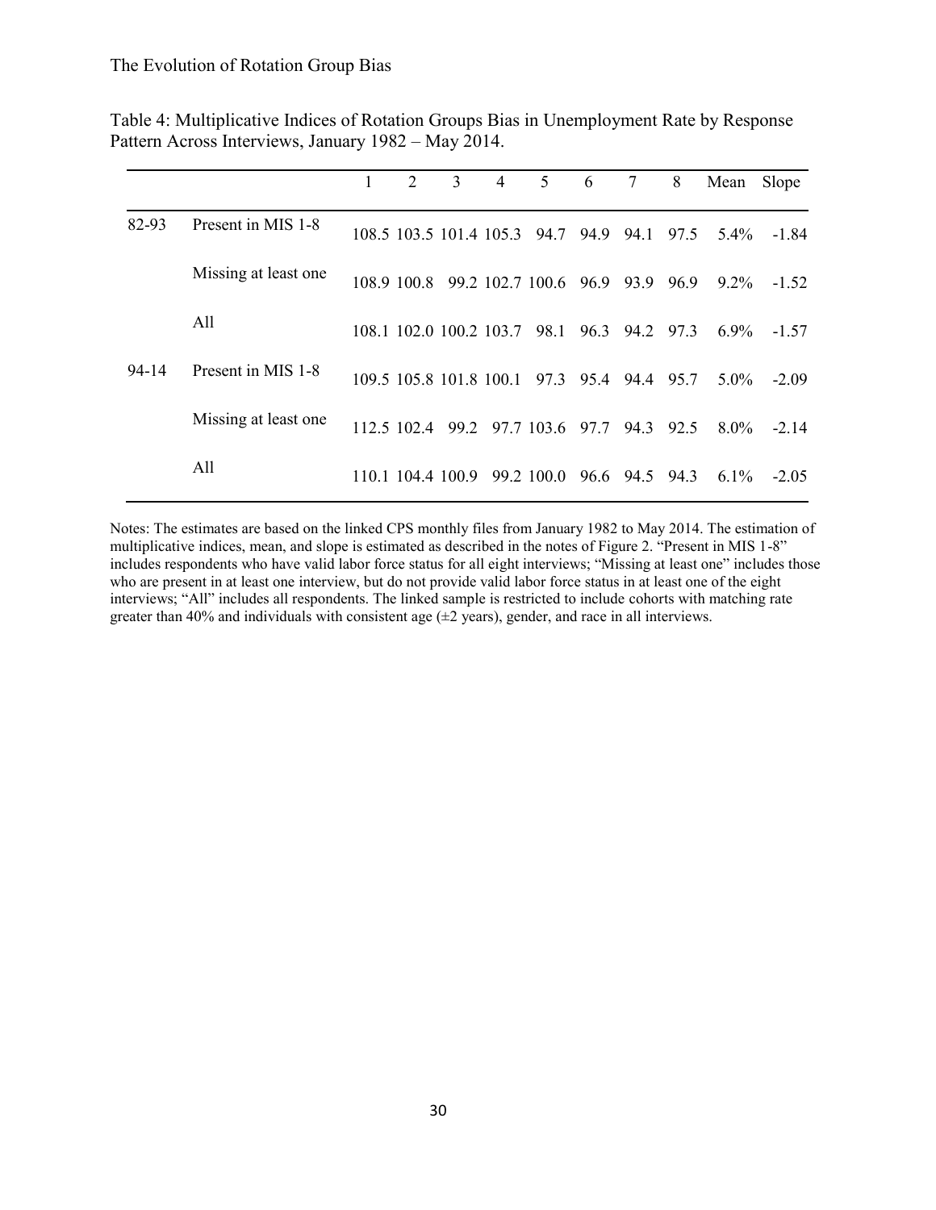Table 4: Multiplicative Indices of Rotation Groups Bias in Unemployment Rate by Response Pattern Across Interviews, January 1982 – May 2014.

| | | 1 | 2 | 3 | 4 | 5 | 6 | 7 | 8 | Mean | Slope |
|---|---|---|---|---|---|---|---|---|---|---|---|
| 82-93 | Present in MIS 1-8 | 108.5 | 103.5 | 101.4 | 105.3 | 94.7 | 94.9 | 94.1 | 97.5 | 5.4% | -1.84 |
| | Missing at least one | 108.9 | 100.8 | 99.2 | 102.7 | 100.6 | 96.9 | 93.9 | 96.9 | 9.2% | -1.52 |
| | All | 108.1 | 102.0 | 100.2 | 103.7 | 98.1 | 96.3 | 94.2 | 97.3 | 6.9% | -1.57 |
| 94-14 | Present in MIS 1-8 | 109.5 | 105.8 | 101.8 | 100.1 | 97.3 | 95.4 | 94.4 | 95.7 | 5.0% | -2.09 |
| | Missing at least one | 112.5 | 102.4 | 99.2 | 97.7 | 103.6 | 97.7 | 94.3 | 92.5 | 8.0% | -2.14 |
| | All | 110.1 | 104.4 | 100.9 | 99.2 | 100.0 | 96.6 | 94.5 | 94.3 | 6.1% | -2.05 |

Notes: The estimates are based on the linked CPS monthly files from January 1982 to May 2014. The estimation of multiplicative indices, mean, and slope is estimated as described in the notes of Figure 2. "Present in MIS 1-8" includes respondents who have valid labor force status for all eight interviews; "Missing at least one" includes those who are present in at least one interview, but do not provide valid labor force status in at least one of the eight interviews; "All" includes all respondents. The linked sample is restricted to include cohorts with matching rate greater than 40% and individuals with consistent age (±2 years), gender, and race in all interviews.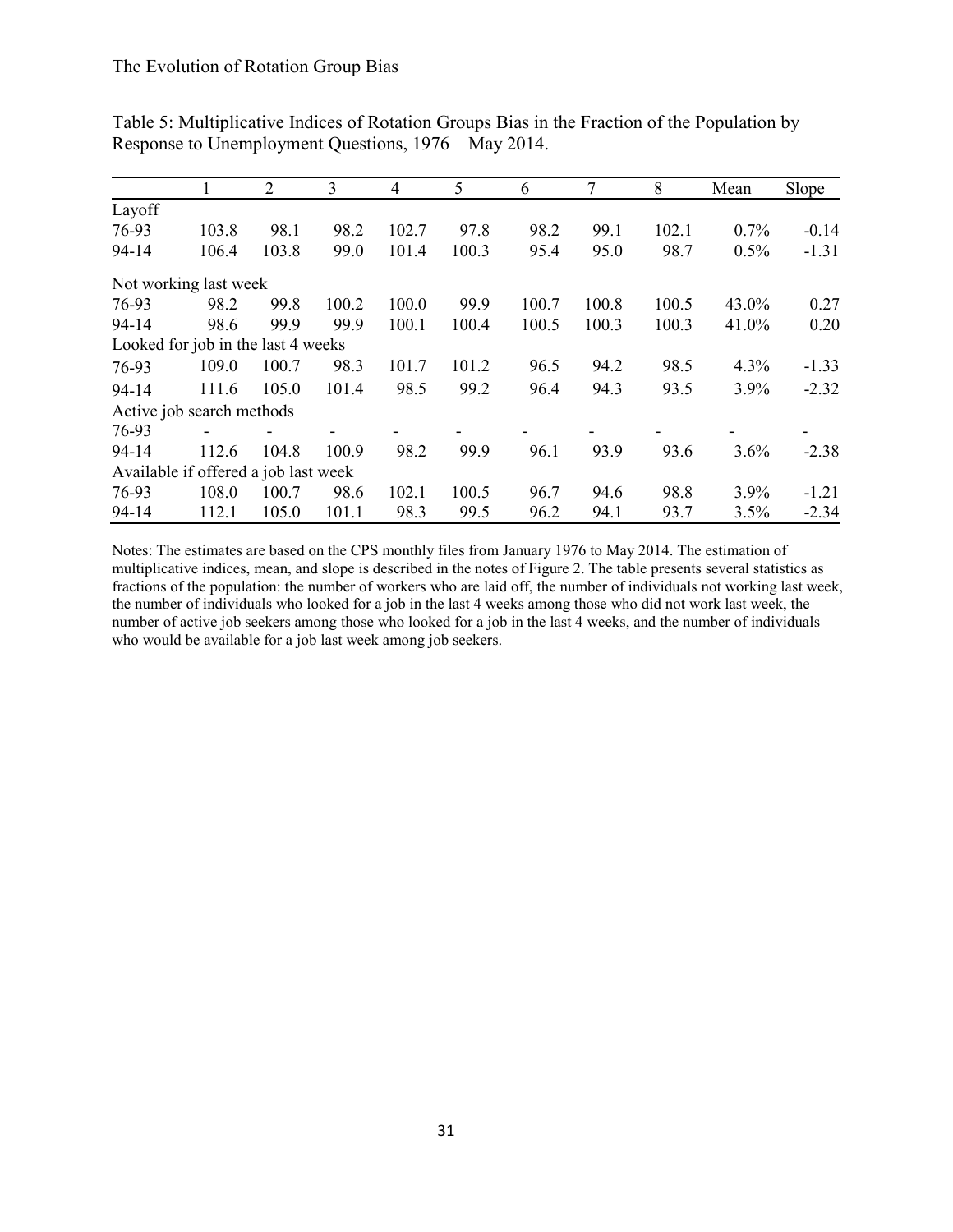Table 5: Multiplicative Indices of Rotation Groups Bias in the Fraction of the Population by Response to Unemployment Questions, 1976 – May 2014.

| | 1 | 2 | 3 | 4 | 5 | 6 | 7 | 8 | Mean | Slope |
|---|---|---|---|---|---|---|---|---|---|---|
| Layoff | | | | | | | | | | |
| 76-93 | 103.8 | 98.1 | 98.2 | 102.7 | 97.8 | 98.2 | 99.1 | 102.1 | 0.7% | -0.14 |
| 94-14 | 106.4 | 103.8 | 99.0 | 101.4 | 100.3 | 95.4 | 95.0 | 98.7 | 0.5% | -1.31 |
| Not working last week | | | | | | | | | | |
| 76-93 | 98.2 | 99.8 | 100.2 | 100.0 | 99.9 | 100.7 | 100.8 | 100.5 | 43.0% | 0.27 |
| 94-14 | 98.6 | 99.9 | 99.9 | 100.1 | 100.4 | 100.5 | 100.3 | 100.3 | 41.0% | 0.20 |
| Looked for job in the last 4 weeks | | | | | | | | | | |
| 76-93 | 109.0 | 100.7 | 98.3 | 101.7 | 101.2 | 96.5 | 94.2 | 98.5 | 4.3% | -1.33 |
| 94-14 | 111.6 | 105.0 | 101.4 | 98.5 | 99.2 | 96.4 | 94.3 | 93.5 | 3.9% | -2.32 |
| Active job search methods | | | | | | | | | | |
| 76-93 | - | - | - | - | - | - | - | - | - | - |
| 94-14 | 112.6 | 104.8 | 100.9 | 98.2 | 99.9 | 96.1 | 93.9 | 93.6 | 3.6% | -2.38 |
| Available if offered a job last week | | | | | | | | | | |
| 76-93 | 108.0 | 100.7 | 98.6 | 102.1 | 100.5 | 96.7 | 94.6 | 98.8 | 3.9% | -1.21 |
| 94-14 | 112.1 | 105.0 | 101.1 | 98.3 | 99.5 | 96.2 | 94.1 | 93.7 | 3.5% | -2.34 |

Notes: The estimates are based on the CPS monthly files from January 1976 to May 2014. The estimation of multiplicative indices, mean, and slope is described in the notes of Figure 2. The table presents several statistics as fractions of the population: the number of workers who are laid off, the number of individuals not working last week, the number of individuals who looked for a job in the last 4 weeks among those who did not work last week, the number of active job seekers among those who looked for a job in the last 4 weeks, and the number of individuals who would be available for a job last week among job seekers.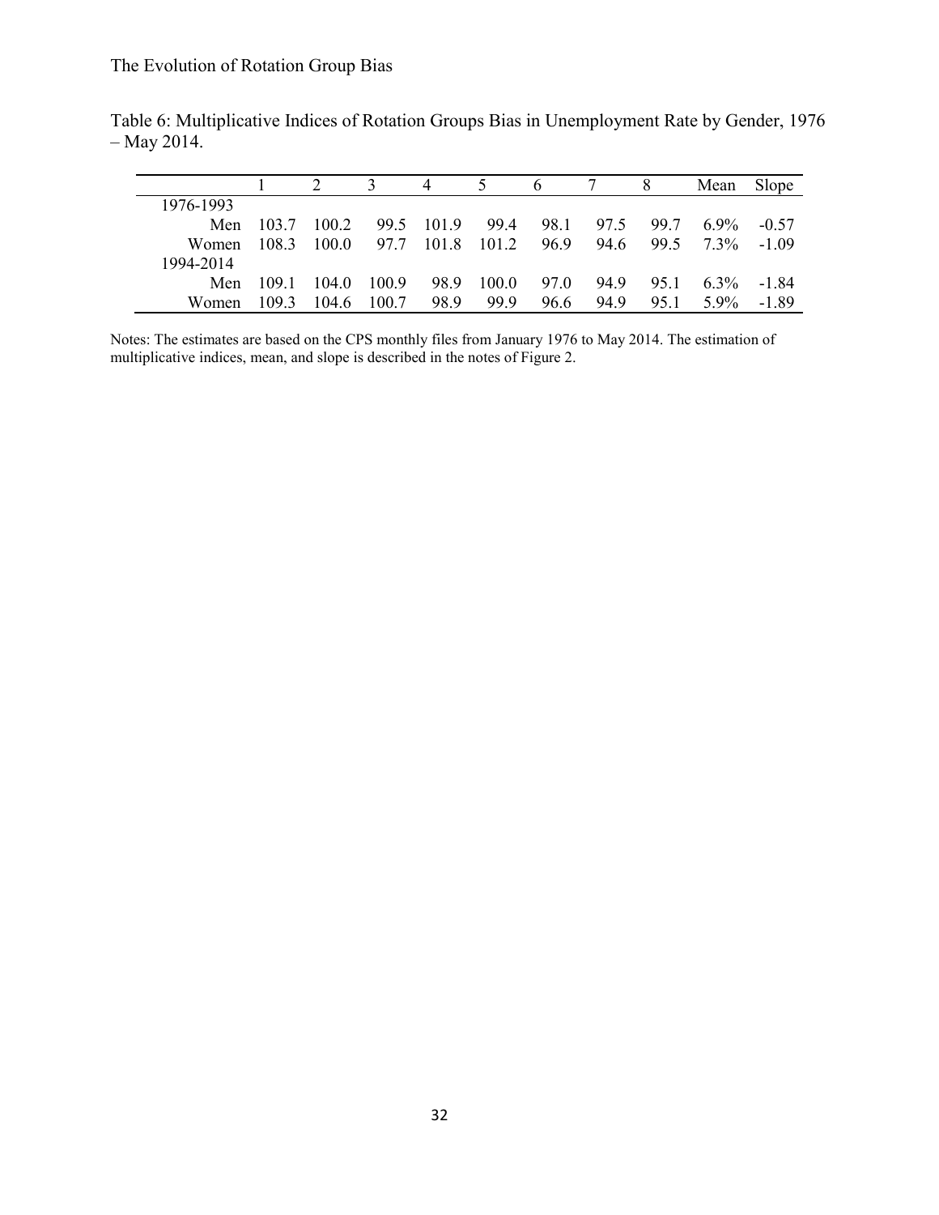Table 6: Multiplicative Indices of Rotation Groups Bias in Unemployment Rate by Gender, 1976 – May 2014.

| | 1 | 2 | 3 | 4 | 5 | 6 | 7 | 8 | Mean | Slope |
|---|---|---|---|---|---|---|---|---|---|---|
| 1976-1993 | | | | | | | | | | |
| Men | 103.7 | 100.2 | 99.5 | 101.9 | 99.4 | 98.1 | 97.5 | 99.7 | 6.9% | -0.57 |
| Women | 108.3 | 100.0 | 97.7 | 101.8 | 101.2 | 96.9 | 94.6 | 99.5 | 7.3% | -1.09 |
| 1994-2014 | | | | | | | | | | |
| Men | 109.1 | 104.0 | 100.9 | 98.9 | 100.0 | 97.0 | 94.9 | 95.1 | 6.3% | -1.84 |
| Women | 109.3 | 104.6 | 100.7 | 98.9 | 99.9 | 96.6 | 94.9 | 95.1 | 5.9% | -1.89 |

Notes: The estimates are based on the CPS monthly files from January 1976 to May 2014. The estimation of multiplicative indices, mean, and slope is described in the notes of Figure 2.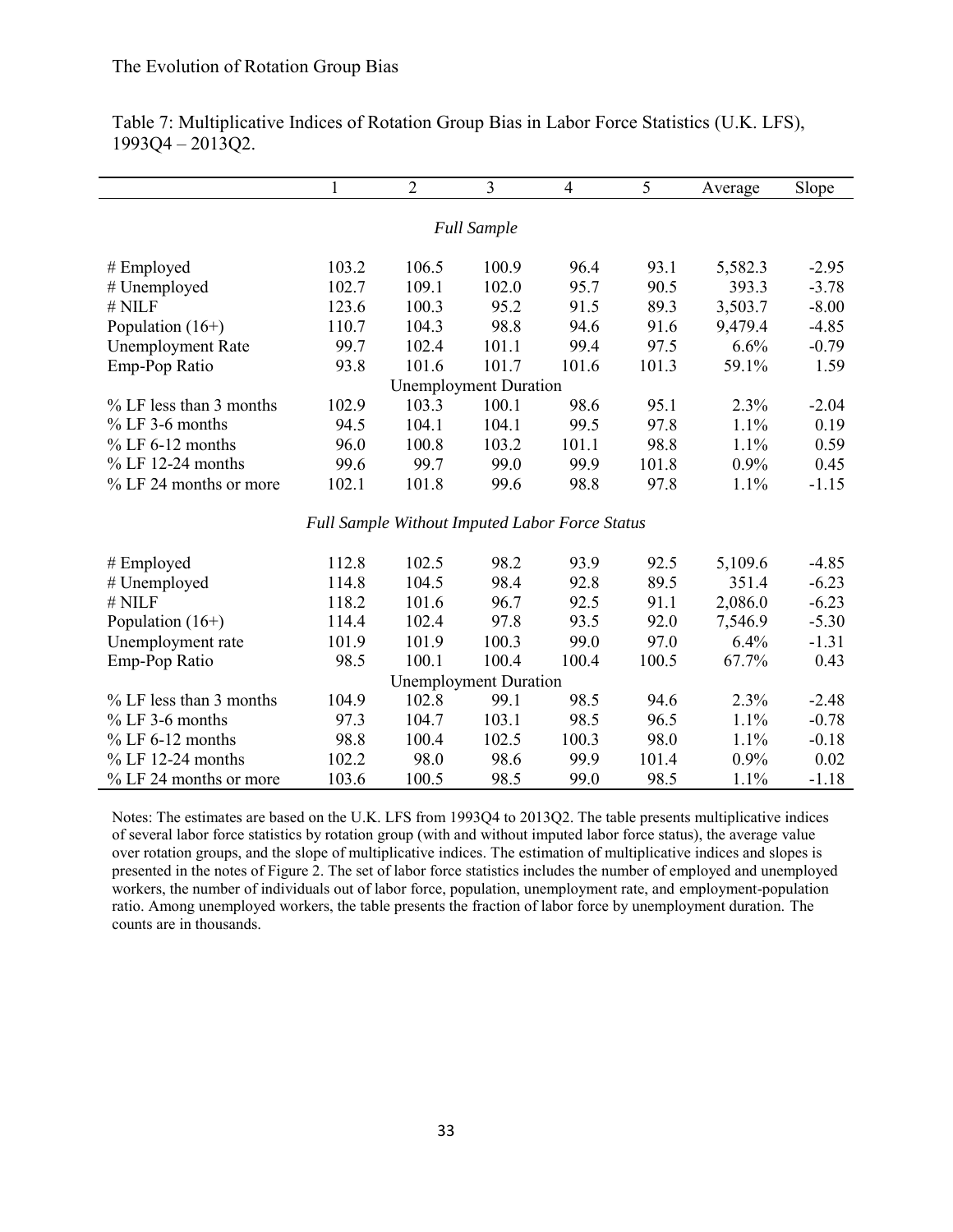Table 7: Multiplicative Indices of Rotation Group Bias in Labor Force Statistics (U.K. LFS), 1993Q4 – 2013Q2.

| | 1 | 2 | 3 | 4 | 5 | Average | Slope |
|---|---|---|---|---|---|---|---|
| | | | *Full Sample* | | | | |
| # Employed | 103.2 | 106.5 | 100.9 | 96.4 | 93.1 | 5,582.3 | -2.95 |
| # Unemployed | 102.7 | 109.1 | 102.0 | 95.7 | 90.5 | 393.3 | -3.78 |
| # NILF | 123.6 | 100.3 | 95.2 | 91.5 | 89.3 | 3,503.7 | -8.00 |
| Population (16+) | 110.7 | 104.3 | 98.8 | 94.6 | 91.6 | 9,479.4 | -4.85 |
| Unemployment Rate | 99.7 | 102.4 | 101.1 | 99.4 | 97.5 | 6.6% | -0.79 |
| Emp-Pop Ratio | 93.8 | 101.6 | 101.7 | 101.6 | 101.3 | 59.1% | 1.59 |
| | | | Unemployment Duration | | | | |
| % LF less than 3 months | 102.9 | 103.3 | 100.1 | 98.6 | 95.1 | 2.3% | -2.04 |
| % LF 3-6 months | 94.5 | 104.1 | 104.1 | 99.5 | 97.8 | 1.1% | 0.19 |
| % LF 6-12 months | 96.0 | 100.8 | 103.2 | 101.1 | 98.8 | 1.1% | 0.59 |
| % LF 12-24 months | 99.6 | 99.7 | 99.0 | 99.9 | 101.8 | 0.9% | 0.45 |
| % LF 24 months or more | 102.1 | 101.8 | 99.6 | 98.8 | 97.8 | 1.1% | -1.15 |
| | | | *Full Sample Without Imputed Labor Force Status* | | | | |
| # Employed | 112.8 | 102.5 | 98.2 | 93.9 | 92.5 | 5,109.6 | -4.85 |
| # Unemployed | 114.8 | 104.5 | 98.4 | 92.8 | 89.5 | 351.4 | -6.23 |
| # NILF | 118.2 | 101.6 | 96.7 | 92.5 | 91.1 | 2,086.0 | -6.23 |
| Population (16+) | 114.4 | 102.4 | 97.8 | 93.5 | 92.0 | 7,546.9 | -5.30 |
| Unemployment rate | 101.9 | 101.9 | 100.3 | 99.0 | 97.0 | 6.4% | -1.31 |
| Emp-Pop Ratio | 98.5 | 100.1 | 100.4 | 100.4 | 100.5 | 67.7% | 0.43 |
| | | | Unemployment Duration | | | | |
| % LF less than 3 months | 104.9 | 102.8 | 99.1 | 98.5 | 94.6 | 2.3% | -2.48 |
| % LF 3-6 months | 97.3 | 104.7 | 103.1 | 98.5 | 96.5 | 1.1% | -0.78 |
| % LF 6-12 months | 98.8 | 100.4 | 102.5 | 100.3 | 98.0 | 1.1% | -0.18 |
| % LF 12-24 months | 102.2 | 98.0 | 98.6 | 99.9 | 101.4 | 0.9% | 0.02 |
| % LF 24 months or more | 103.6 | 100.5 | 98.5 | 99.0 | 98.5 | 1.1% | -1.18 |

Notes: The estimates are based on the U.K. LFS from 1993Q4 to 2013Q2. The table presents multiplicative indices of several labor force statistics by rotation group (with and without imputed labor force status), the average value over rotation groups, and the slope of multiplicative indices. The estimation of multiplicative indices and slopes is presented in the notes of Figure 2. The set of labor force statistics includes the number of employed and unemployed workers, the number of individuals out of labor force, population, unemployment rate, and employment-population ratio. Among unemployed workers, the table presents the fraction of labor force by unemployment duration. The counts are in thousands.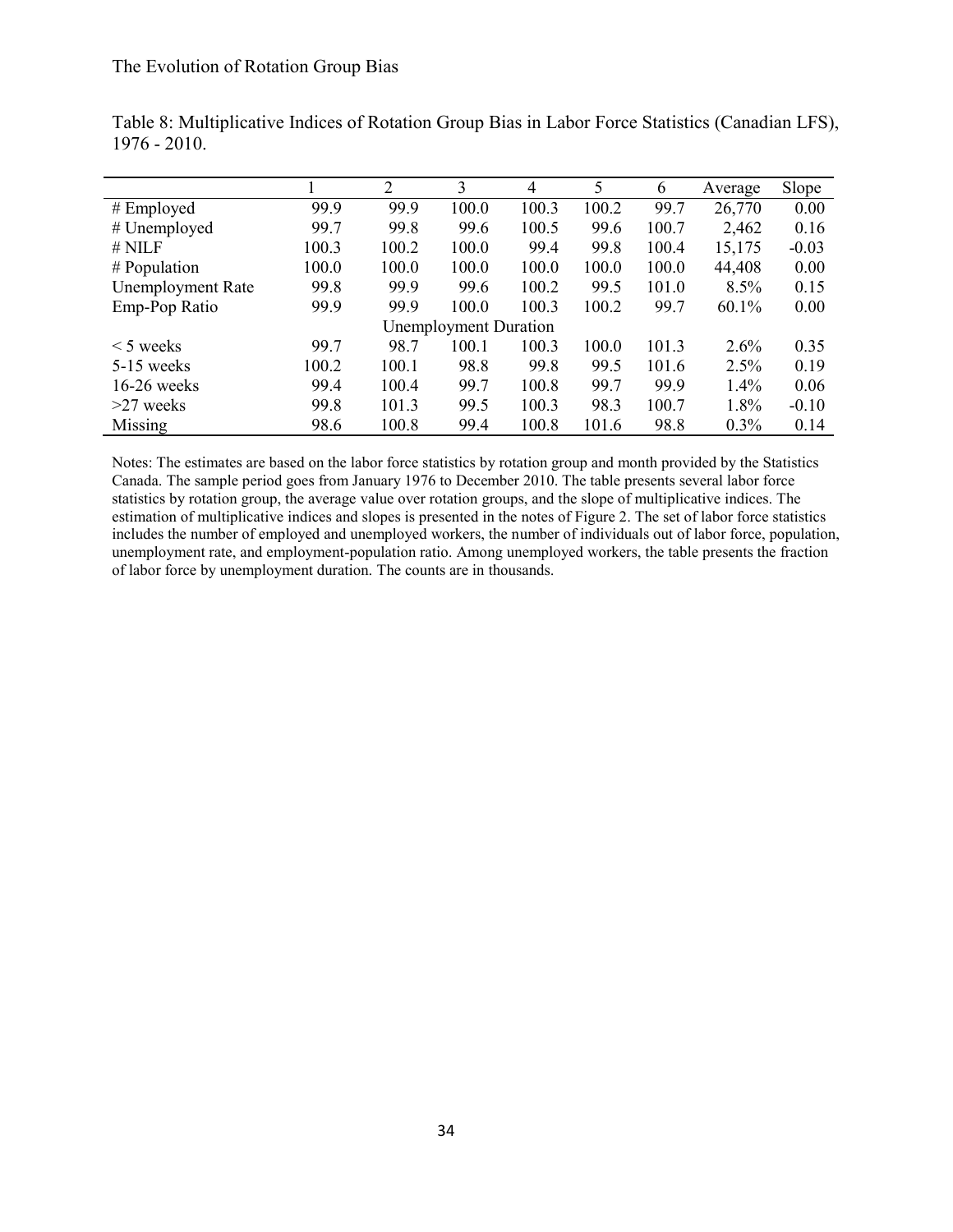Table 8: Multiplicative Indices of Rotation Group Bias in Labor Force Statistics (Canadian LFS), 1976 - 2010.

| | 1 | 2 | 3 | 4 | 5 | 6 | Average | Slope |
|---|---|---|---|---|---|---|---|---|
| # Employed | 99.9 | 99.9 | 100.0 | 100.3 | 100.2 | 99.7 | 26,770 | 0.00 |
| # Unemployed | 99.7 | 99.8 | 99.6 | 100.5 | 99.6 | 100.7 | 2,462 | 0.16 |
| # NILF | 100.3 | 100.2 | 100.0 | 99.4 | 99.8 | 100.4 | 15,175 | -0.03 |
| # Population | 100.0 | 100.0 | 100.0 | 100.0 | 100.0 | 100.0 | 44,408 | 0.00 |
| Unemployment Rate | 99.8 | 99.9 | 99.6 | 100.2 | 99.5 | 101.0 | 8.5% | 0.15 |
| Emp-Pop Ratio | 99.9 | 99.9 | 100.0 | 100.3 | 100.2 | 99.7 | 60.1% | 0.00 |
| | | | Unemployment Duration | | | | | |
| < 5 weeks | 99.7 | 98.7 | 100.1 | 100.3 | 100.0 | 101.3 | 2.6% | 0.35 |
| 5-15 weeks | 100.2 | 100.1 | 98.8 | 99.8 | 99.5 | 101.6 | 2.5% | 0.19 |
| 16-26 weeks | 99.4 | 100.4 | 99.7 | 100.8 | 99.7 | 99.9 | 1.4% | 0.06 |
| >27 weeks | 99.8 | 101.3 | 99.5 | 100.3 | 98.3 | 100.7 | 1.8% | -0.10 |
| Missing | 98.6 | 100.8 | 99.4 | 100.8 | 101.6 | 98.8 | 0.3% | 0.14 |

Notes: The estimates are based on the labor force statistics by rotation group and month provided by the Statistics Canada. The sample period goes from January 1976 to December 2010. The table presents several labor force statistics by rotation group, the average value over rotation groups, and the slope of multiplicative indices. The estimation of multiplicative indices and slopes is presented in the notes of Figure 2. The set of labor force statistics includes the number of employed and unemployed workers, the number of individuals out of labor force, population, unemployment rate, and employment-population ratio. Among unemployed workers, the table presents the fraction of labor force by unemployment duration. The counts are in thousands.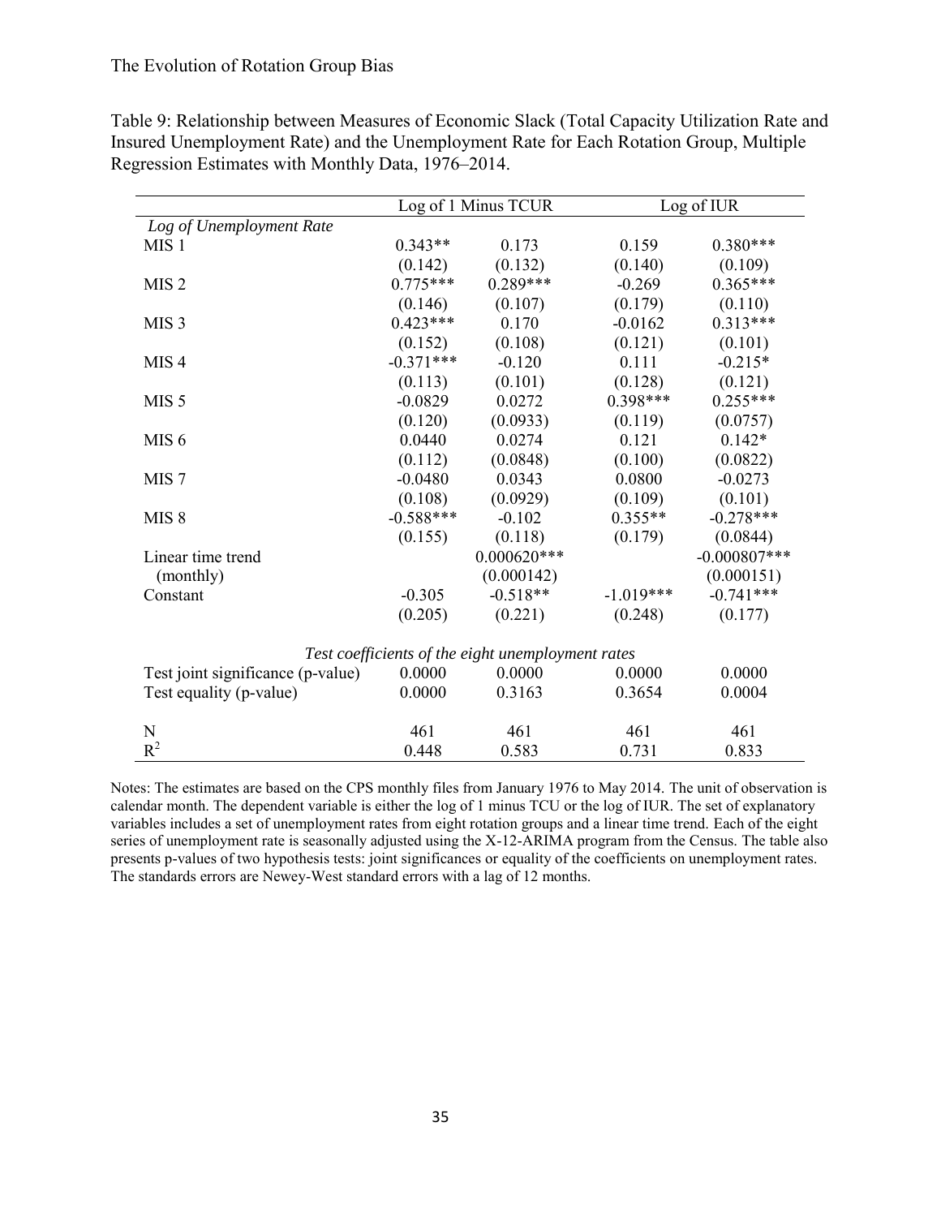Table 9: Relationship between Measures of Economic Slack (Total Capacity Utilization Rate and Insured Unemployment Rate) and the Unemployment Rate for Each Rotation Group, Multiple Regression Estimates with Monthly Data, 1976–2014.

| | Log of 1 Minus TCUR | | Log of IUR | |
|---|---|---|---|---|
| *Log of Unemployment Rate* | | | | |
| MIS 1 | 0.343** | 0.173 | 0.159 | 0.380*** |
| | (0.142) | (0.132) | (0.140) | (0.109) |
| MIS 2 | 0.775*** | 0.289*** | -0.269 | 0.365*** |
| | (0.146) | (0.107) | (0.179) | (0.110) |
| MIS 3 | 0.423*** | 0.170 | -0.0162 | 0.313*** |
| | (0.152) | (0.108) | (0.121) | (0.101) |
| MIS 4 | -0.371*** | -0.120 | 0.111 | -0.215* |
| | (0.113) | (0.101) | (0.128) | (0.121) |
| MIS 5 | -0.0829 | 0.0272 | 0.398*** | 0.255*** |
| | (0.120) | (0.0933) | (0.119) | (0.0757) |
| MIS 6 | 0.0440 | 0.0274 | 0.121 | 0.142* |
| | (0.112) | (0.0848) | (0.100) | (0.0822) |
| MIS 7 | -0.0480 | 0.0343 | 0.0800 | -0.0273 |
| | (0.108) | (0.0929) | (0.109) | (0.101) |
| MIS 8 | -0.588*** | -0.102 | 0.355** | -0.278*** |
| | (0.155) | (0.118) | (0.179) | (0.0844) |
| Linear time trend | | 0.000620*** | | -0.000807*** |
| (monthly) | | (0.000142) | | (0.000151) |
| Constant | -0.305 | -0.518** | -1.019*** | -0.741*** |
| | (0.205) | (0.221) | (0.248) | (0.177) |
| *Test coefficients of the eight unemployment rates* | | | | |
| Test joint significance (p-value) | 0.0000 | 0.0000 | 0.0000 | 0.0000 |
| Test equality (p-value) | 0.0000 | 0.3163 | 0.3654 | 0.0004 |
| N | 461 | 461 | 461 | 461 |
| $R^2$ | 0.448 | 0.583 | 0.731 | 0.833 |

Notes: The estimates are based on the CPS monthly files from January 1976 to May 2014. The unit of observation is calendar month. The dependent variable is either the log of 1 minus TCU or the log of IUR. The set of explanatory variables includes a set of unemployment rates from eight rotation groups and a linear time trend. Each of the eight series of unemployment rate is seasonally adjusted using the X-12-ARIMA program from the Census. The table also presents p-values of two hypothesis tests: joint significances or equality of the coefficients on unemployment rates. The standards errors are Newey-West standard errors with a lag of 12 months.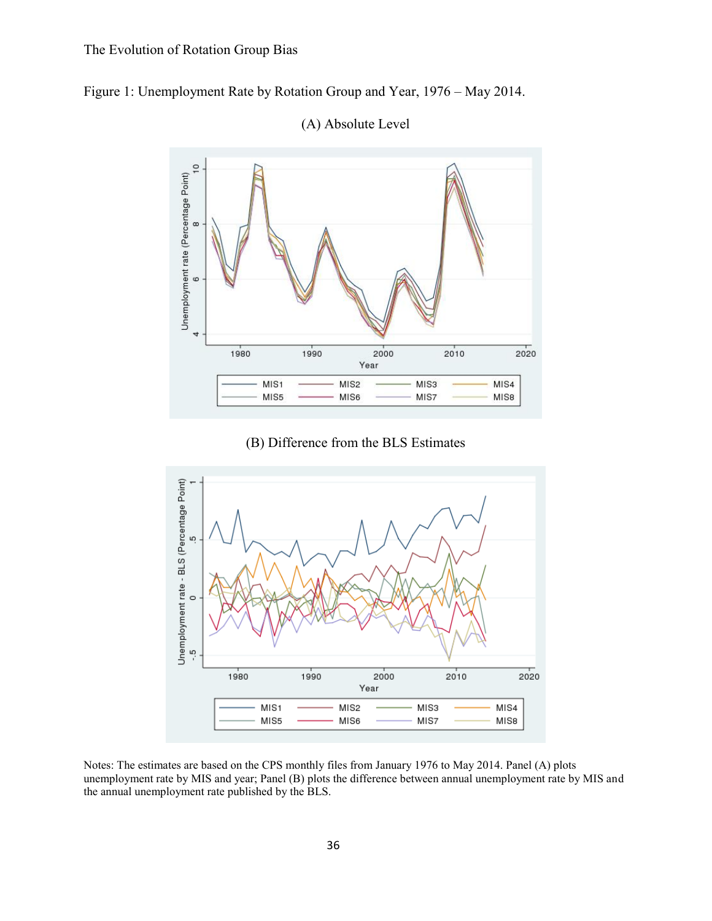Figure 1: Unemployment Rate by Rotation Group and Year, 1976 – May 2014.

(A) Absolute Level

(B) Difference from the BLS Estimates

Notes: The estimates are based on the CPS monthly files from January 1976 to May 2014. Panel (A) plots unemployment rate by MIS and year; Panel (B) plots the difference between annual unemployment rate by MIS and the annual unemployment rate published by the BLS.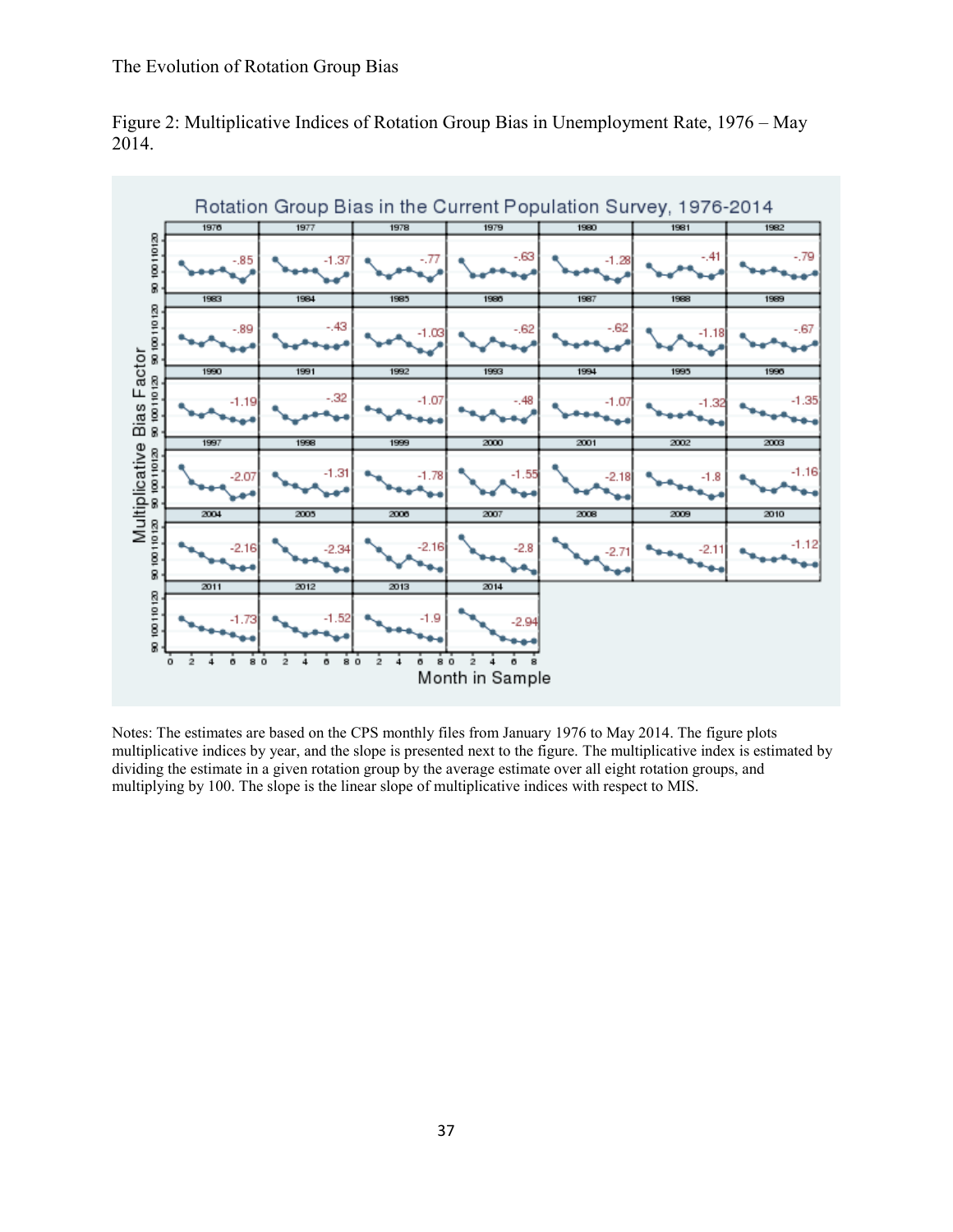Figure 2: Multiplicative Indices of Rotation Group Bias in Unemployment Rate, 1976 – May 2014.

Notes: The estimates are based on the CPS monthly files from January 1976 to May 2014. The figure plots multiplicative indices by year, and the slope is presented next to the figure. The multiplicative index is estimated by dividing the estimate in a given rotation group by the average estimate over all eight rotation groups, and multiplying by 100. The slope is the linear slope of multiplicative indices with respect to MIS.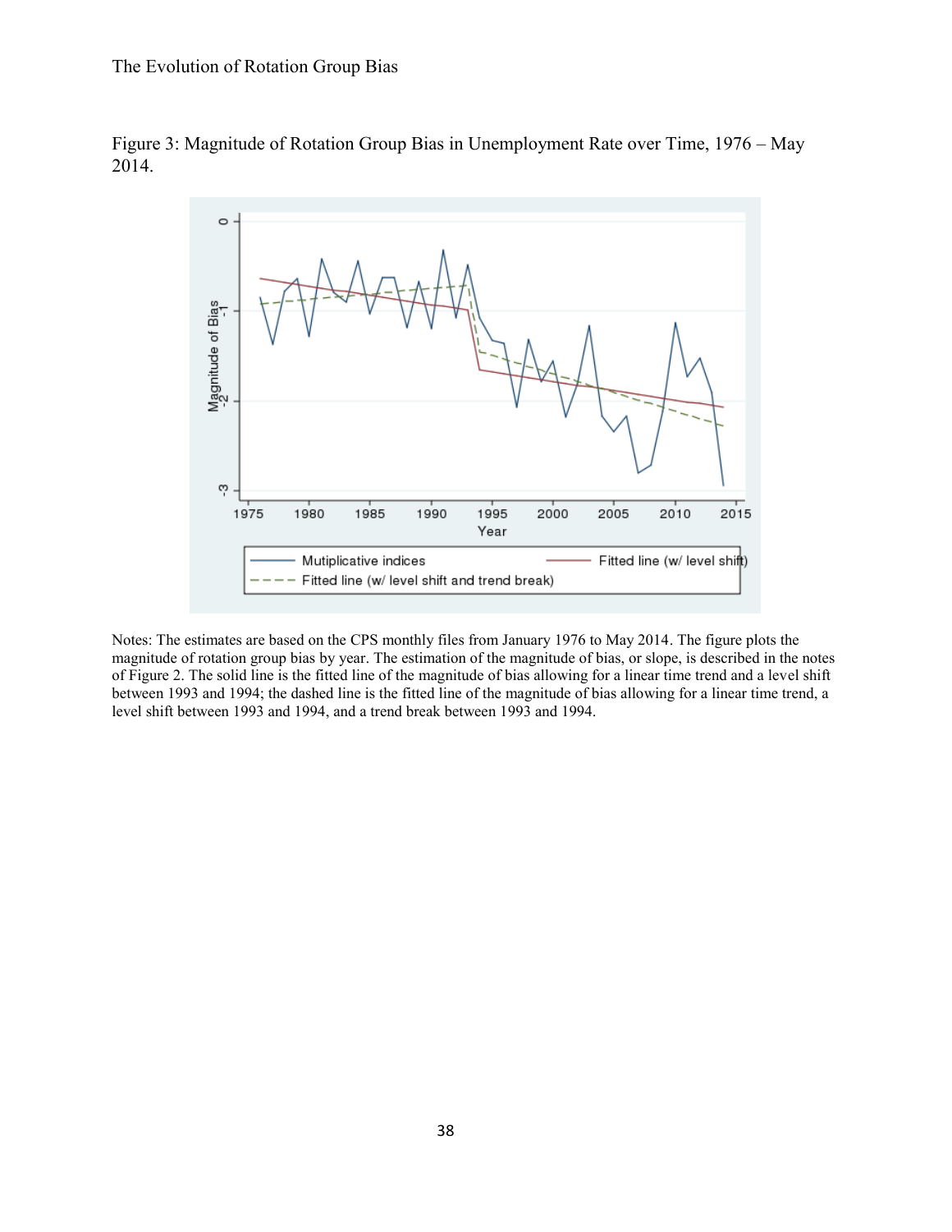Figure 3: Magnitude of Rotation Group Bias in Unemployment Rate over Time, 1976 – May 2014.

Notes: The estimates are based on the CPS monthly files from January 1976 to May 2014. The figure plots the magnitude of rotation group bias by year. The estimation of the magnitude of bias, or slope, is described in the notes of Figure 2. The solid line is the fitted line of the magnitude of bias allowing for a linear time trend and a level shift between 1993 and 1994; the dashed line is the fitted line of the magnitude of bias allowing for a linear time trend, a level shift between 1993 and 1994, and a trend break between 1993 and 1994.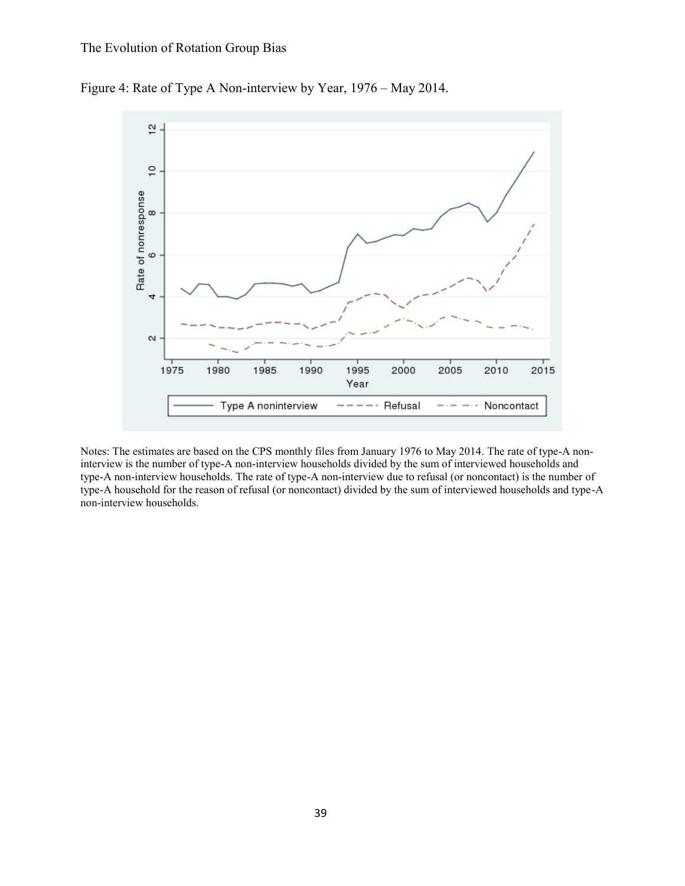Figure 4: Rate of Type A Non-interview by Year, 1976 – May 2014.

Notes: The estimates are based on the CPS monthly files from January 1976 to May 2014. The rate of type-A non-interview is the number of type-A non-interview households divided by the sum of interviewed households and type-A non-interview households. The rate of type-A non-interview due to refusal (or noncontact) is the number of type-A household for the reason of refusal (or noncontact) divided by the sum of interviewed households and type-A non-interview households.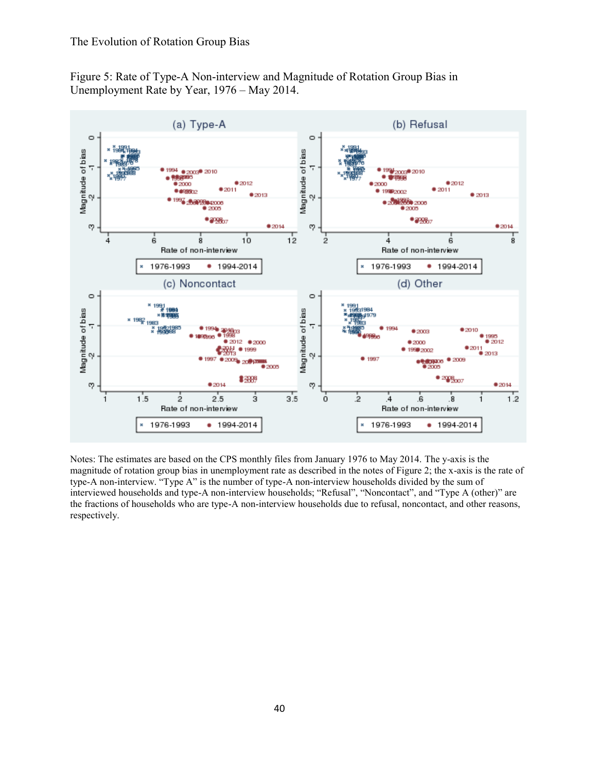Figure 5: Rate of Type-A Non-interview and Magnitude of Rotation Group Bias in Unemployment Rate by Year, 1976 – May 2014.

Notes: The estimates are based on the CPS monthly files from January 1976 to May 2014. The y-axis is the magnitude of rotation group bias in unemployment rate as described in the notes of Figure 2; the x-axis is the rate of type-A non-interview. "Type A" is the number of type-A non-interview households divided by the sum of interviewed households and type-A non-interview households; "Refusal", "Noncontact", and "Type A (other)" are the fractions of households who are type-A non-interview households due to refusal, noncontact, and other reasons, respectively.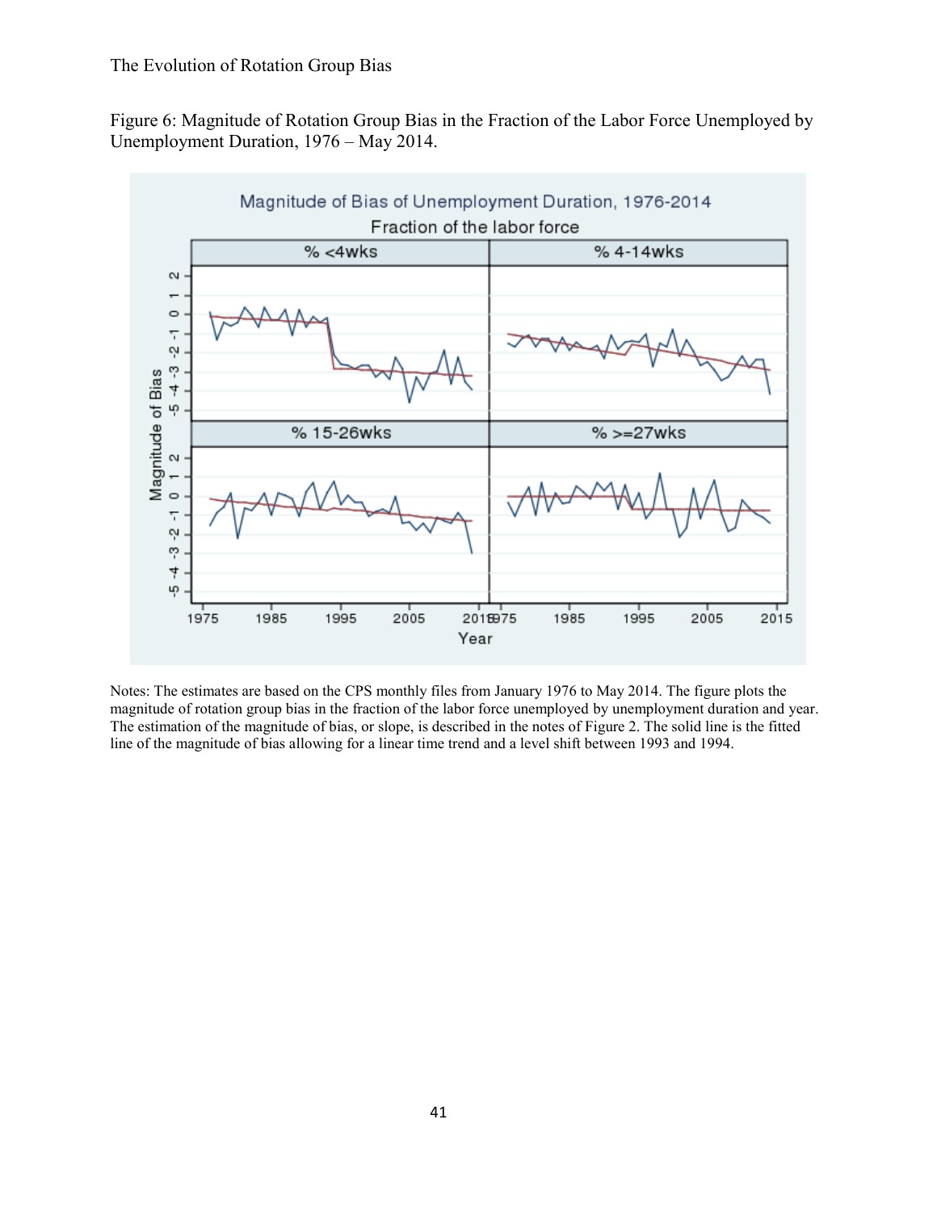Figure 6: Magnitude of Rotation Group Bias in the Fraction of the Labor Force Unemployed by Unemployment Duration, 1976 – May 2014.

Notes: The estimates are based on the CPS monthly files from January 1976 to May 2014. The figure plots the magnitude of rotation group bias in the fraction of the labor force unemployed by unemployment duration and year. The estimation of the magnitude of bias, or slope, is described in the notes of Figure 2. The solid line is the fitted line of the magnitude of bias allowing for a linear time trend and a level shift between 1993 and 1994.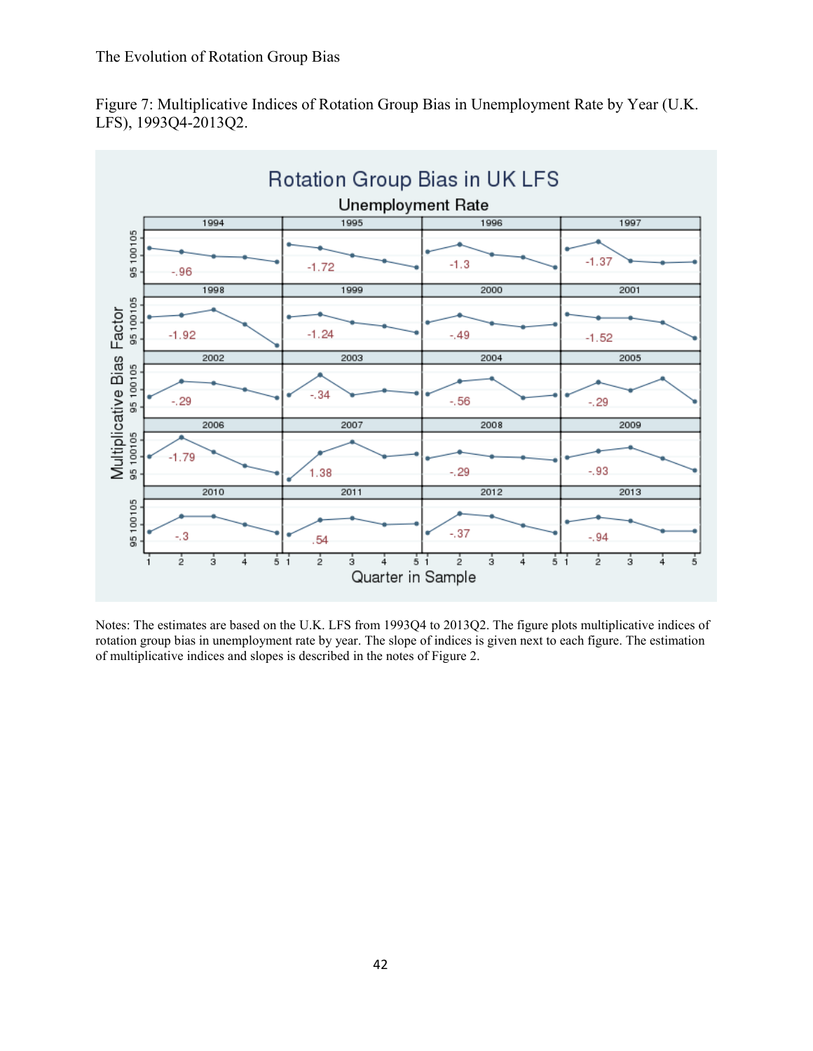Figure 7: Multiplicative Indices of Rotation Group Bias in Unemployment Rate by Year (U.K. LFS), 1993Q4-2013Q2.

Notes: The estimates are based on the U.K. LFS from 1993Q4 to 2013Q2. The figure plots multiplicative indices of rotation group bias in unemployment rate by year. The slope of indices is given next to each figure. The estimation of multiplicative indices and slopes is described in the notes of Figure 2.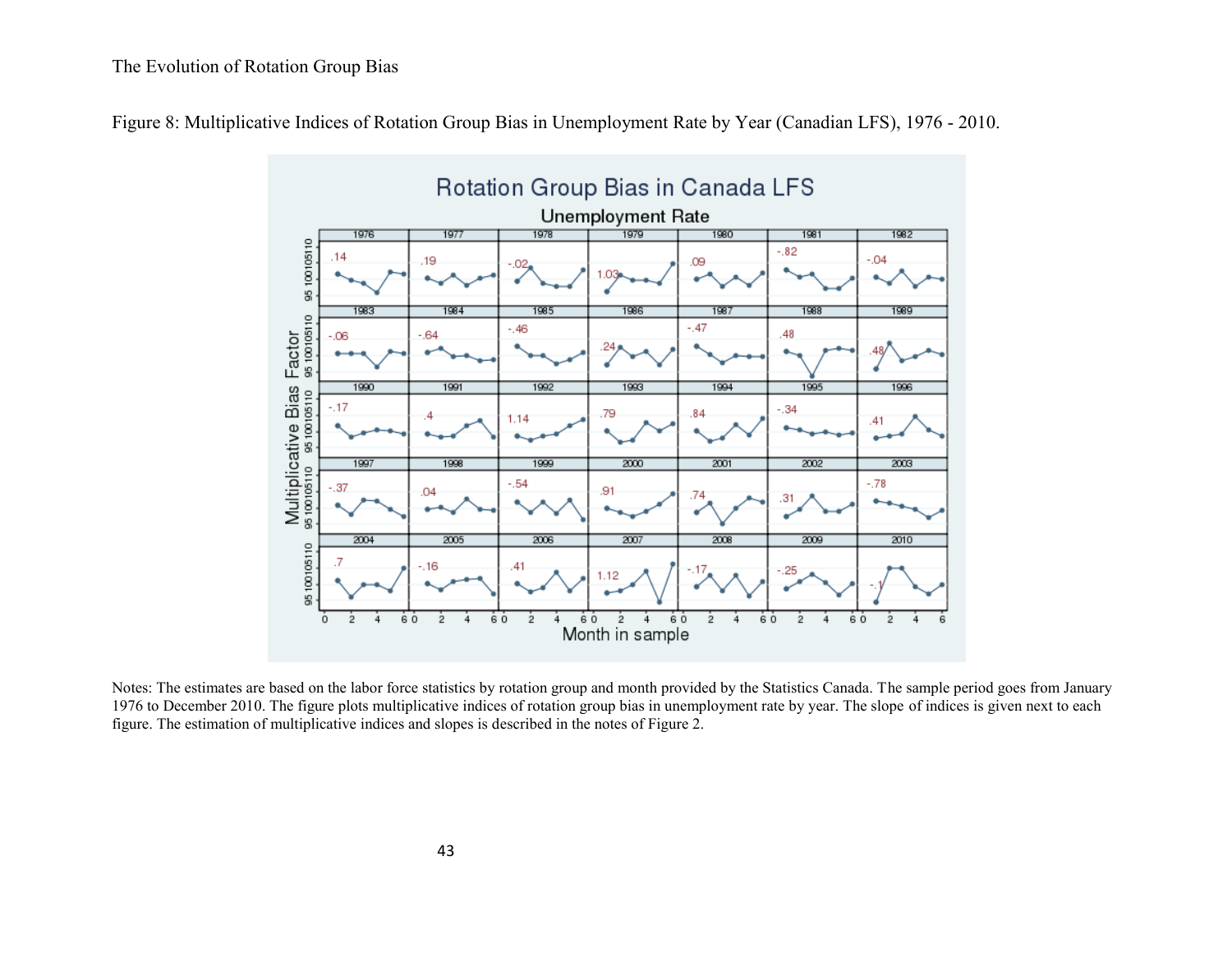Figure 8: Multiplicative Indices of Rotation Group Bias in Unemployment Rate by Year (Canadian LFS), 1976 - 2010.

Notes: The estimates are based on the labor force statistics by rotation group and month provided by the Statistics Canada. The sample period goes from January 1976 to December 2010. The figure plots multiplicative indices of rotation group bias in unemployment rate by year. The slope of indices is given next to each figure. The estimation of multiplicative indices and slopes is described in the notes of Figure 2.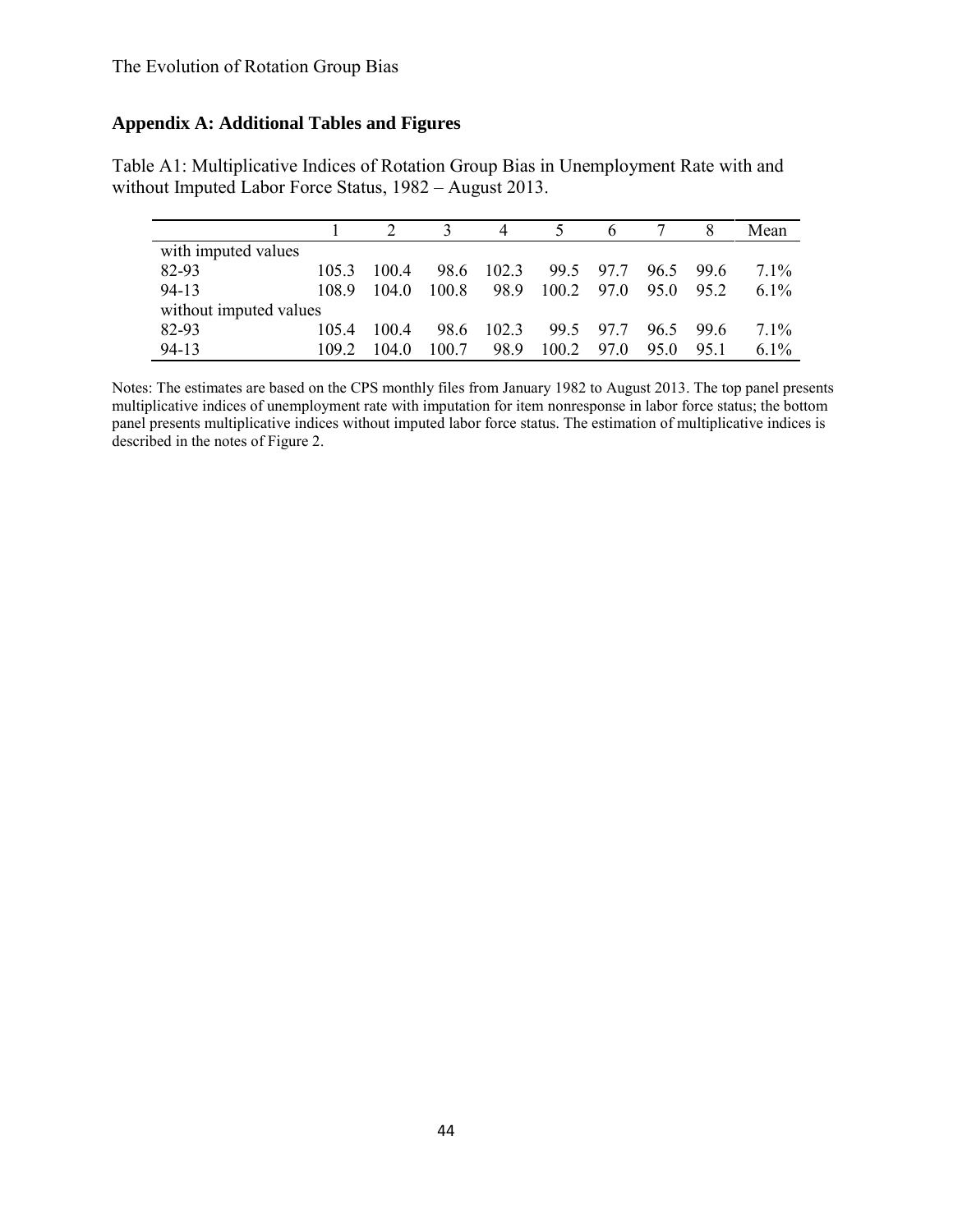## Appendix A: Additional Tables and Figures

Table A1: Multiplicative Indices of Rotation Group Bias in Unemployment Rate with and without Imputed Labor Force Status, 1982 – August 2013.

| | 1 | 2 | 3 | 4 | 5 | 6 | 7 | 8 | Mean |
|---|---|---|---|---|---|---|---|---|---|
| with imputed values | | | | | | | | | |
| 82-93 | 105.3 | 100.4 | 98.6 | 102.3 | 99.5 | 97.7 | 96.5 | 99.6 | 7.1% |
| 94-13 | 108.9 | 104.0 | 100.8 | 98.9 | 100.2 | 97.0 | 95.0 | 95.2 | 6.1% |
| without imputed values | | | | | | | | | |
| 82-93 | 105.4 | 100.4 | 98.6 | 102.3 | 99.5 | 97.7 | 96.5 | 99.6 | 7.1% |
| 94-13 | 109.2 | 104.0 | 100.7 | 98.9 | 100.2 | 97.0 | 95.0 | 95.1 | 6.1% |

Notes: The estimates are based on the CPS monthly files from January 1982 to August 2013. The top panel presents multiplicative indices of unemployment rate with imputation for item nonresponse in labor force status; the bottom panel presents multiplicative indices without imputed labor force status. The estimation of multiplicative indices is described in the notes of Figure 2.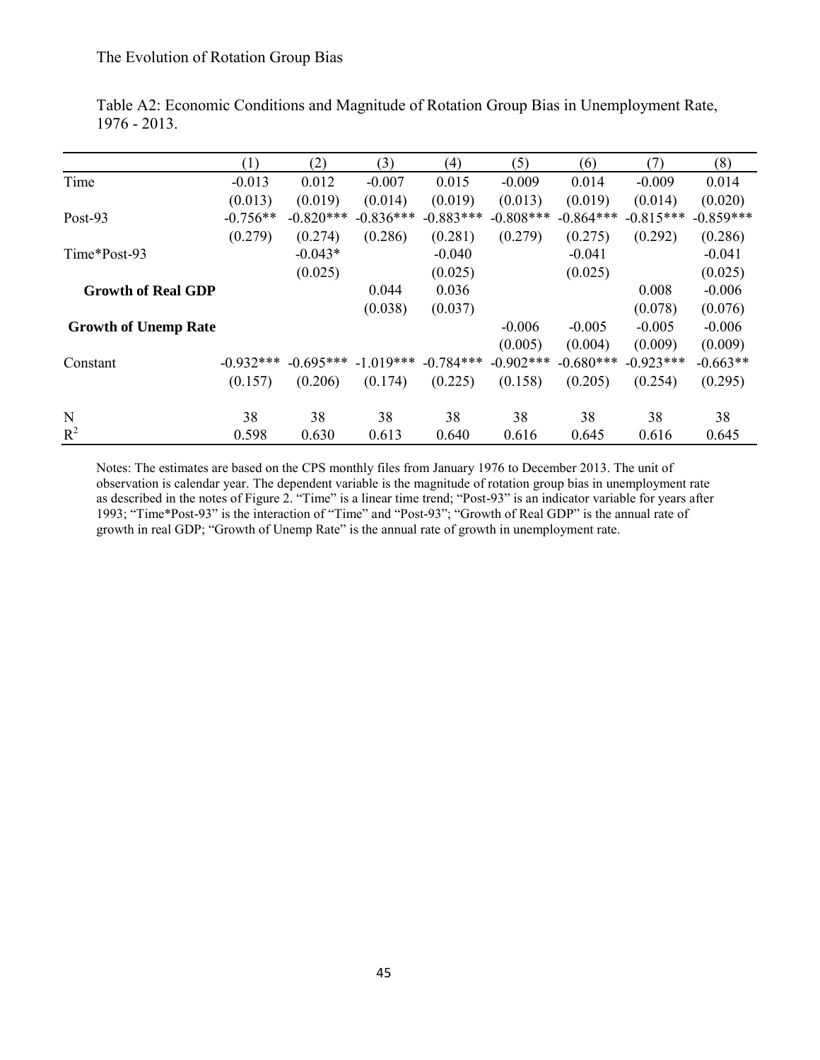Table A2: Economic Conditions and Magnitude of Rotation Group Bias in Unemployment Rate, 1976 - 2013.

| | (1) | (2) | (3) | (4) | (5) | (6) | (7) | (8) |
|---|---|---|---|---|---|---|---|---|
| Time | -0.013 | 0.012 | -0.007 | 0.015 | -0.009 | 0.014 | -0.009 | 0.014 |
| | (0.013) | (0.019) | (0.014) | (0.019) | (0.013) | (0.019) | (0.014) | (0.020) |
| Post-93 | -0.756** | -0.820*** | -0.836*** | -0.883*** | -0.808*** | -0.864*** | -0.815*** | -0.859*** |
| | (0.279) | (0.274) | (0.286) | (0.281) | (0.279) | (0.275) | (0.292) | (0.286) |
| Time*Post-93 | | -0.043* | | -0.040 | | -0.041 | | -0.041 |
| | | (0.025) | | (0.025) | | (0.025) | | (0.025) |
| **Growth of Real GDP** | | | 0.044 | 0.036 | | | 0.008 | -0.006 |
| | | | (0.038) | (0.037) | | | (0.078) | (0.076) |
| **Growth of Unemp Rate** | | | | | -0.006 | -0.005 | -0.005 | -0.006 |
| | | | | | (0.005) | (0.004) | (0.009) | (0.009) |
| Constant | -0.932*** | -0.695*** | -1.019*** | -0.784*** | -0.902*** | -0.680*** | -0.923*** | -0.663** |
| | (0.157) | (0.206) | (0.174) | (0.225) | (0.158) | (0.205) | (0.254) | (0.295) |
| N | 38 | 38 | 38 | 38 | 38 | 38 | 38 | 38 |
| $R^2$ | 0.598 | 0.630 | 0.613 | 0.640 | 0.616 | 0.645 | 0.616 | 0.645 |

Notes: The estimates are based on the CPS monthly files from January 1976 to December 2013. The unit of observation is calendar year. The dependent variable is the magnitude of rotation group bias in unemployment rate as described in the notes of Figure 2. "Time" is a linear time trend; "Post-93" is an indicator variable for years after 1993; "Time*Post-93" is the interaction of "Time" and "Post-93"; "Growth of Real GDP" is the annual rate of growth in real GDP; "Growth of Unemp Rate" is the annual rate of growth in unemployment rate.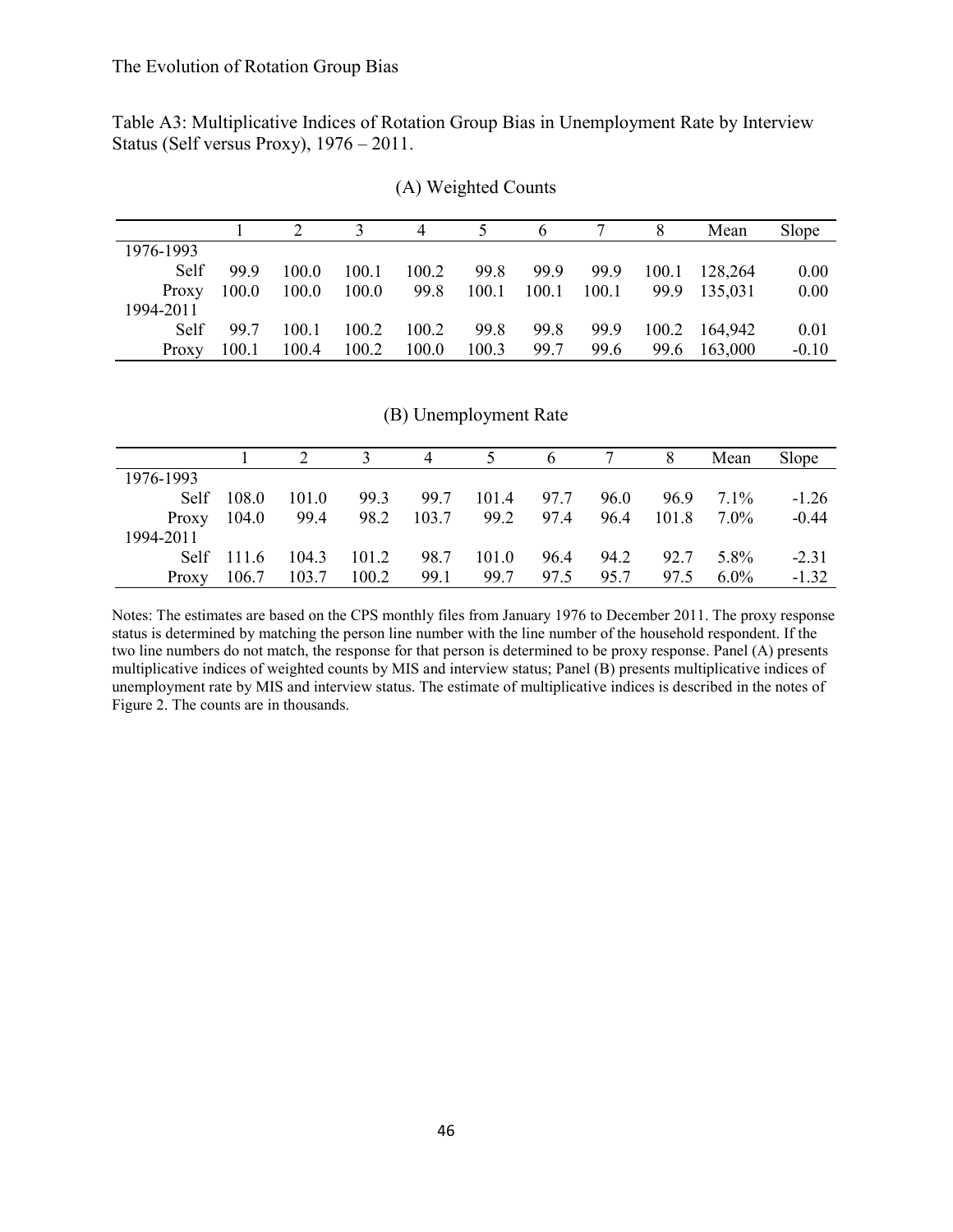Table A3: Multiplicative Indices of Rotation Group Bias in Unemployment Rate by Interview Status (Self versus Proxy), 1976 – 2011.

(A) Weighted Counts

| | 1 | 2 | 3 | 4 | 5 | 6 | 7 | 8 | Mean | Slope |
|---|---|---|---|---|---|---|---|---|---|---|
| 1976-1993 | | | | | | | | | | |
| Self | 99.9 | 100.0 | 100.1 | 100.2 | 99.8 | 99.9 | 99.9 | 100.1 | 128,264 | 0.00 |
| Proxy | 100.0 | 100.0 | 100.0 | 99.8 | 100.1 | 100.1 | 100.1 | 99.9 | 135,031 | 0.00 |
| 1994-2011 | | | | | | | | | | |
| Self | 99.7 | 100.1 | 100.2 | 100.2 | 99.8 | 99.8 | 99.9 | 100.2 | 164,942 | 0.01 |
| Proxy | 100.1 | 100.4 | 100.2 | 100.0 | 100.3 | 99.7 | 99.6 | 99.6 | 163,000 | -0.10 |

(B) Unemployment Rate

| | 1 | 2 | 3 | 4 | 5 | 6 | 7 | 8 | Mean | Slope |
|---|---|---|---|---|---|---|---|---|---|---|
| 1976-1993 | | | | | | | | | | |
| Self | 108.0 | 101.0 | 99.3 | 99.7 | 101.4 | 97.7 | 96.0 | 96.9 | 7.1% | -1.26 |
| Proxy | 104.0 | 99.4 | 98.2 | 103.7 | 99.2 | 97.4 | 96.4 | 101.8 | 7.0% | -0.44 |
| 1994-2011 | | | | | | | | | | |
| Self | 111.6 | 104.3 | 101.2 | 98.7 | 101.0 | 96.4 | 94.2 | 92.7 | 5.8% | -2.31 |
| Proxy | 106.7 | 103.7 | 100.2 | 99.1 | 99.7 | 97.5 | 95.7 | 97.5 | 6.0% | -1.32 |

Notes: The estimates are based on the CPS monthly files from January 1976 to December 2011. The proxy response status is determined by matching the person line number with the line number of the household respondent. If the two line numbers do not match, the response for that person is determined to be proxy response. Panel (A) presents multiplicative indices of weighted counts by MIS and interview status; Panel (B) presents multiplicative indices of unemployment rate by MIS and interview status. The estimate of multiplicative indices is described in the notes of Figure 2. The counts are in thousands.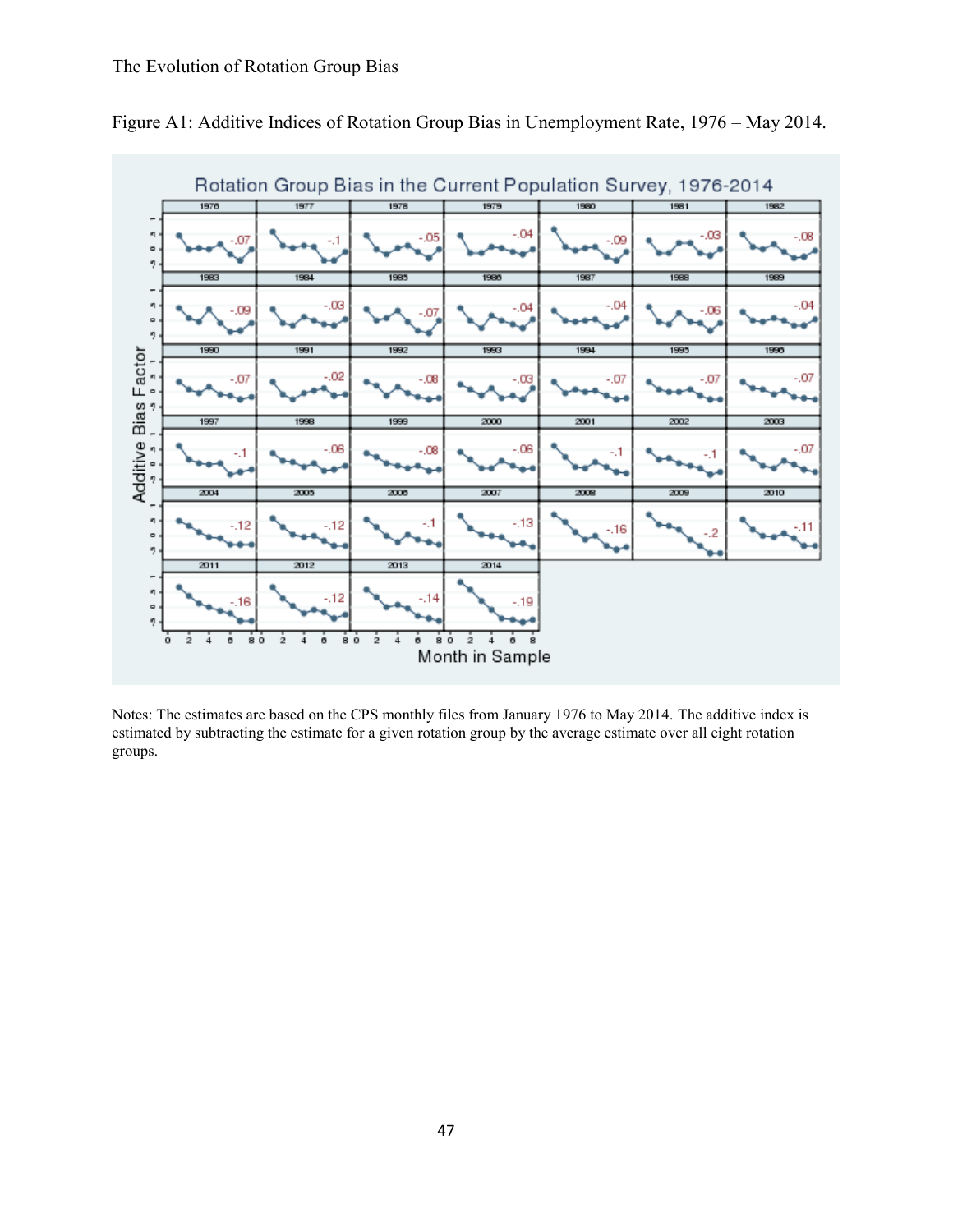Figure A1: Additive Indices of Rotation Group Bias in Unemployment Rate, 1976 – May 2014.

Notes: The estimates are based on the CPS monthly files from January 1976 to May 2014. The additive index is estimated by subtracting the estimate for a given rotation group by the average estimate over all eight rotation groups.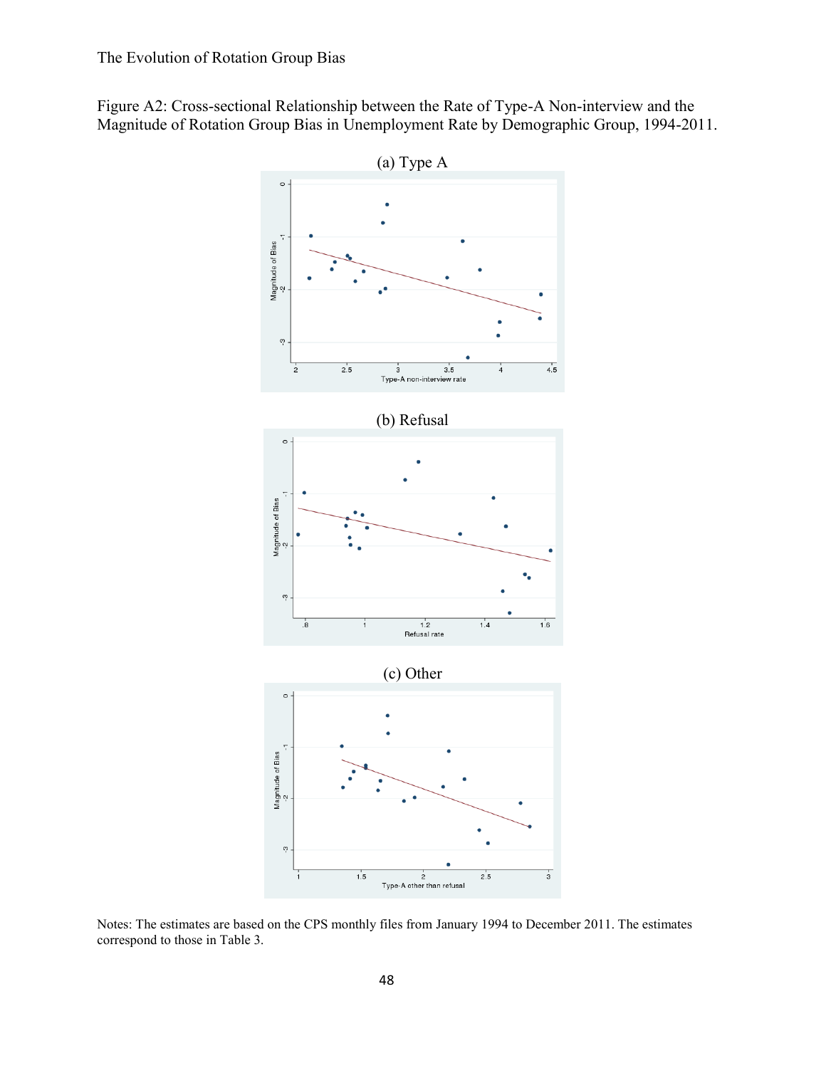Figure A2: Cross-sectional Relationship between the Rate of Type-A Non-interview and the Magnitude of Rotation Group Bias in Unemployment Rate by Demographic Group, 1994-2011.

(a) Type A

(b) Refusal

(c) Other

Notes: The estimates are based on the CPS monthly files from January 1994 to December 2011. The estimates correspond to those in Table 3.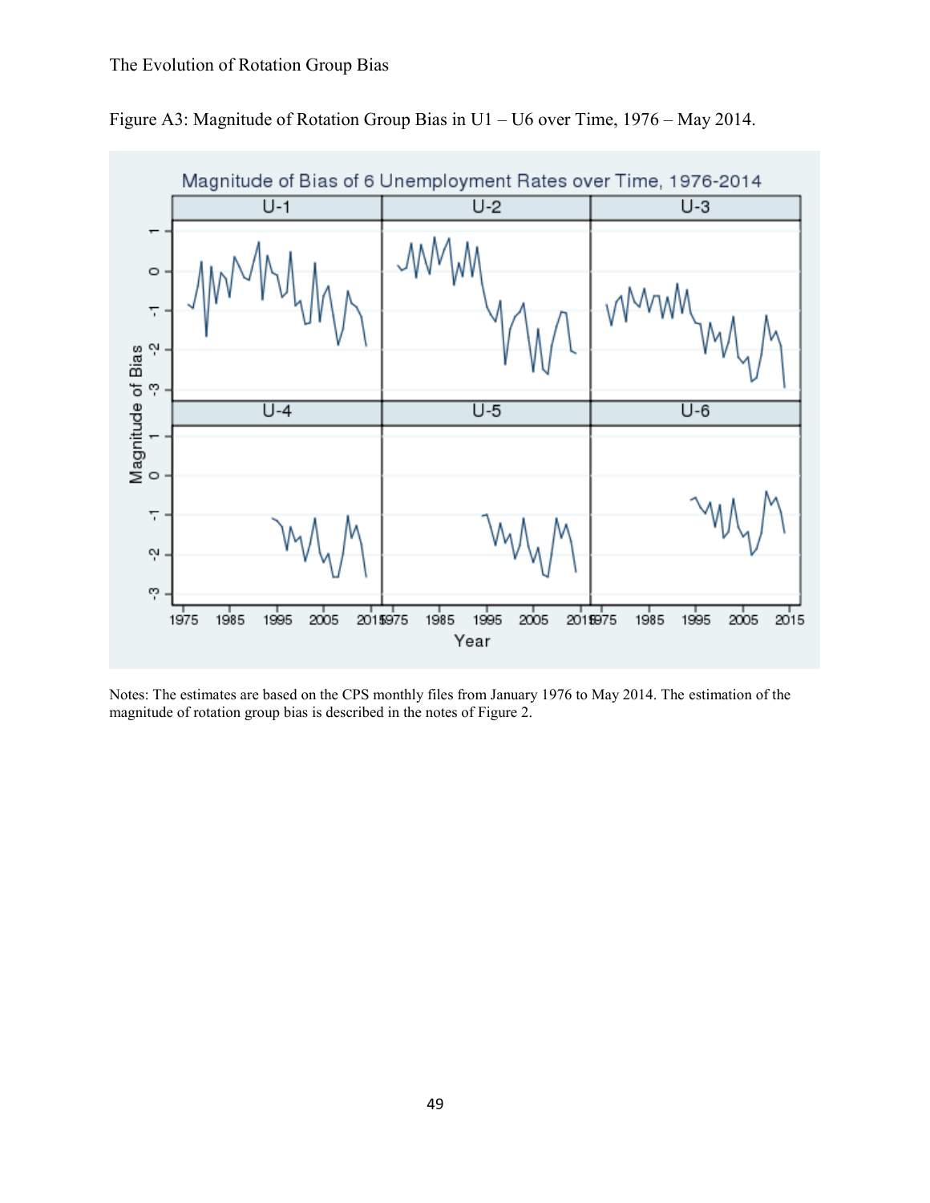Figure A3: Magnitude of Rotation Group Bias in U1 – U6 over Time, 1976 – May 2014.

Notes: The estimates are based on the CPS monthly files from January 1976 to May 2014. The estimation of the magnitude of rotation group bias is described in the notes of Figure 2.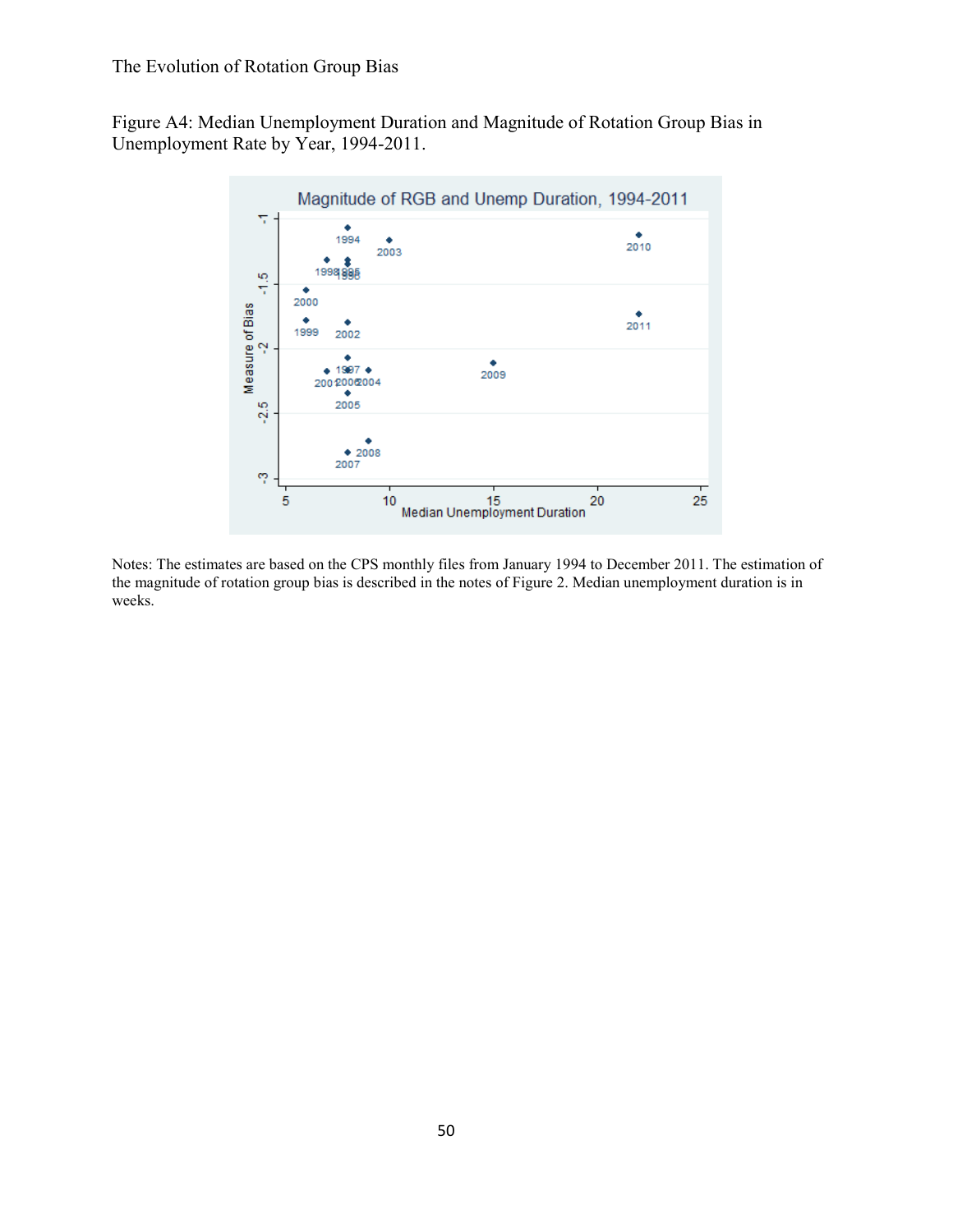Figure A4: Median Unemployment Duration and Magnitude of Rotation Group Bias in Unemployment Rate by Year, 1994-2011.

Notes: The estimates are based on the CPS monthly files from January 1994 to December 2011. The estimation of the magnitude of rotation group bias is described in the notes of Figure 2. Median unemployment duration is in weeks.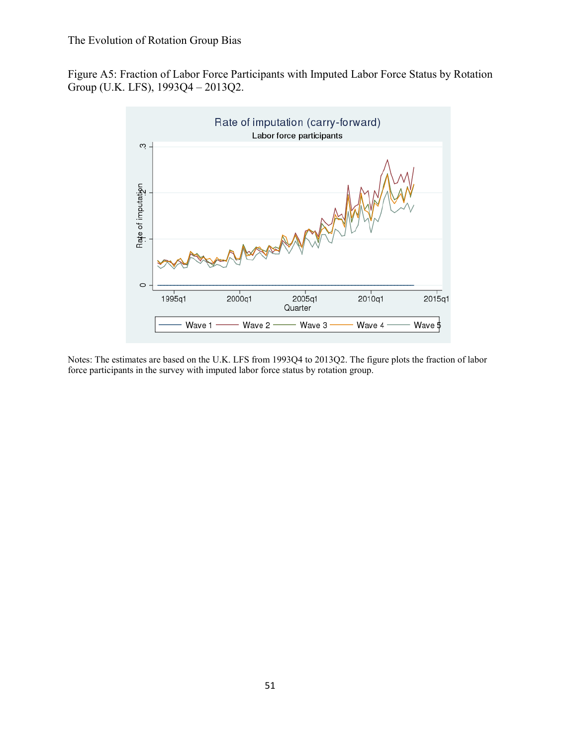Figure A5: Fraction of Labor Force Participants with Imputed Labor Force Status by Rotation Group (U.K. LFS), 1993Q4 – 2013Q2.

Notes: The estimates are based on the U.K. LFS from 1993Q4 to 2013Q2. The figure plots the fraction of labor force participants in the survey with imputed labor force status by rotation group.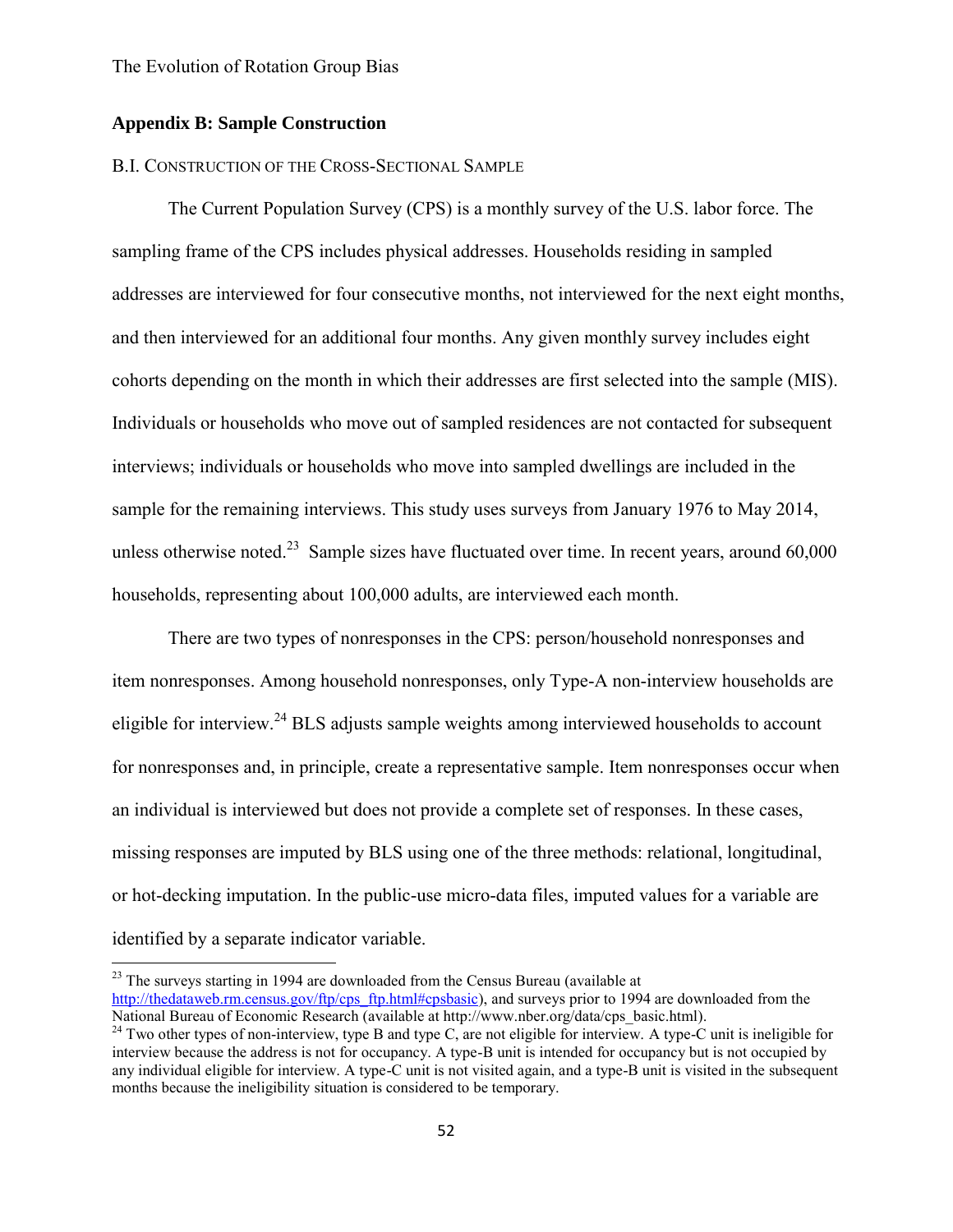## Appendix B: Sample Construction

### B.I. Construction of the Cross-Sectional Sample

The Current Population Survey (CPS) is a monthly survey of the U.S. labor force. The sampling frame of the CPS includes physical addresses. Households residing in sampled addresses are interviewed for four consecutive months, not interviewed for the next eight months, and then interviewed for an additional four months. Any given monthly survey includes eight cohorts depending on the month in which their addresses are first selected into the sample (MIS). Individuals or households who move out of sampled residences are not contacted for subsequent interviews; individuals or households who move into sampled dwellings are included in the sample for the remaining interviews. This study uses surveys from January 1976 to May 2014, unless otherwise noted.[23] Sample sizes have fluctuated over time. In recent years, around 60,000 households, representing about 100,000 adults, are interviewed each month.

There are two types of nonresponses in the CPS: person/household nonresponses and item nonresponses. Among household nonresponses, only Type-A non-interview households are eligible for interview.[24] BLS adjusts sample weights among interviewed households to account for nonresponses and, in principle, create a representative sample. Item nonresponses occur when an individual is interviewed but does not provide a complete set of responses. In these cases, missing responses are imputed by BLS using one of the three methods: relational, longitudinal, or hot-decking imputation. In the public-use micro-data files, imputed values for a variable are identified by a separate indicator variable.

---

[23] The surveys starting in 1994 are downloaded from the Census Bureau (available at http://thedataweb.rm.census.gov/ftp/cps_ftp.html#cpsbasic), and surveys prior to 1994 are downloaded from the National Bureau of Economic Research (available at http://www.nber.org/data/cps_basic.html).

[24] Two other types of non-interview, type B and type C, are not eligible for interview. A type-C unit is ineligible for interview because the address is not for occupancy. A type-B unit is intended for occupancy but is not occupied by any individual eligible for interview. A type-C unit is not visited again, and a type-B unit is visited in the subsequent months because the ineligibility situation is considered to be temporary.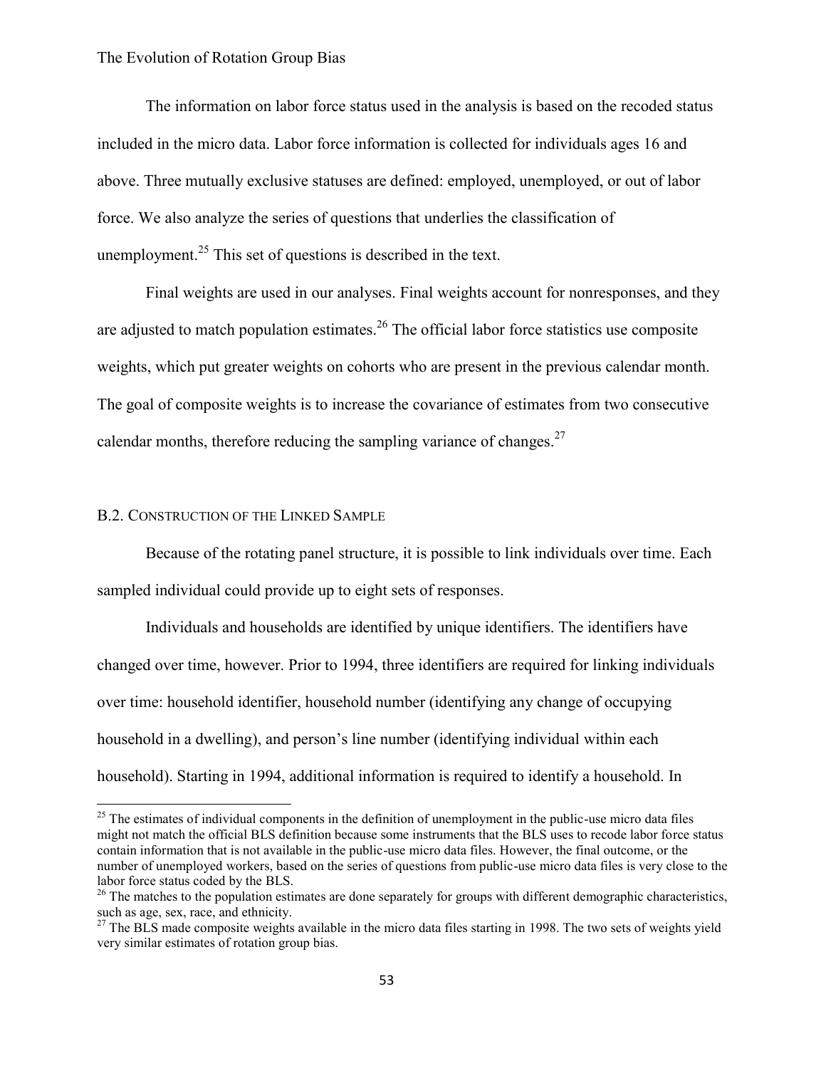The information on labor force status used in the analysis is based on the recoded status included in the micro data. Labor force information is collected for individuals ages 16 and above. Three mutually exclusive statuses are defined: employed, unemployed, or out of labor force. We also analyze the series of questions that underlies the classification of unemployment.[25] This set of questions is described in the text.

Final weights are used in our analyses. Final weights account for nonresponses, and they are adjusted to match population estimates.[26] The official labor force statistics use composite weights, which put greater weights on cohorts who are present in the previous calendar month. The goal of composite weights is to increase the covariance of estimates from two consecutive calendar months, therefore reducing the sampling variance of changes.[27]

## B.2. Construction of the Linked Sample

Because of the rotating panel structure, it is possible to link individuals over time. Each sampled individual could provide up to eight sets of responses.

Individuals and households are identified by unique identifiers. The identifiers have changed over time, however. Prior to 1994, three identifiers are required for linking individuals over time: household identifier, household number (identifying any change of occupying household in a dwelling), and person's line number (identifying individual within each household). Starting in 1994, additional information is required to identify a household. In

---

[25] The estimates of individual components in the definition of unemployment in the public-use micro data files might not match the official BLS definition because some instruments that the BLS uses to recode labor force status contain information that is not available in the public-use micro data files. However, the final outcome, or the number of unemployed workers, based on the series of questions from public-use micro data files is very close to the labor force status coded by the BLS.

[26] The matches to the population estimates are done separately for groups with different demographic characteristics, such as age, sex, race, and ethnicity.

[27] The BLS made composite weights available in the micro data files starting in 1998. The two sets of weights yield very similar estimates of rotation group bias.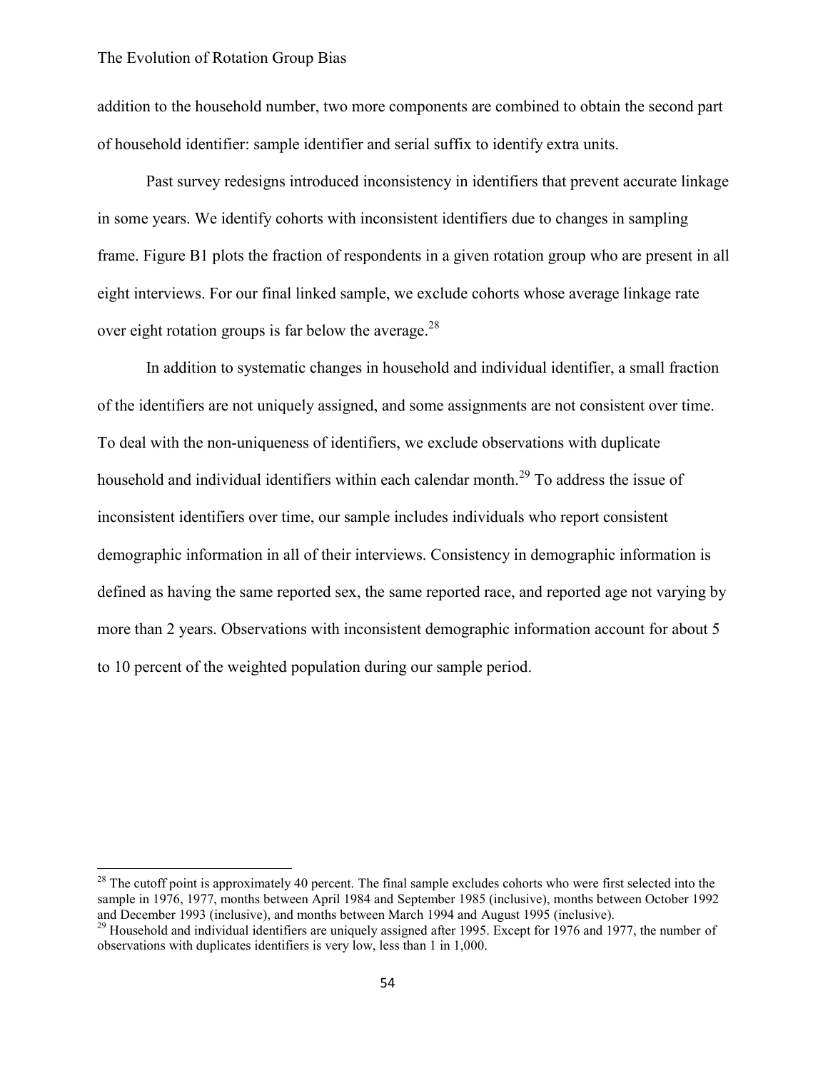addition to the household number, two more components are combined to obtain the second part of household identifier: sample identifier and serial suffix to identify extra units.

Past survey redesigns introduced inconsistency in identifiers that prevent accurate linkage in some years. We identify cohorts with inconsistent identifiers due to changes in sampling frame. Figure B1 plots the fraction of respondents in a given rotation group who are present in all eight interviews. For our final linked sample, we exclude cohorts whose average linkage rate over eight rotation groups is far below the average.[28]

In addition to systematic changes in household and individual identifier, a small fraction of the identifiers are not uniquely assigned, and some assignments are not consistent over time. To deal with the non-uniqueness of identifiers, we exclude observations with duplicate household and individual identifiers within each calendar month.[29] To address the issue of inconsistent identifiers over time, our sample includes individuals who report consistent demographic information in all of their interviews. Consistency in demographic information is defined as having the same reported sex, the same reported race, and reported age not varying by more than 2 years. Observations with inconsistent demographic information account for about 5 to 10 percent of the weighted population during our sample period.

---

[28] The cutoff point is approximately 40 percent. The final sample excludes cohorts who were first selected into the sample in 1976, 1977, months between April 1984 and September 1985 (inclusive), months between October 1992 and December 1993 (inclusive), and months between March 1994 and August 1995 (inclusive).

[29] Household and individual identifiers are uniquely assigned after 1995. Except for 1976 and 1977, the number of observations with duplicates identifiers is very low, less than 1 in 1,000.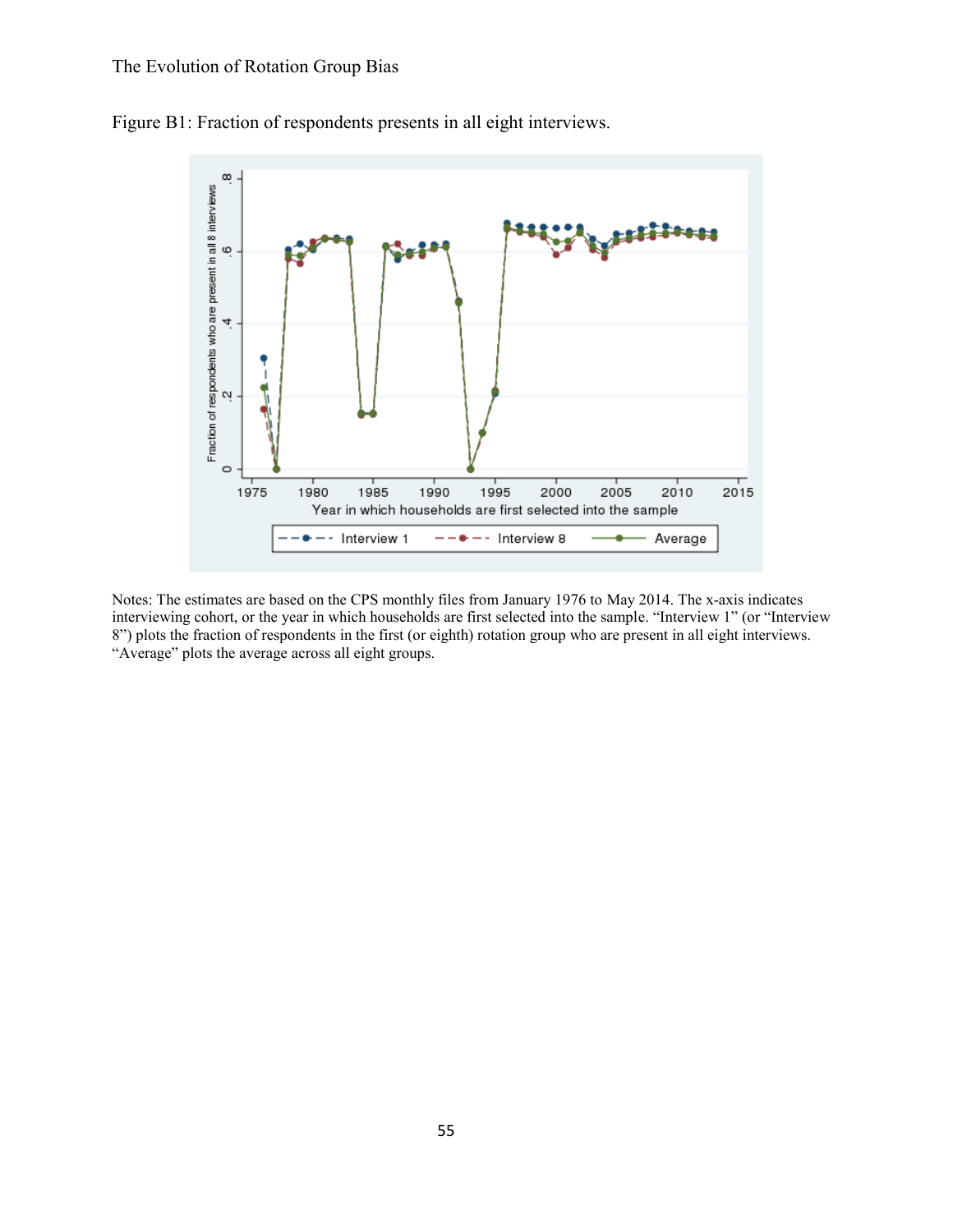Figure B1: Fraction of respondents presents in all eight interviews.

Fraction of respondents who are present in all 8 interviews

0
.2
.4
.6
.8

1975
1980
1985
1990
1995
2000
2005
2010
2015

Year in which households are first selected into the sample

Interview 1
Interview 8
Average

Notes: The estimates are based on the CPS monthly files from January 1976 to May 2014. The x-axis indicates interviewing cohort, or the year in which households are first selected into the sample. "Interview 1" (or "Interview 8") plots the fraction of respondents in the first (or eighth) rotation group who are present in all eight interviews. "Average" plots the average across all eight groups.